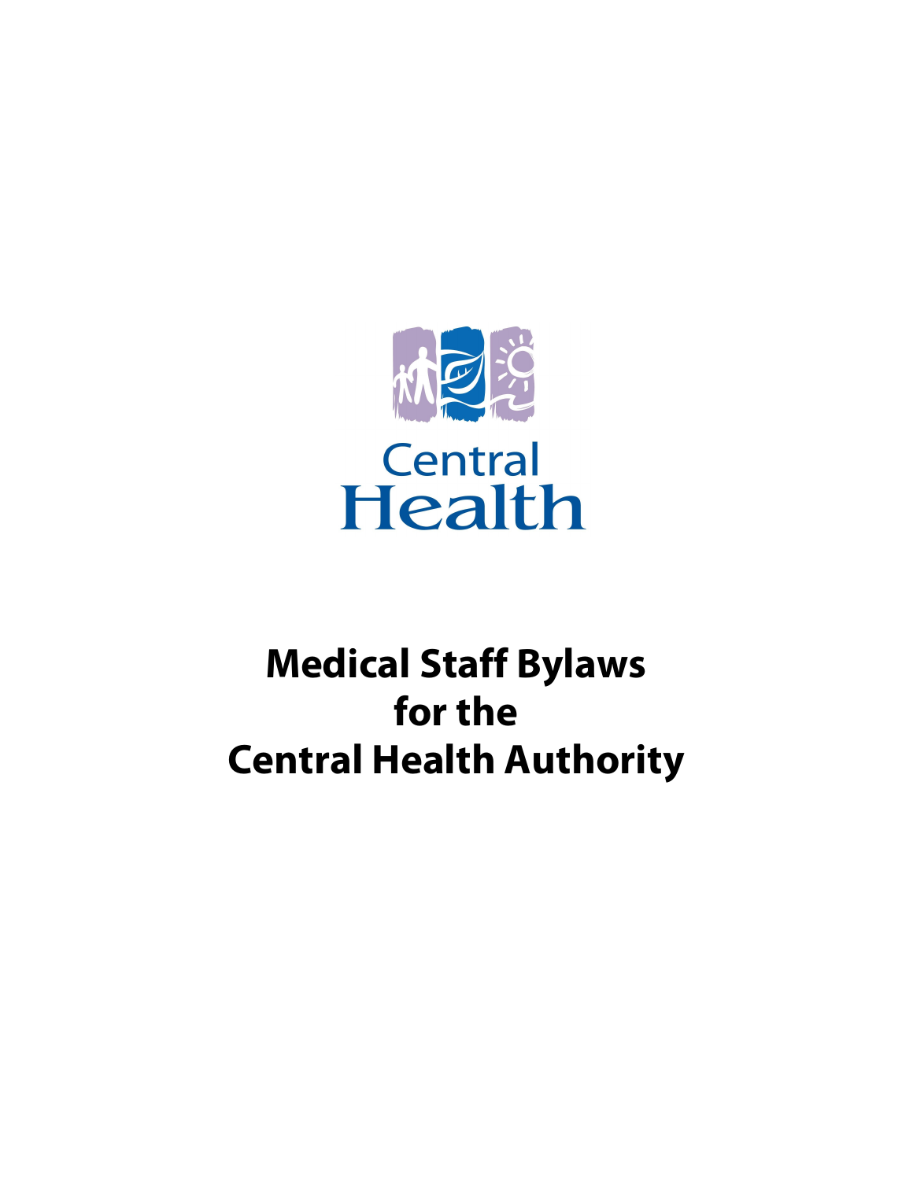Central Health

# Medical Staff Bylaws for the Central Health Authority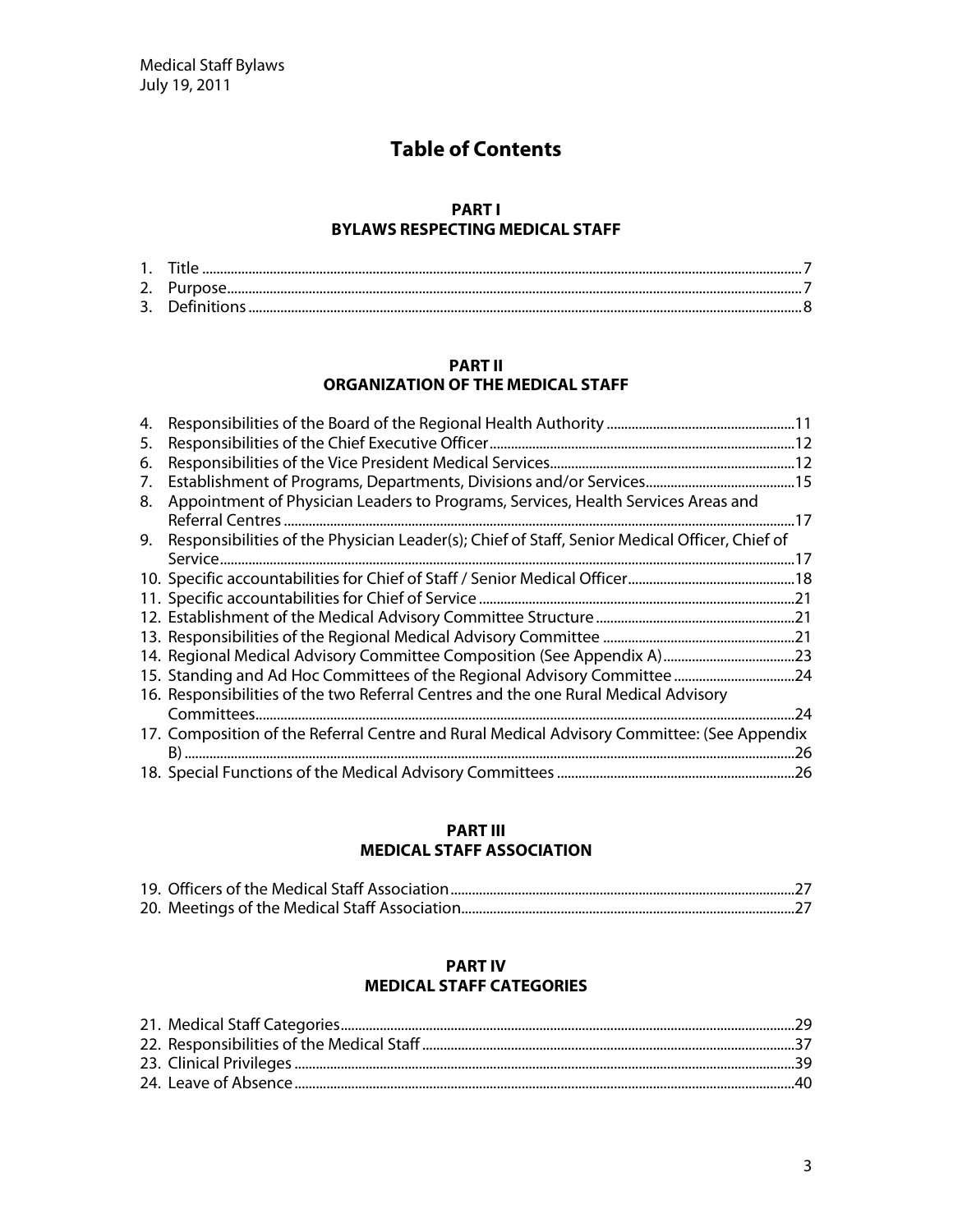# Table of Contents

## PART I
## BYLAWS RESPECTING MEDICAL STAFF

1. Title ........................................................................................................................................................7
2. Purpose.....................................................................................................................................................7
3. Definitions ...............................................................................................................................................8

## PART II
## ORGANIZATION OF THE MEDICAL STAFF

4. Responsibilities of the Board of the Regional Health Authority ....................................................11
5. Responsibilities of the Chief Executive Officer .....................................................................................12
6. Responsibilities of the Vice President Medical Services......................................................................12
7. Establishment of Programs, Departments, Divisions and/or Services.........................................15
8. Appointment of Physician Leaders to Programs, Services, Health Services Areas and Referral Centres ...........................................................................................................................................17
9. Responsibilities of the Physician Leader(s); Chief of Staff, Senior Medical Officer, Chief of Service...........................................................................................................................................17
10. Specific accountabilities for Chief of Staff / Senior Medical Officer...............................................18
11. Specific accountabilities for Chief of Service .......................................................................................21
12. Establishment of the Medical Advisory Committee Structure .......................................................21
13. Responsibilities of the Regional Medical Advisory Committee ......................................................21
14. Regional Medical Advisory Committee Composition (See Appendix A).....................................23
15. Standing and Ad Hoc Committees of the Regional Advisory Committee .................................24
16. Responsibilities of the two Referral Centres and the one Rural Medical Advisory Committees..........................................................................................................................................24
17. Composition of the Referral Centre and Rural Medical Advisory Committee: (See Appendix B) .....................................................................................................................................................26
18. Special Functions of the Medical Advisory Committees ..................................................................26

## PART III
## MEDICAL STAFF ASSOCIATION

19. Officers of the Medical Staff Association..............................................................................................27
20. Meetings of the Medical Staff Association...........................................................................................27

## PART IV
## MEDICAL STAFF CATEGORIES

21. Medical Staff Categories..........................................................................................................................29
22. Responsibilities of the Medical Staff .....................................................................................................37
23. Clinical Privileges .......................................................................................................................................39
24. Leave of Absence .......................................................................................................................................40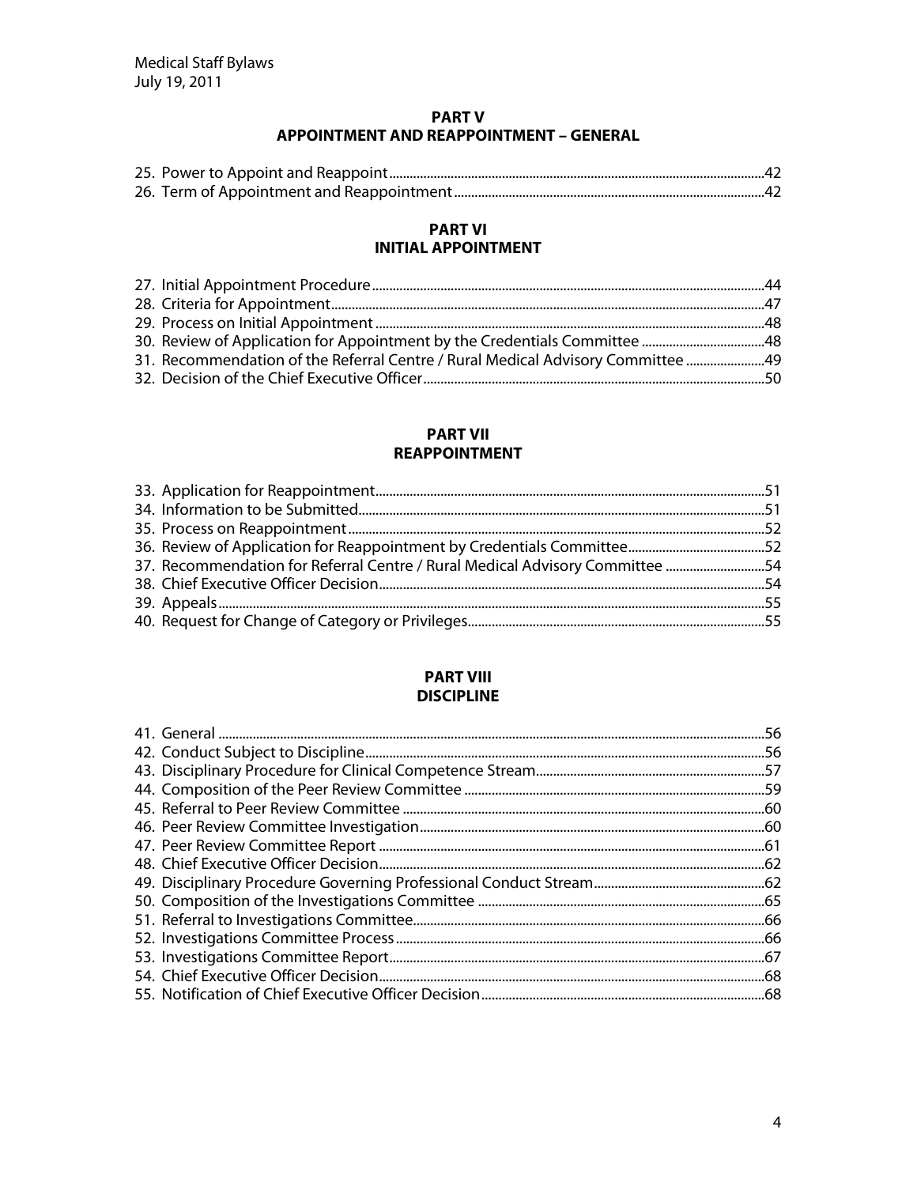## PART V
## APPOINTMENT AND REAPPOINTMENT – GENERAL

25. Power to Appoint and Reappoint ............ 42
26. Term of Appointment and Reappointment ............ 42

## PART VI
## INITIAL APPOINTMENT

27. Initial Appointment Procedure ............ 44
28. Criteria for Appointment ............ 47
29. Process on Initial Appointment ............ 48
30. Review of Application for Appointment by the Credentials Committee ............ 48
31. Recommendation of the Referral Centre / Rural Medical Advisory Committee ............ 49
32. Decision of the Chief Executive Officer ............ 50

## PART VII
## REAPPOINTMENT

33. Application for Reappointment ............ 51
34. Information to be Submitted ............ 51
35. Process on Reappointment ............ 52
36. Review of Application for Reappointment by Credentials Committee ............ 52
37. Recommendation for Referral Centre / Rural Medical Advisory Committee ............ 54
38. Chief Executive Officer Decision ............ 54
39. Appeals ............ 55
40. Request for Change of Category or Privileges ............ 55

## PART VIII
## DISCIPLINE

41. General ............ 56
42. Conduct Subject to Discipline ............ 56
43. Disciplinary Procedure for Clinical Competence Stream ............ 57
44. Composition of the Peer Review Committee ............ 59
45. Referral to Peer Review Committee ............ 60
46. Peer Review Committee Investigation ............ 60
47. Peer Review Committee Report ............ 61
48. Chief Executive Officer Decision ............ 62
49. Disciplinary Procedure Governing Professional Conduct Stream ............ 62
50. Composition of the Investigations Committee ............ 65
51. Referral to Investigations Committee ............ 66
52. Investigations Committee Process ............ 66
53. Investigations Committee Report ............ 67
54. Chief Executive Officer Decision ............ 68
55. Notification of Chief Executive Officer Decision ............ 68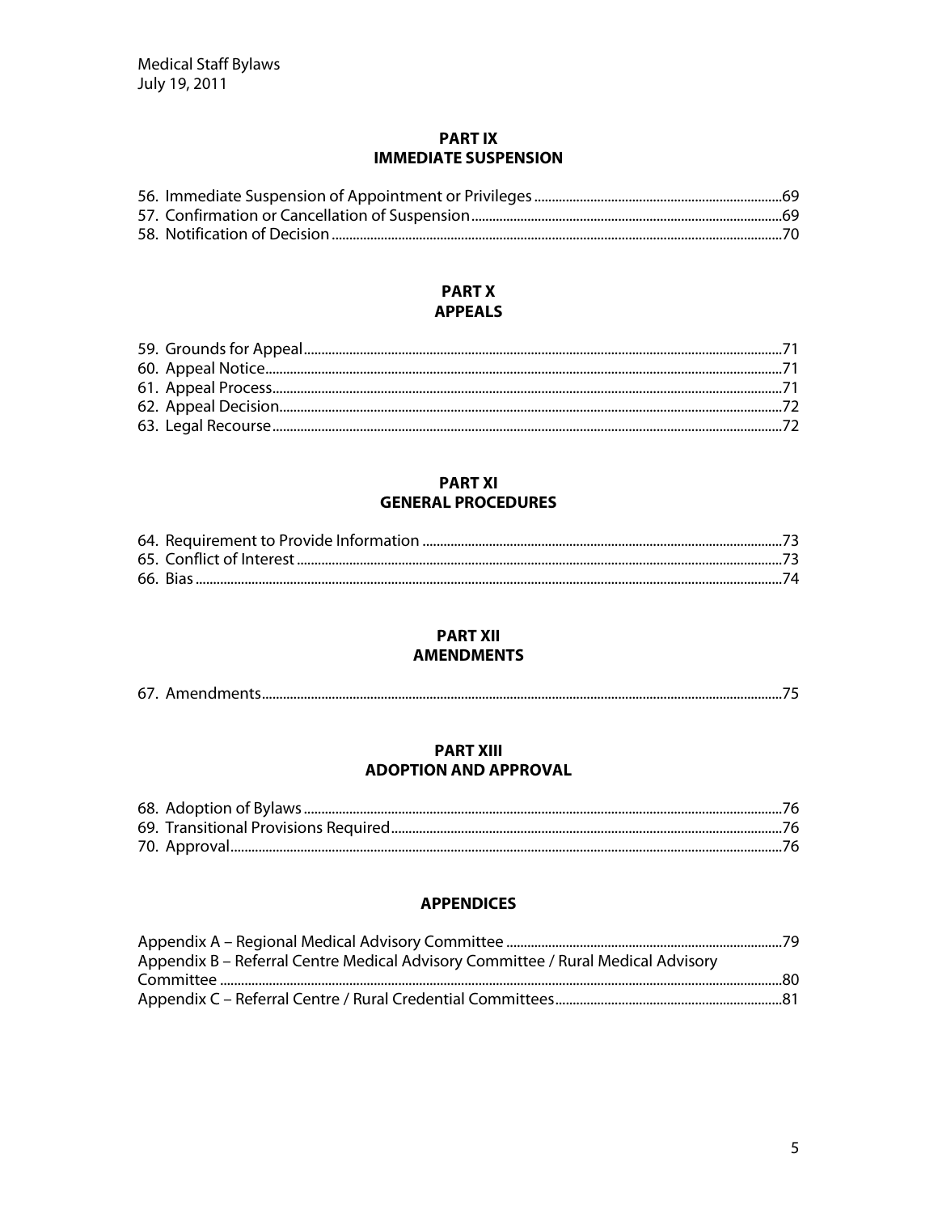## PART IX
## IMMEDIATE SUSPENSION

56. Immediate Suspension of Appointment or Privileges .......... 69
57. Confirmation or Cancellation of Suspension .......... 69
58. Notification of Decision .......... 70

## PART X
## APPEALS

59. Grounds for Appeal .......... 71
60. Appeal Notice .......... 71
61. Appeal Process .......... 71
62. Appeal Decision .......... 72
63. Legal Recourse .......... 72

## PART XI
## GENERAL PROCEDURES

64. Requirement to Provide Information .......... 73
65. Conflict of Interest .......... 73
66. Bias .......... 74

## PART XII
## AMENDMENTS

67. Amendments .......... 75

## PART XIII
## ADOPTION AND APPROVAL

68. Adoption of Bylaws .......... 76
69. Transitional Provisions Required .......... 76
70. Approval .......... 76

## APPENDICES

Appendix A – Regional Medical Advisory Committee .......... 79
Appendix B – Referral Centre Medical Advisory Committee / Rural Medical Advisory Committee .......... 80
Appendix C – Referral Centre / Rural Credential Committees .......... 81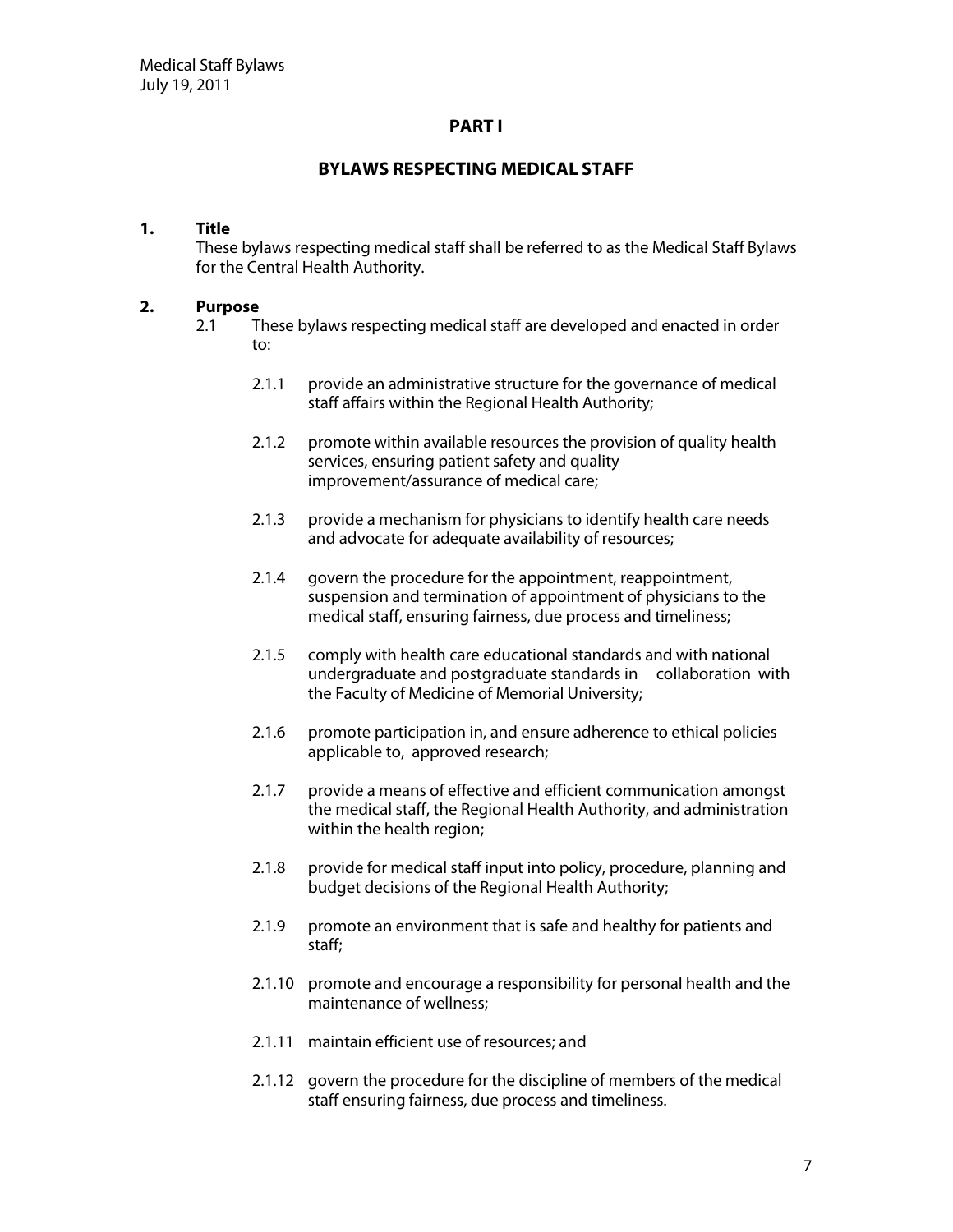# PART I

## BYLAWS RESPECTING MEDICAL STAFF

**1. Title**

These bylaws respecting medical staff shall be referred to as the Medical Staff Bylaws for the Central Health Authority.

**2. Purpose**

2.1 These bylaws respecting medical staff are developed and enacted in order to:

2.1.1 provide an administrative structure for the governance of medical staff affairs within the Regional Health Authority;

2.1.2 promote within available resources the provision of quality health services, ensuring patient safety and quality improvement/assurance of medical care;

2.1.3 provide a mechanism for physicians to identify health care needs and advocate for adequate availability of resources;

2.1.4 govern the procedure for the appointment, reappointment, suspension and termination of appointment of physicians to the medical staff, ensuring fairness, due process and timeliness;

2.1.5 comply with health care educational standards and with national undergraduate and postgraduate standards in collaboration with the Faculty of Medicine of Memorial University;

2.1.6 promote participation in, and ensure adherence to ethical policies applicable to, approved research;

2.1.7 provide a means of effective and efficient communication amongst the medical staff, the Regional Health Authority, and administration within the health region;

2.1.8 provide for medical staff input into policy, procedure, planning and budget decisions of the Regional Health Authority;

2.1.9 promote an environment that is safe and healthy for patients and staff;

2.1.10 promote and encourage a responsibility for personal health and the maintenance of wellness;

2.1.11 maintain efficient use of resources; and

2.1.12 govern the procedure for the discipline of members of the medical staff ensuring fairness, due process and timeliness.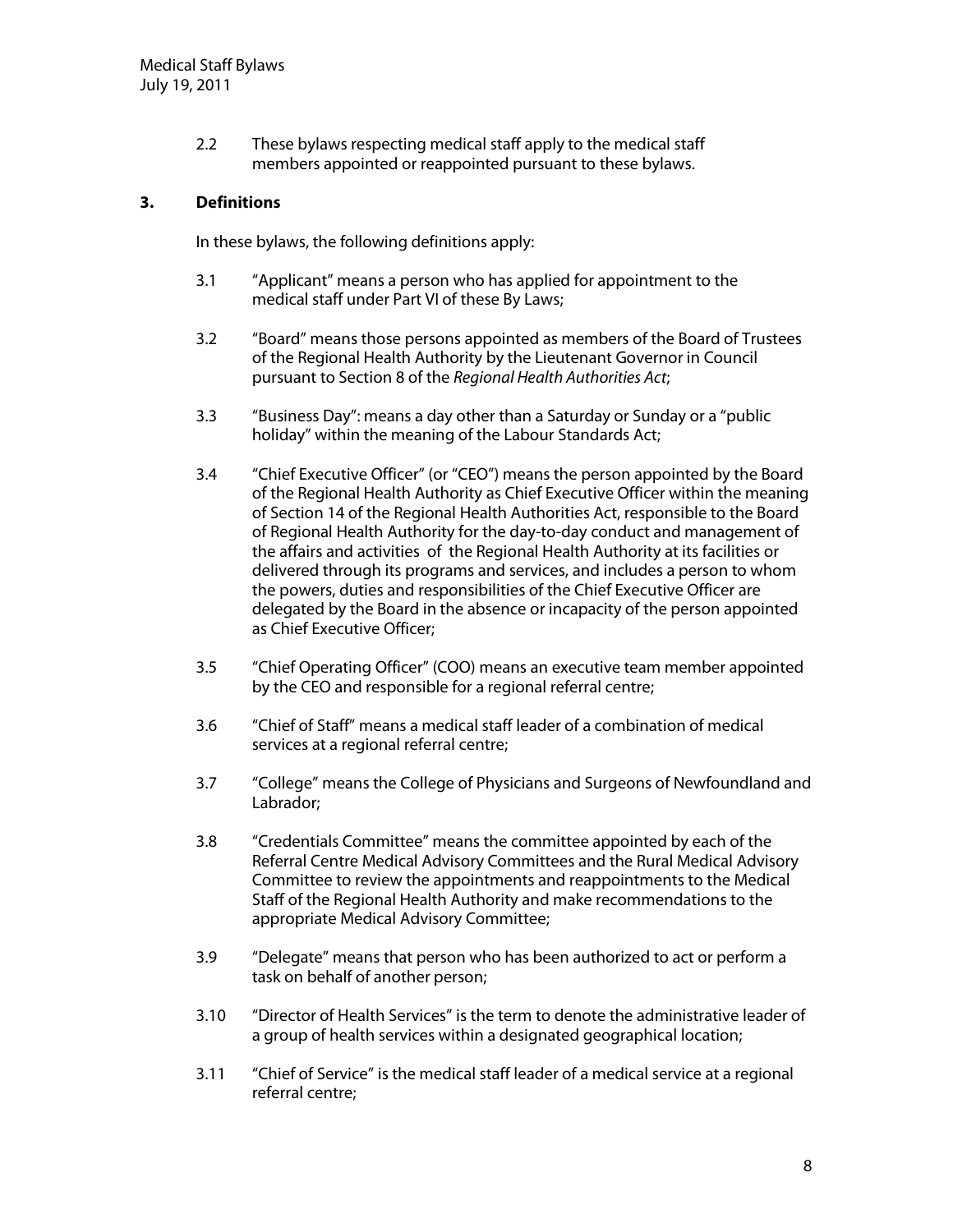2.2 These bylaws respecting medical staff apply to the medical staff members appointed or reappointed pursuant to these bylaws.

## 3. Definitions

In these bylaws, the following definitions apply:

3.1 "Applicant" means a person who has applied for appointment to the medical staff under Part VI of these By Laws;

3.2 "Board" means those persons appointed as members of the Board of Trustees of the Regional Health Authority by the Lieutenant Governor in Council pursuant to Section 8 of the *Regional Health Authorities Act*;

3.3 "Business Day": means a day other than a Saturday or Sunday or a "public holiday" within the meaning of the Labour Standards Act;

3.4 "Chief Executive Officer" (or "CEO") means the person appointed by the Board of the Regional Health Authority as Chief Executive Officer within the meaning of Section 14 of the Regional Health Authorities Act, responsible to the Board of Regional Health Authority for the day-to-day conduct and management of the affairs and activities of the Regional Health Authority at its facilities or delivered through its programs and services, and includes a person to whom the powers, duties and responsibilities of the Chief Executive Officer are delegated by the Board in the absence or incapacity of the person appointed as Chief Executive Officer;

3.5 "Chief Operating Officer" (COO) means an executive team member appointed by the CEO and responsible for a regional referral centre;

3.6 "Chief of Staff" means a medical staff leader of a combination of medical services at a regional referral centre;

3.7 "College" means the College of Physicians and Surgeons of Newfoundland and Labrador;

3.8 "Credentials Committee" means the committee appointed by each of the Referral Centre Medical Advisory Committees and the Rural Medical Advisory Committee to review the appointments and reappointments to the Medical Staff of the Regional Health Authority and make recommendations to the appropriate Medical Advisory Committee;

3.9 "Delegate" means that person who has been authorized to act or perform a task on behalf of another person;

3.10 "Director of Health Services" is the term to denote the administrative leader of a group of health services within a designated geographical location;

3.11 "Chief of Service" is the medical staff leader of a medical service at a regional referral centre;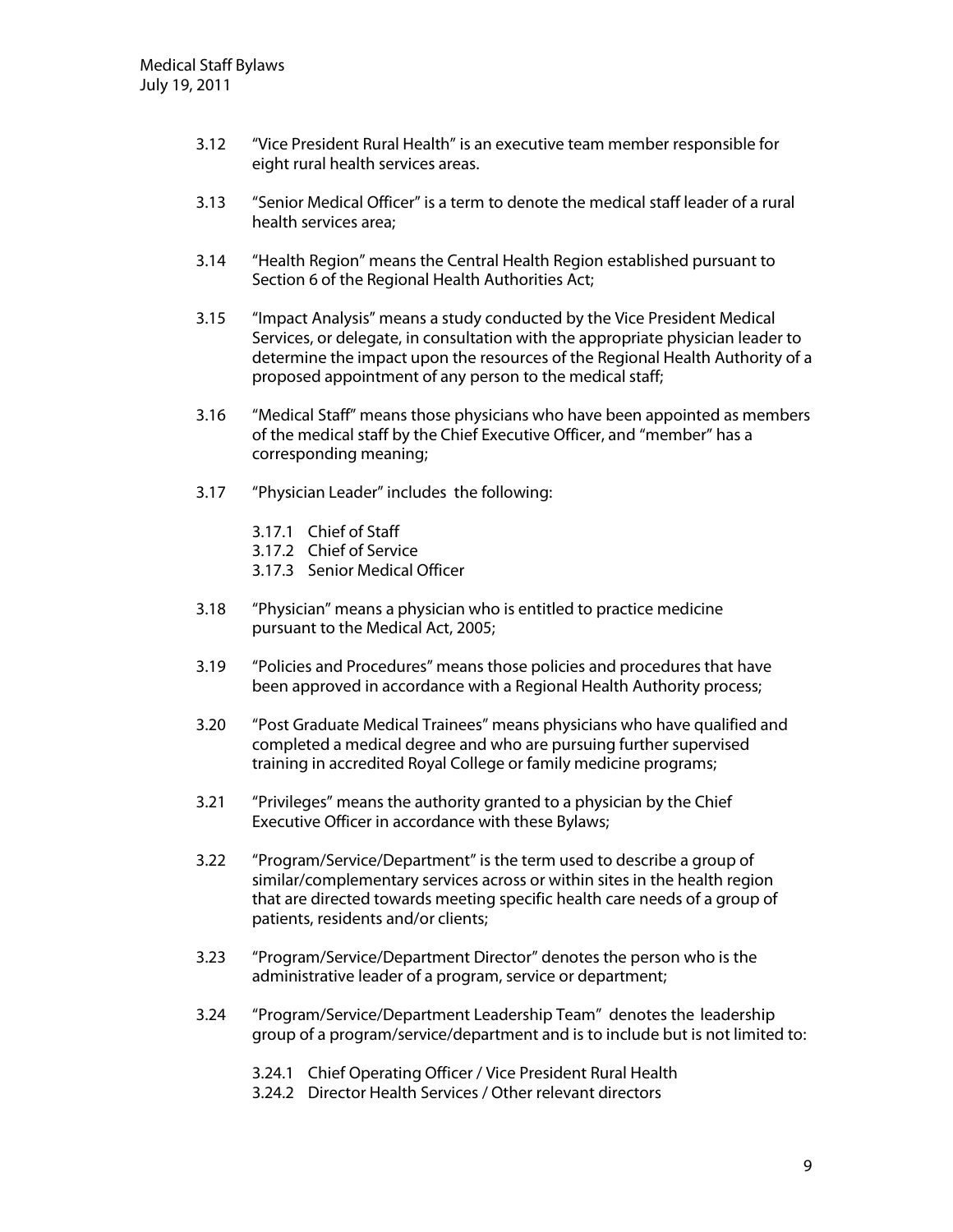3.12 "Vice President Rural Health" is an executive team member responsible for eight rural health services areas.

3.13 "Senior Medical Officer" is a term to denote the medical staff leader of a rural health services area;

3.14 "Health Region" means the Central Health Region established pursuant to Section 6 of the Regional Health Authorities Act;

3.15 "Impact Analysis" means a study conducted by the Vice President Medical Services, or delegate, in consultation with the appropriate physician leader to determine the impact upon the resources of the Regional Health Authority of a proposed appointment of any person to the medical staff;

3.16 "Medical Staff" means those physicians who have been appointed as members of the medical staff by the Chief Executive Officer, and "member" has a corresponding meaning;

3.17 "Physician Leader" includes the following:

- 3.17.1 Chief of Staff
- 3.17.2 Chief of Service
- 3.17.3 Senior Medical Officer

3.18 "Physician" means a physician who is entitled to practice medicine pursuant to the Medical Act, 2005;

3.19 "Policies and Procedures" means those policies and procedures that have been approved in accordance with a Regional Health Authority process;

3.20 "Post Graduate Medical Trainees" means physicians who have qualified and completed a medical degree and who are pursuing further supervised training in accredited Royal College or family medicine programs;

3.21 "Privileges" means the authority granted to a physician by the Chief Executive Officer in accordance with these Bylaws;

3.22 "Program/Service/Department" is the term used to describe a group of similar/complementary services across or within sites in the health region that are directed towards meeting specific health care needs of a group of patients, residents and/or clients;

3.23 "Program/Service/Department Director" denotes the person who is the administrative leader of a program, service or department;

3.24 "Program/Service/Department Leadership Team" denotes the leadership group of a program/service/department and is to include but is not limited to:

- 3.24.1 Chief Operating Officer / Vice President Rural Health
- 3.24.2 Director Health Services / Other relevant directors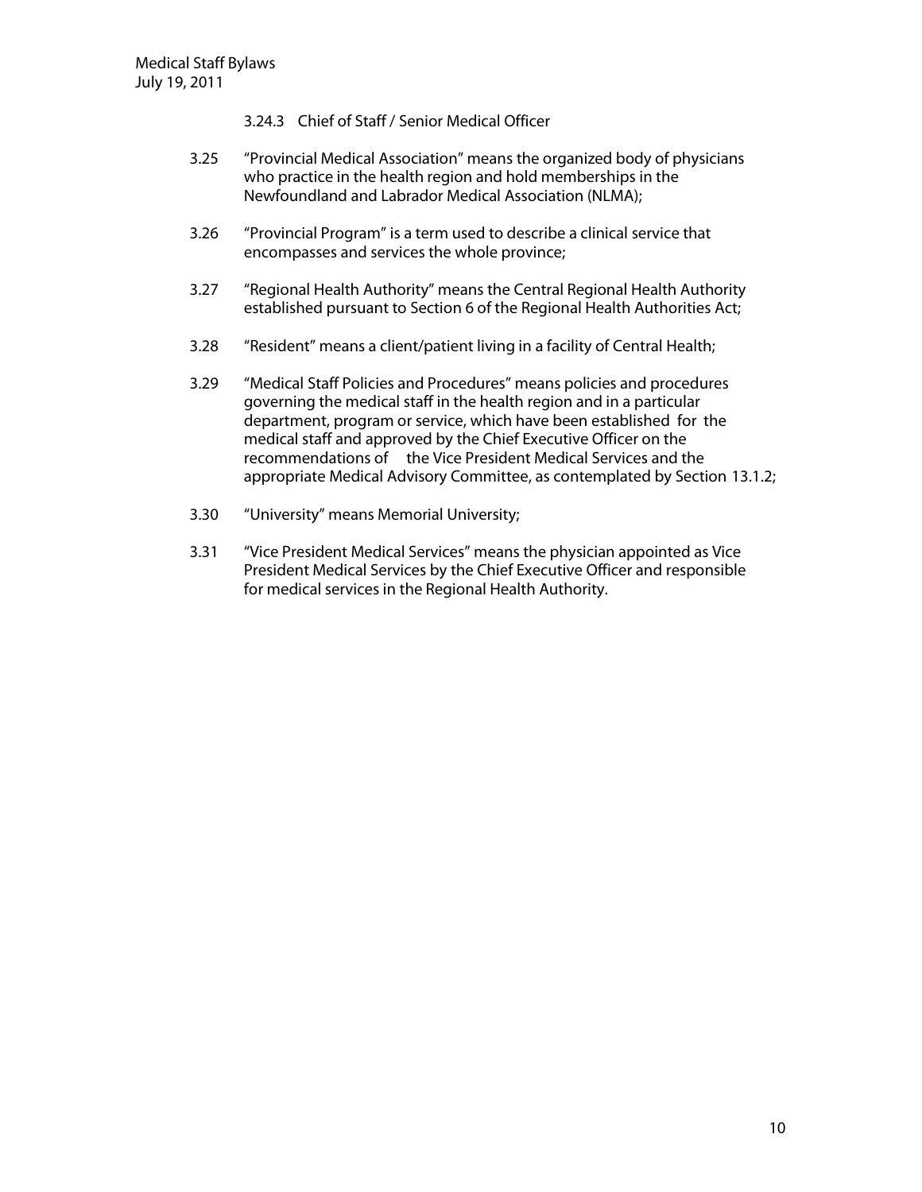3.24.3 Chief of Staff / Senior Medical Officer

3.25 "Provincial Medical Association" means the organized body of physicians who practice in the health region and hold memberships in the Newfoundland and Labrador Medical Association (NLMA);

3.26 "Provincial Program" is a term used to describe a clinical service that encompasses and services the whole province;

3.27 "Regional Health Authority" means the Central Regional Health Authority established pursuant to Section 6 of the Regional Health Authorities Act;

3.28 "Resident" means a client/patient living in a facility of Central Health;

3.29 "Medical Staff Policies and Procedures" means policies and procedures governing the medical staff in the health region and in a particular department, program or service, which have been established for the medical staff and approved by the Chief Executive Officer on the recommendations of the Vice President Medical Services and the appropriate Medical Advisory Committee, as contemplated by Section 13.1.2;

3.30 "University" means Memorial University;

3.31 "Vice President Medical Services" means the physician appointed as Vice President Medical Services by the Chief Executive Officer and responsible for medical services in the Regional Health Authority.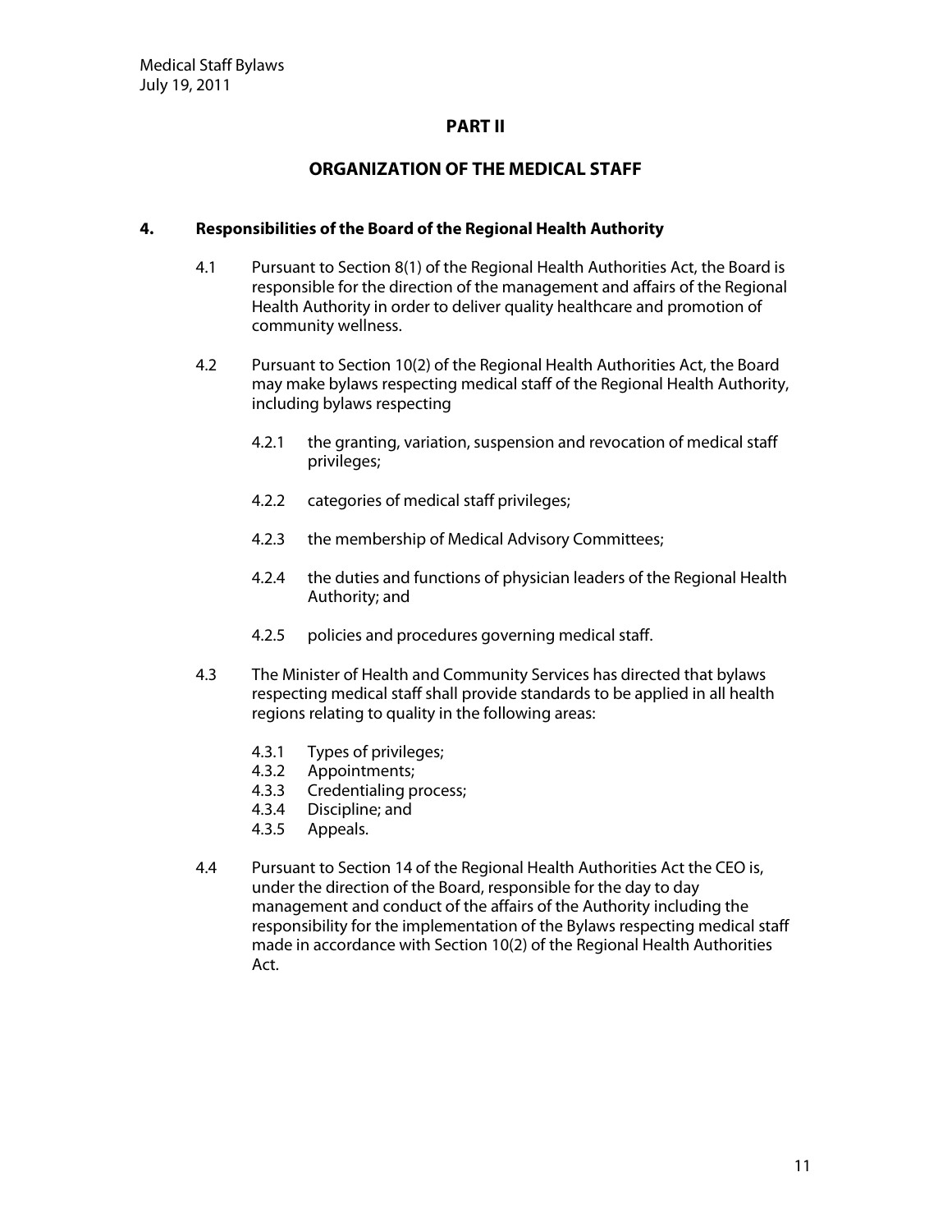# PART II

## ORGANIZATION OF THE MEDICAL STAFF

### 4. Responsibilities of the Board of the Regional Health Authority

4.1 Pursuant to Section 8(1) of the Regional Health Authorities Act, the Board is responsible for the direction of the management and affairs of the Regional Health Authority in order to deliver quality healthcare and promotion of community wellness.

4.2 Pursuant to Section 10(2) of the Regional Health Authorities Act, the Board may make bylaws respecting medical staff of the Regional Health Authority, including bylaws respecting

4.2.1 the granting, variation, suspension and revocation of medical staff privileges;

4.2.2 categories of medical staff privileges;

4.2.3 the membership of Medical Advisory Committees;

4.2.4 the duties and functions of physician leaders of the Regional Health Authority; and

4.2.5 policies and procedures governing medical staff.

4.3 The Minister of Health and Community Services has directed that bylaws respecting medical staff shall provide standards to be applied in all health regions relating to quality in the following areas:

4.3.1 Types of privileges;
4.3.2 Appointments;
4.3.3 Credentialing process;
4.3.4 Discipline; and
4.3.5 Appeals.

4.4 Pursuant to Section 14 of the Regional Health Authorities Act the CEO is, under the direction of the Board, responsible for the day to day management and conduct of the affairs of the Authority including the responsibility for the implementation of the Bylaws respecting medical staff made in accordance with Section 10(2) of the Regional Health Authorities Act.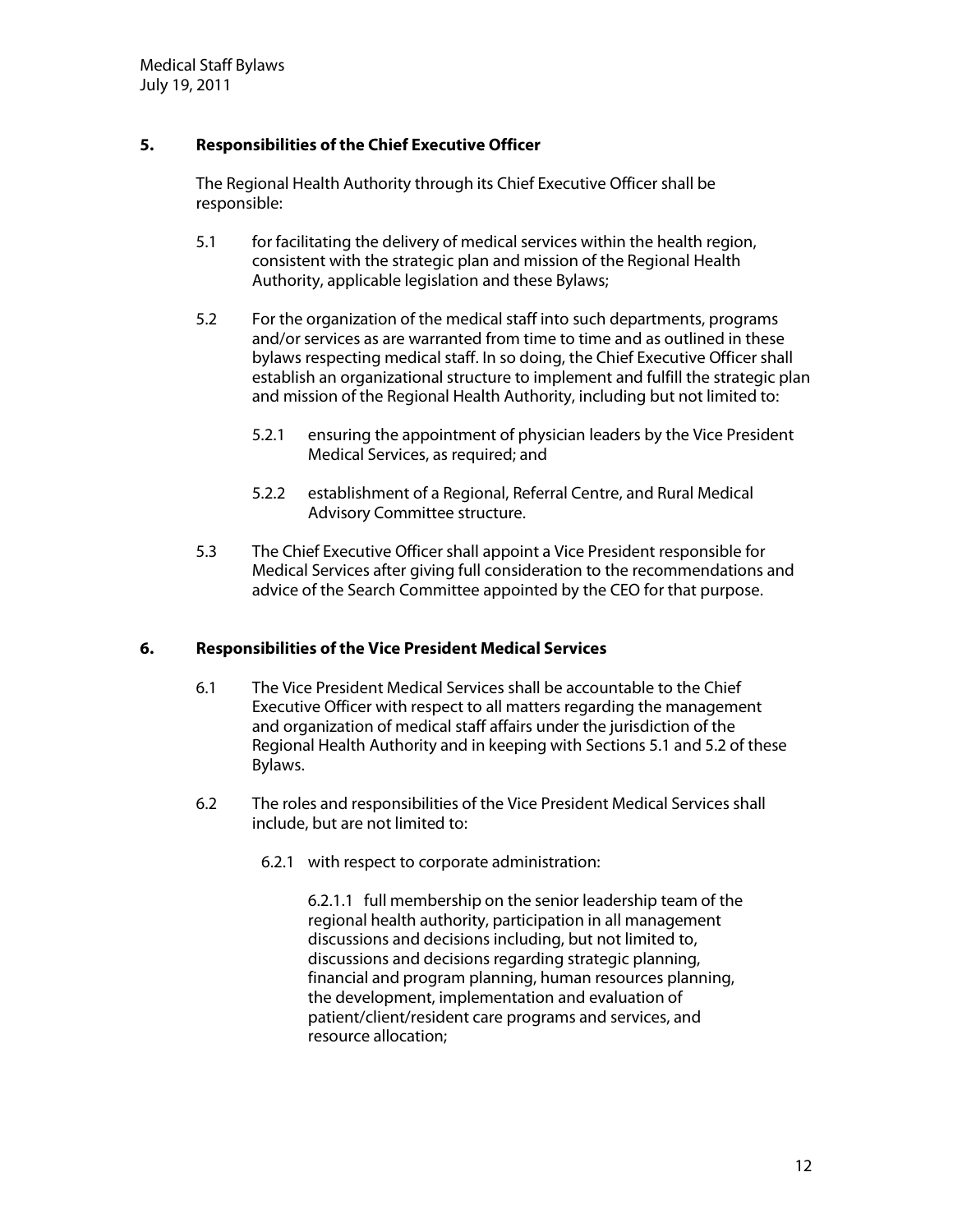## 5. Responsibilities of the Chief Executive Officer

The Regional Health Authority through its Chief Executive Officer shall be responsible:

5.1 for facilitating the delivery of medical services within the health region, consistent with the strategic plan and mission of the Regional Health Authority, applicable legislation and these Bylaws;

5.2 For the organization of the medical staff into such departments, programs and/or services as are warranted from time to time and as outlined in these bylaws respecting medical staff. In so doing, the Chief Executive Officer shall establish an organizational structure to implement and fulfill the strategic plan and mission of the Regional Health Authority, including but not limited to:

5.2.1 ensuring the appointment of physician leaders by the Vice President Medical Services, as required; and

5.2.2 establishment of a Regional, Referral Centre, and Rural Medical Advisory Committee structure.

5.3 The Chief Executive Officer shall appoint a Vice President responsible for Medical Services after giving full consideration to the recommendations and advice of the Search Committee appointed by the CEO for that purpose.

## 6. Responsibilities of the Vice President Medical Services

6.1 The Vice President Medical Services shall be accountable to the Chief Executive Officer with respect to all matters regarding the management and organization of medical staff affairs under the jurisdiction of the Regional Health Authority and in keeping with Sections 5.1 and 5.2 of these Bylaws.

6.2 The roles and responsibilities of the Vice President Medical Services shall include, but are not limited to:

6.2.1 with respect to corporate administration:

6.2.1.1 full membership on the senior leadership team of the regional health authority, participation in all management discussions and decisions including, but not limited to, discussions and decisions regarding strategic planning, financial and program planning, human resources planning, the development, implementation and evaluation of patient/client/resident care programs and services, and resource allocation;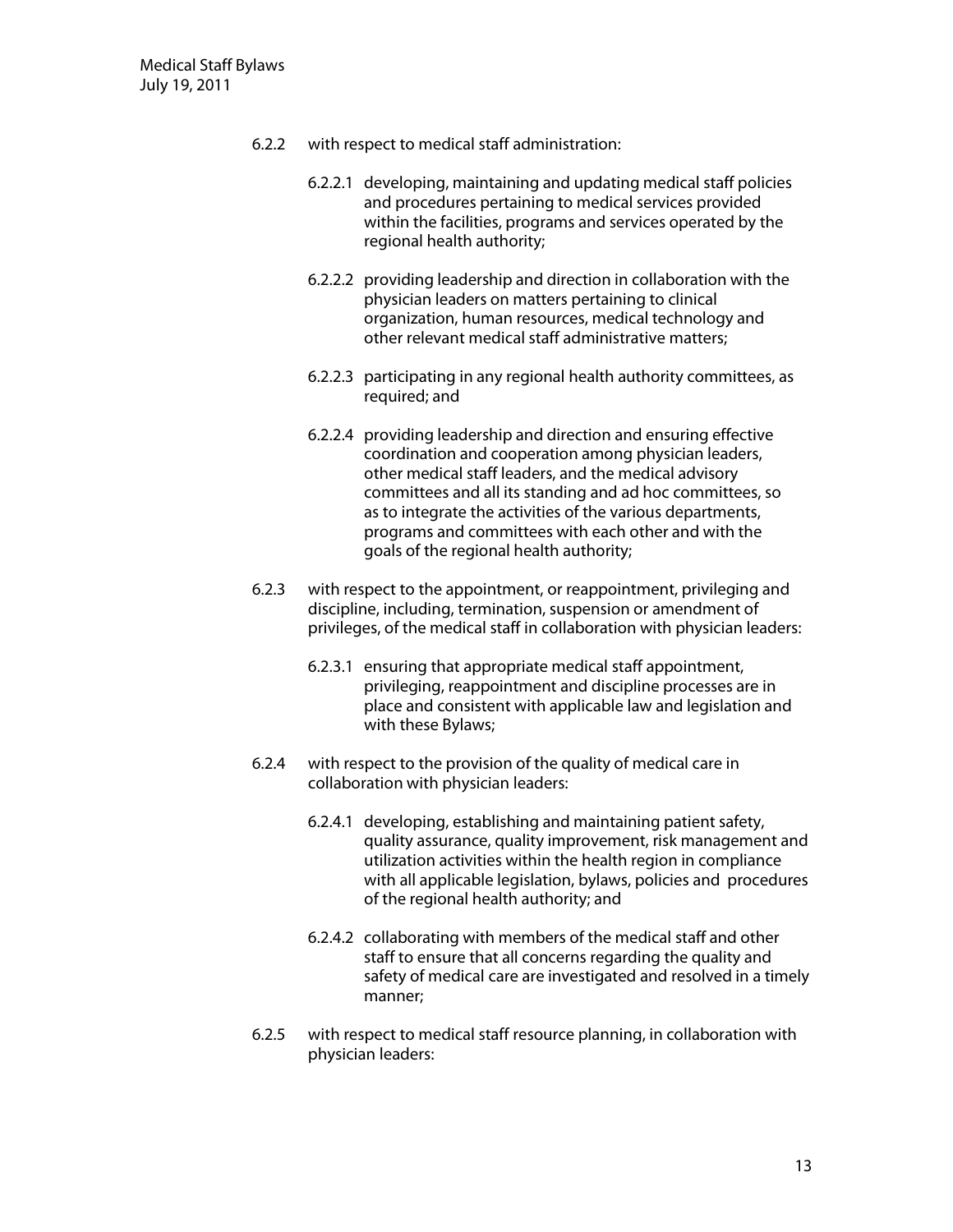6.2.2 with respect to medical staff administration:

6.2.2.1 developing, maintaining and updating medical staff policies and procedures pertaining to medical services provided within the facilities, programs and services operated by the regional health authority;

6.2.2.2 providing leadership and direction in collaboration with the physician leaders on matters pertaining to clinical organization, human resources, medical technology and other relevant medical staff administrative matters;

6.2.2.3 participating in any regional health authority committees, as required; and

6.2.2.4 providing leadership and direction and ensuring effective coordination and cooperation among physician leaders, other medical staff leaders, and the medical advisory committees and all its standing and ad hoc committees, so as to integrate the activities of the various departments, programs and committees with each other and with the goals of the regional health authority;

6.2.3 with respect to the appointment, or reappointment, privileging and discipline, including, termination, suspension or amendment of privileges, of the medical staff in collaboration with physician leaders:

6.2.3.1 ensuring that appropriate medical staff appointment, privileging, reappointment and discipline processes are in place and consistent with applicable law and legislation and with these Bylaws;

6.2.4 with respect to the provision of the quality of medical care in collaboration with physician leaders:

6.2.4.1 developing, establishing and maintaining patient safety, quality assurance, quality improvement, risk management and utilization activities within the health region in compliance with all applicable legislation, bylaws, policies and procedures of the regional health authority; and

6.2.4.2 collaborating with members of the medical staff and other staff to ensure that all concerns regarding the quality and safety of medical care are investigated and resolved in a timely manner;

6.2.5 with respect to medical staff resource planning, in collaboration with physician leaders: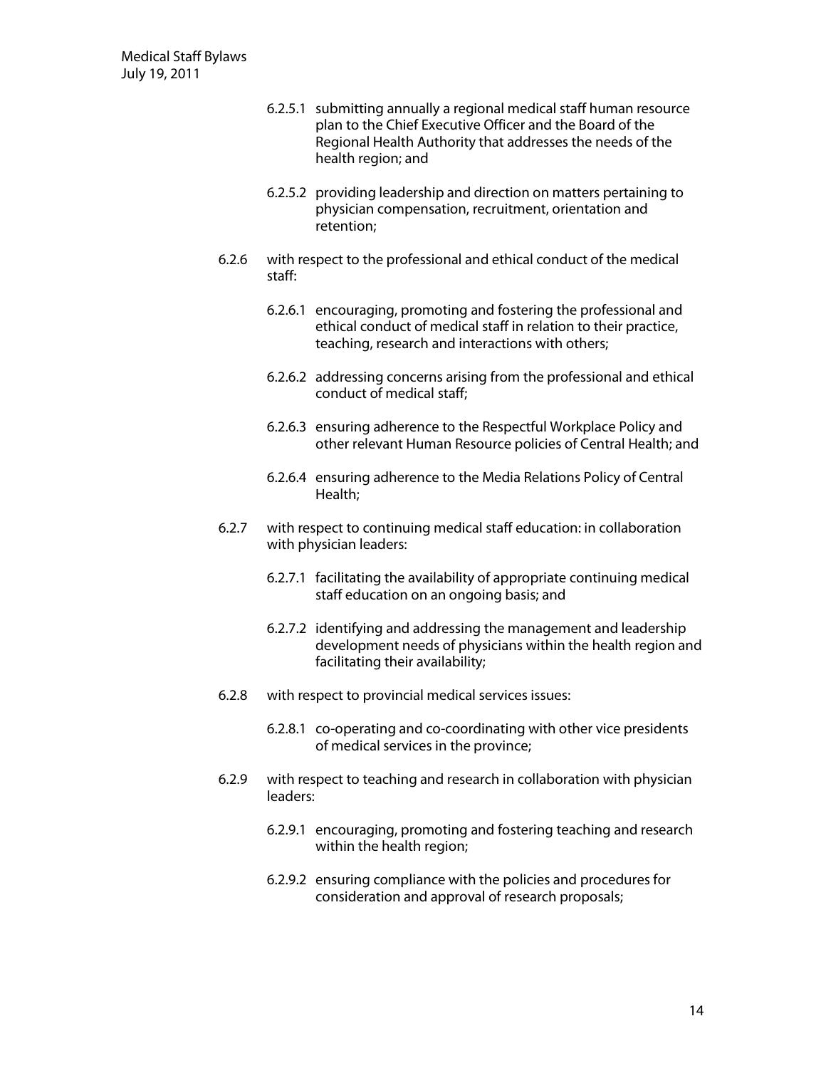6.2.5.1 submitting annually a regional medical staff human resource plan to the Chief Executive Officer and the Board of the Regional Health Authority that addresses the needs of the health region; and

6.2.5.2 providing leadership and direction on matters pertaining to physician compensation, recruitment, orientation and retention;

6.2.6 with respect to the professional and ethical conduct of the medical staff:

6.2.6.1 encouraging, promoting and fostering the professional and ethical conduct of medical staff in relation to their practice, teaching, research and interactions with others;

6.2.6.2 addressing concerns arising from the professional and ethical conduct of medical staff;

6.2.6.3 ensuring adherence to the Respectful Workplace Policy and other relevant Human Resource policies of Central Health; and

6.2.6.4 ensuring adherence to the Media Relations Policy of Central Health;

6.2.7 with respect to continuing medical staff education: in collaboration with physician leaders:

6.2.7.1 facilitating the availability of appropriate continuing medical staff education on an ongoing basis; and

6.2.7.2 identifying and addressing the management and leadership development needs of physicians within the health region and facilitating their availability;

6.2.8 with respect to provincial medical services issues:

6.2.8.1 co-operating and co-coordinating with other vice presidents of medical services in the province;

6.2.9 with respect to teaching and research in collaboration with physician leaders:

6.2.9.1 encouraging, promoting and fostering teaching and research within the health region;

6.2.9.2 ensuring compliance with the policies and procedures for consideration and approval of research proposals;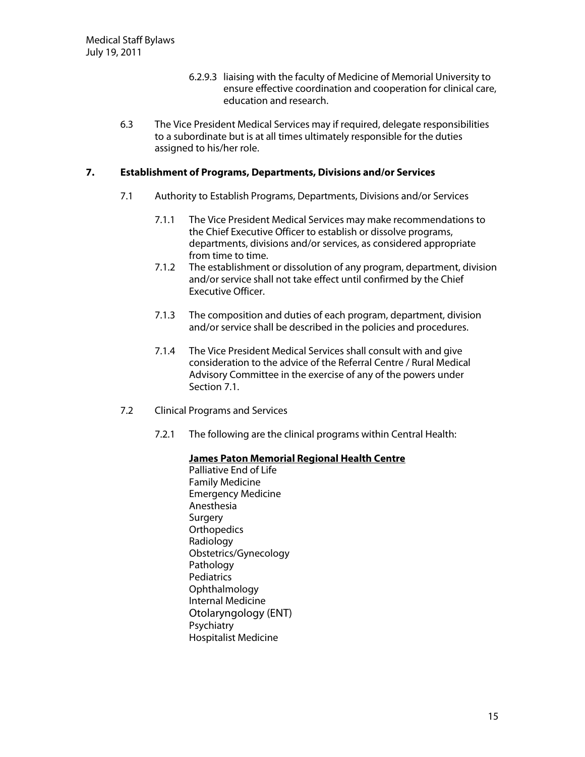6.2.9.3 liaising with the faculty of Medicine of Memorial University to ensure effective coordination and cooperation for clinical care, education and research.

6.3 The Vice President Medical Services may if required, delegate responsibilities to a subordinate but is at all times ultimately responsible for the duties assigned to his/her role.

## 7. Establishment of Programs, Departments, Divisions and/or Services

7.1 Authority to Establish Programs, Departments, Divisions and/or Services

7.1.1 The Vice President Medical Services may make recommendations to the Chief Executive Officer to establish or dissolve programs, departments, divisions and/or services, as considered appropriate from time to time.

7.1.2 The establishment or dissolution of any program, department, division and/or service shall not take effect until confirmed by the Chief Executive Officer.

7.1.3 The composition and duties of each program, department, division and/or service shall be described in the policies and procedures.

7.1.4 The Vice President Medical Services shall consult with and give consideration to the advice of the Referral Centre / Rural Medical Advisory Committee in the exercise of any of the powers under Section 7.1.

7.2 Clinical Programs and Services

7.2.1 The following are the clinical programs within Central Health:

**James Paton Memorial Regional Health Centre**

Palliative End of Life
Family Medicine
Emergency Medicine
Anesthesia
Surgery
Orthopedics
Radiology
Obstetrics/Gynecology
Pathology
Pediatrics
Ophthalmology
Internal Medicine
Otolaryngology (ENT)
Psychiatry
Hospitalist Medicine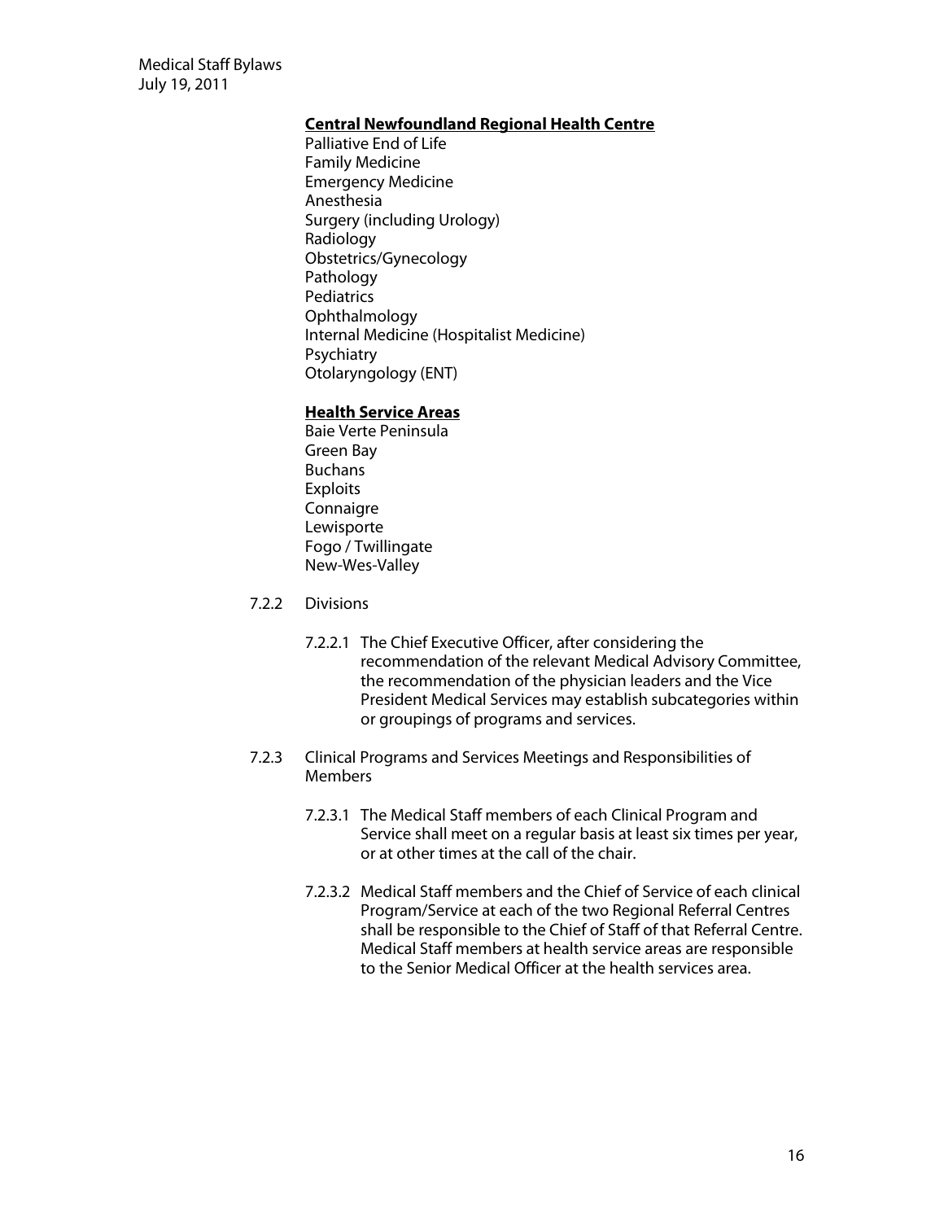**Central Newfoundland Regional Health Centre**

Palliative End of Life
Family Medicine
Emergency Medicine
Anesthesia
Surgery (including Urology)
Radiology
Obstetrics/Gynecology
Pathology
Pediatrics
Ophthalmology
Internal Medicine (Hospitalist Medicine)
Psychiatry
Otolaryngology (ENT)

**Health Service Areas**

Baie Verte Peninsula
Green Bay
Buchans
Exploits
Connaigre
Lewisporte
Fogo / Twillingate
New-Wes-Valley

7.2.2 Divisions

7.2.2.1 The Chief Executive Officer, after considering the recommendation of the relevant Medical Advisory Committee, the recommendation of the physician leaders and the Vice President Medical Services may establish subcategories within or groupings of programs and services.

7.2.3 Clinical Programs and Services Meetings and Responsibilities of Members

7.2.3.1 The Medical Staff members of each Clinical Program and Service shall meet on a regular basis at least six times per year, or at other times at the call of the chair.

7.2.3.2 Medical Staff members and the Chief of Service of each clinical Program/Service at each of the two Regional Referral Centres shall be responsible to the Chief of Staff of that Referral Centre. Medical Staff members at health service areas are responsible to the Senior Medical Officer at the health services area.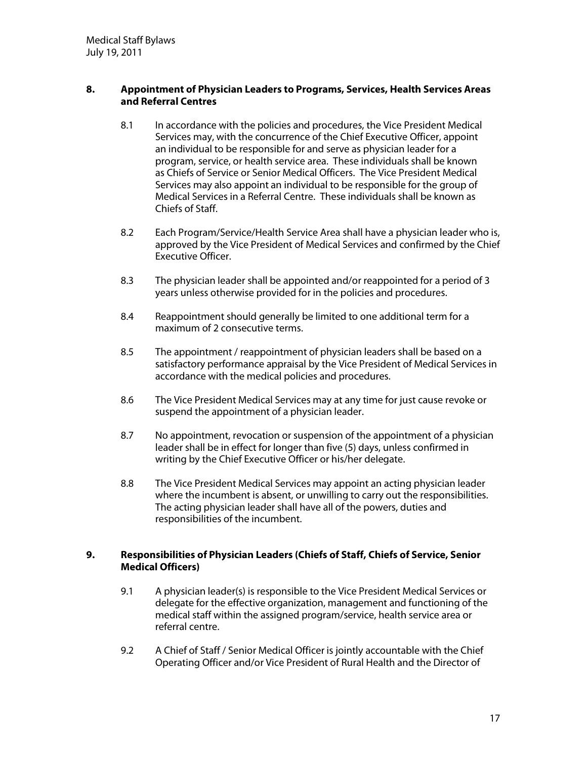## 8. Appointment of Physician Leaders to Programs, Services, Health Services Areas and Referral Centres

8.1 In accordance with the policies and procedures, the Vice President Medical Services may, with the concurrence of the Chief Executive Officer, appoint an individual to be responsible for and serve as physician leader for a program, service, or health service area. These individuals shall be known as Chiefs of Service or Senior Medical Officers. The Vice President Medical Services may also appoint an individual to be responsible for the group of Medical Services in a Referral Centre. These individuals shall be known as Chiefs of Staff.

8.2 Each Program/Service/Health Service Area shall have a physician leader who is, approved by the Vice President of Medical Services and confirmed by the Chief Executive Officer.

8.3 The physician leader shall be appointed and/or reappointed for a period of 3 years unless otherwise provided for in the policies and procedures.

8.4 Reappointment should generally be limited to one additional term for a maximum of 2 consecutive terms.

8.5 The appointment / reappointment of physician leaders shall be based on a satisfactory performance appraisal by the Vice President of Medical Services in accordance with the medical policies and procedures.

8.6 The Vice President Medical Services may at any time for just cause revoke or suspend the appointment of a physician leader.

8.7 No appointment, revocation or suspension of the appointment of a physician leader shall be in effect for longer than five (5) days, unless confirmed in writing by the Chief Executive Officer or his/her delegate.

8.8 The Vice President Medical Services may appoint an acting physician leader where the incumbent is absent, or unwilling to carry out the responsibilities. The acting physician leader shall have all of the powers, duties and responsibilities of the incumbent.

## 9. Responsibilities of Physician Leaders (Chiefs of Staff, Chiefs of Service, Senior Medical Officers)

9.1 A physician leader(s) is responsible to the Vice President Medical Services or delegate for the effective organization, management and functioning of the medical staff within the assigned program/service, health service area or referral centre.

9.2 A Chief of Staff / Senior Medical Officer is jointly accountable with the Chief Operating Officer and/or Vice President of Rural Health and the Director of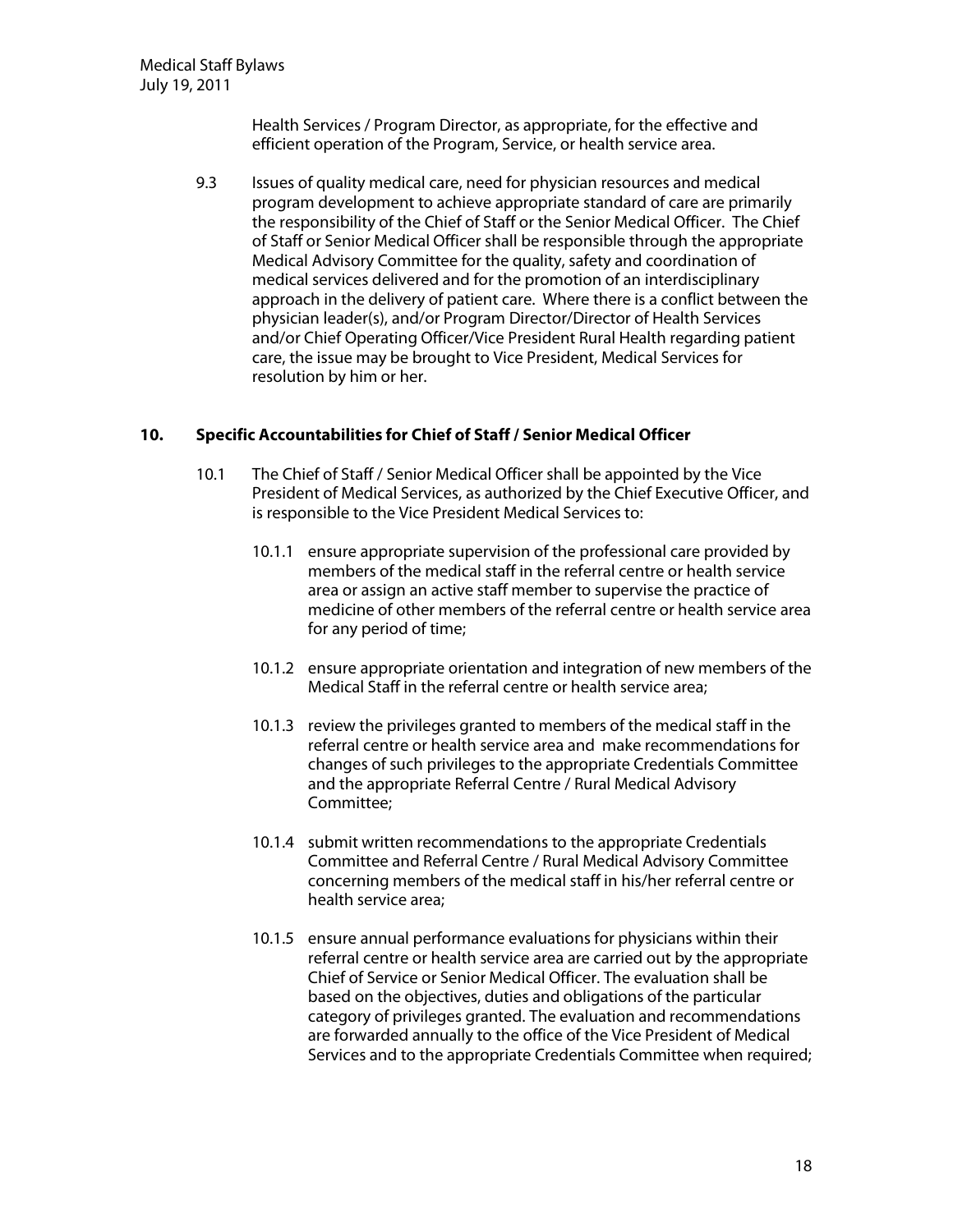Health Services / Program Director, as appropriate, for the effective and efficient operation of the Program, Service, or health service area.

9.3 Issues of quality medical care, need for physician resources and medical program development to achieve appropriate standard of care are primarily the responsibility of the Chief of Staff or the Senior Medical Officer. The Chief of Staff or Senior Medical Officer shall be responsible through the appropriate Medical Advisory Committee for the quality, safety and coordination of medical services delivered and for the promotion of an interdisciplinary approach in the delivery of patient care. Where there is a conflict between the physician leader(s), and/or Program Director/Director of Health Services and/or Chief Operating Officer/Vice President Rural Health regarding patient care, the issue may be brought to Vice President, Medical Services for resolution by him or her.

## 10. Specific Accountabilities for Chief of Staff / Senior Medical Officer

10.1 The Chief of Staff / Senior Medical Officer shall be appointed by the Vice President of Medical Services, as authorized by the Chief Executive Officer, and is responsible to the Vice President Medical Services to:

10.1.1 ensure appropriate supervision of the professional care provided by members of the medical staff in the referral centre or health service area or assign an active staff member to supervise the practice of medicine of other members of the referral centre or health service area for any period of time;

10.1.2 ensure appropriate orientation and integration of new members of the Medical Staff in the referral centre or health service area;

10.1.3 review the privileges granted to members of the medical staff in the referral centre or health service area and make recommendations for changes of such privileges to the appropriate Credentials Committee and the appropriate Referral Centre / Rural Medical Advisory Committee;

10.1.4 submit written recommendations to the appropriate Credentials Committee and Referral Centre / Rural Medical Advisory Committee concerning members of the medical staff in his/her referral centre or health service area;

10.1.5 ensure annual performance evaluations for physicians within their referral centre or health service area are carried out by the appropriate Chief of Service or Senior Medical Officer. The evaluation shall be based on the objectives, duties and obligations of the particular category of privileges granted. The evaluation and recommendations are forwarded annually to the office of the Vice President of Medical Services and to the appropriate Credentials Committee when required;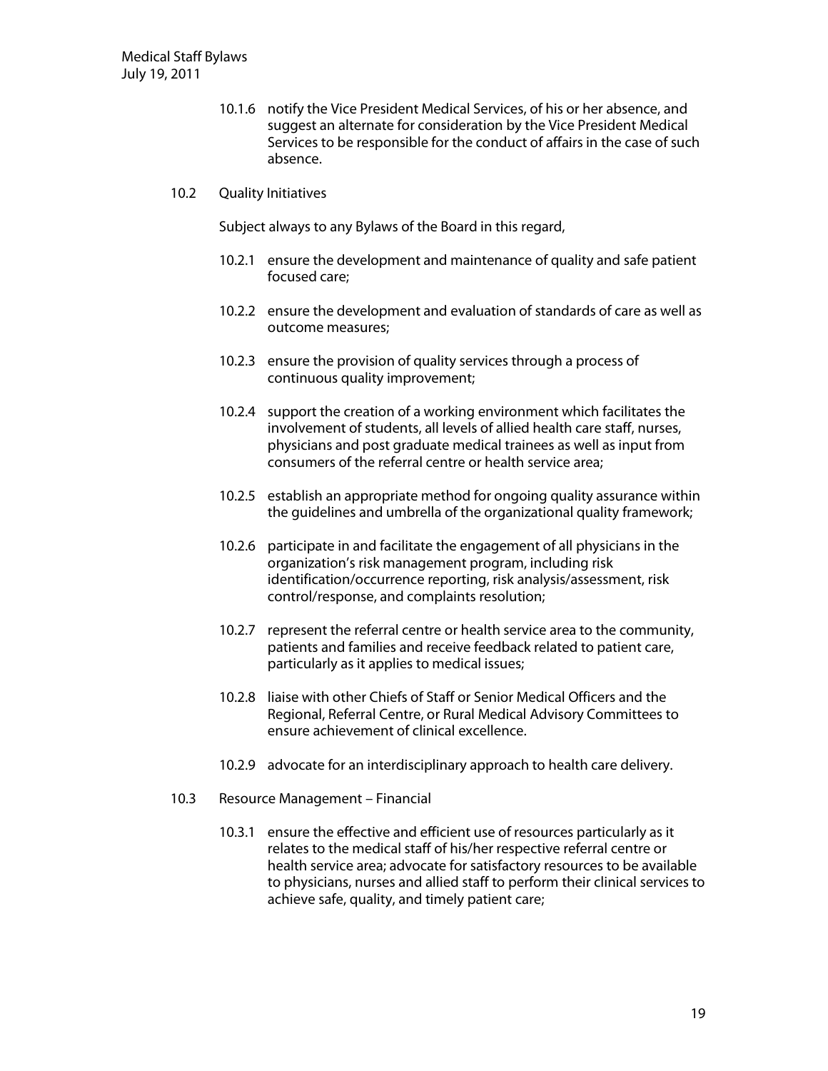10.1.6 notify the Vice President Medical Services, of his or her absence, and suggest an alternate for consideration by the Vice President Medical Services to be responsible for the conduct of affairs in the case of such absence.

10.2 Quality Initiatives

Subject always to any Bylaws of the Board in this regard,

10.2.1 ensure the development and maintenance of quality and safe patient focused care;

10.2.2 ensure the development and evaluation of standards of care as well as outcome measures;

10.2.3 ensure the provision of quality services through a process of continuous quality improvement;

10.2.4 support the creation of a working environment which facilitates the involvement of students, all levels of allied health care staff, nurses, physicians and post graduate medical trainees as well as input from consumers of the referral centre or health service area;

10.2.5 establish an appropriate method for ongoing quality assurance within the guidelines and umbrella of the organizational quality framework;

10.2.6 participate in and facilitate the engagement of all physicians in the organization's risk management program, including risk identification/occurrence reporting, risk analysis/assessment, risk control/response, and complaints resolution;

10.2.7 represent the referral centre or health service area to the community, patients and families and receive feedback related to patient care, particularly as it applies to medical issues;

10.2.8 liaise with other Chiefs of Staff or Senior Medical Officers and the Regional, Referral Centre, or Rural Medical Advisory Committees to ensure achievement of clinical excellence.

10.2.9 advocate for an interdisciplinary approach to health care delivery.

10.3 Resource Management – Financial

10.3.1 ensure the effective and efficient use of resources particularly as it relates to the medical staff of his/her respective referral centre or health service area; advocate for satisfactory resources to be available to physicians, nurses and allied staff to perform their clinical services to achieve safe, quality, and timely patient care;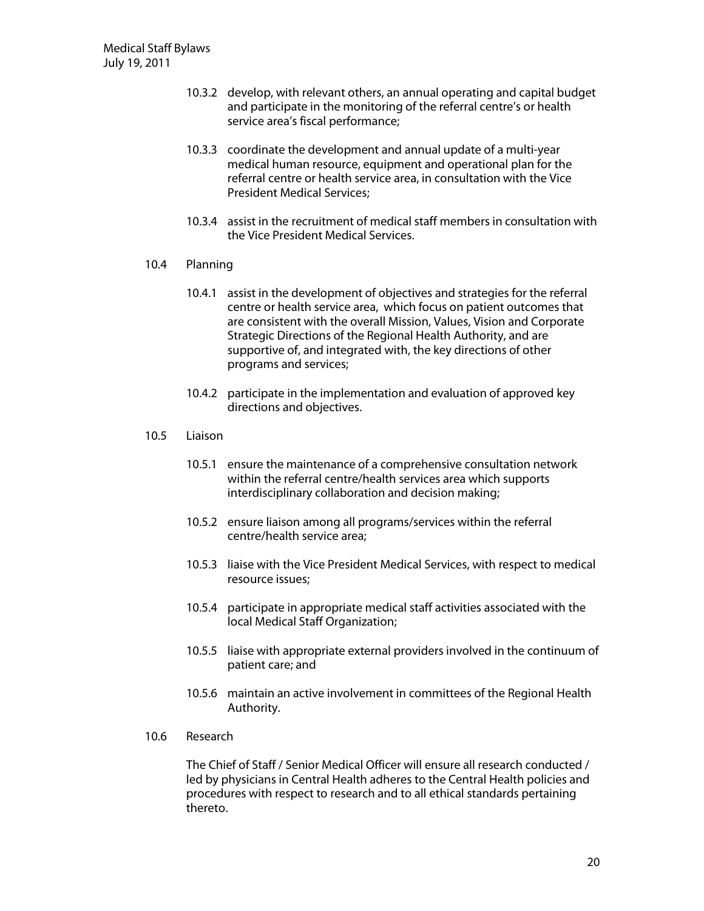10.3.2 develop, with relevant others, an annual operating and capital budget and participate in the monitoring of the referral centre's or health service area's fiscal performance;

10.3.3 coordinate the development and annual update of a multi-year medical human resource, equipment and operational plan for the referral centre or health service area, in consultation with the Vice President Medical Services;

10.3.4 assist in the recruitment of medical staff members in consultation with the Vice President Medical Services.

10.4 Planning

10.4.1 assist in the development of objectives and strategies for the referral centre or health service area, which focus on patient outcomes that are consistent with the overall Mission, Values, Vision and Corporate Strategic Directions of the Regional Health Authority, and are supportive of, and integrated with, the key directions of other programs and services;

10.4.2 participate in the implementation and evaluation of approved key directions and objectives.

10.5 Liaison

10.5.1 ensure the maintenance of a comprehensive consultation network within the referral centre/health services area which supports interdisciplinary collaboration and decision making;

10.5.2 ensure liaison among all programs/services within the referral centre/health service area;

10.5.3 liaise with the Vice President Medical Services, with respect to medical resource issues;

10.5.4 participate in appropriate medical staff activities associated with the local Medical Staff Organization;

10.5.5 liaise with appropriate external providers involved in the continuum of patient care; and

10.5.6 maintain an active involvement in committees of the Regional Health Authority.

10.6 Research

The Chief of Staff / Senior Medical Officer will ensure all research conducted / led by physicians in Central Health adheres to the Central Health policies and procedures with respect to research and to all ethical standards pertaining thereto.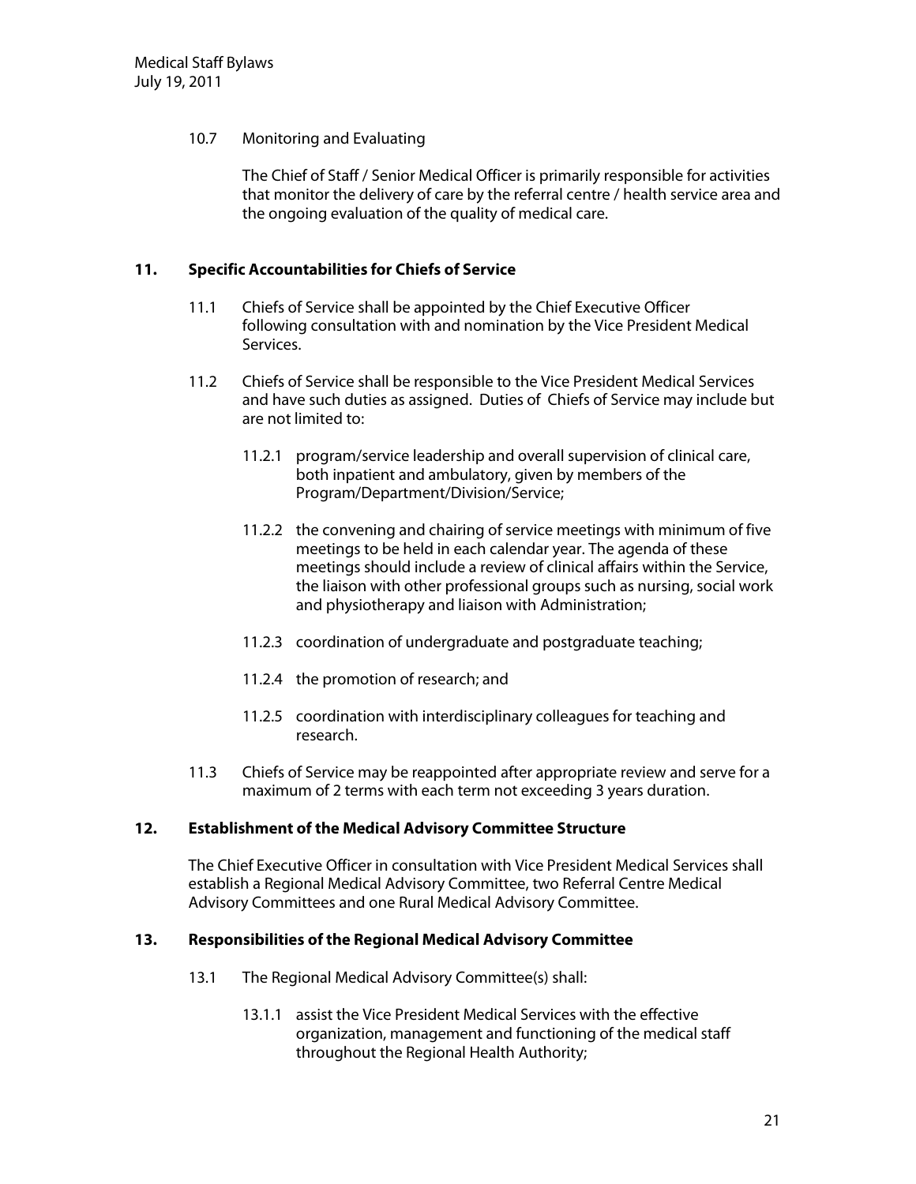10.7 Monitoring and Evaluating

The Chief of Staff / Senior Medical Officer is primarily responsible for activities that monitor the delivery of care by the referral centre / health service area and the ongoing evaluation of the quality of medical care.

## 11. Specific Accountabilities for Chiefs of Service

11.1 Chiefs of Service shall be appointed by the Chief Executive Officer following consultation with and nomination by the Vice President Medical Services.

11.2 Chiefs of Service shall be responsible to the Vice President Medical Services and have such duties as assigned. Duties of Chiefs of Service may include but are not limited to:

11.2.1 program/service leadership and overall supervision of clinical care, both inpatient and ambulatory, given by members of the Program/Department/Division/Service;

11.2.2 the convening and chairing of service meetings with minimum of five meetings to be held in each calendar year. The agenda of these meetings should include a review of clinical affairs within the Service, the liaison with other professional groups such as nursing, social work and physiotherapy and liaison with Administration;

11.2.3 coordination of undergraduate and postgraduate teaching;

11.2.4 the promotion of research; and

11.2.5 coordination with interdisciplinary colleagues for teaching and research.

11.3 Chiefs of Service may be reappointed after appropriate review and serve for a maximum of 2 terms with each term not exceeding 3 years duration.

## 12. Establishment of the Medical Advisory Committee Structure

The Chief Executive Officer in consultation with Vice President Medical Services shall establish a Regional Medical Advisory Committee, two Referral Centre Medical Advisory Committees and one Rural Medical Advisory Committee.

## 13. Responsibilities of the Regional Medical Advisory Committee

13.1 The Regional Medical Advisory Committee(s) shall:

13.1.1 assist the Vice President Medical Services with the effective organization, management and functioning of the medical staff throughout the Regional Health Authority;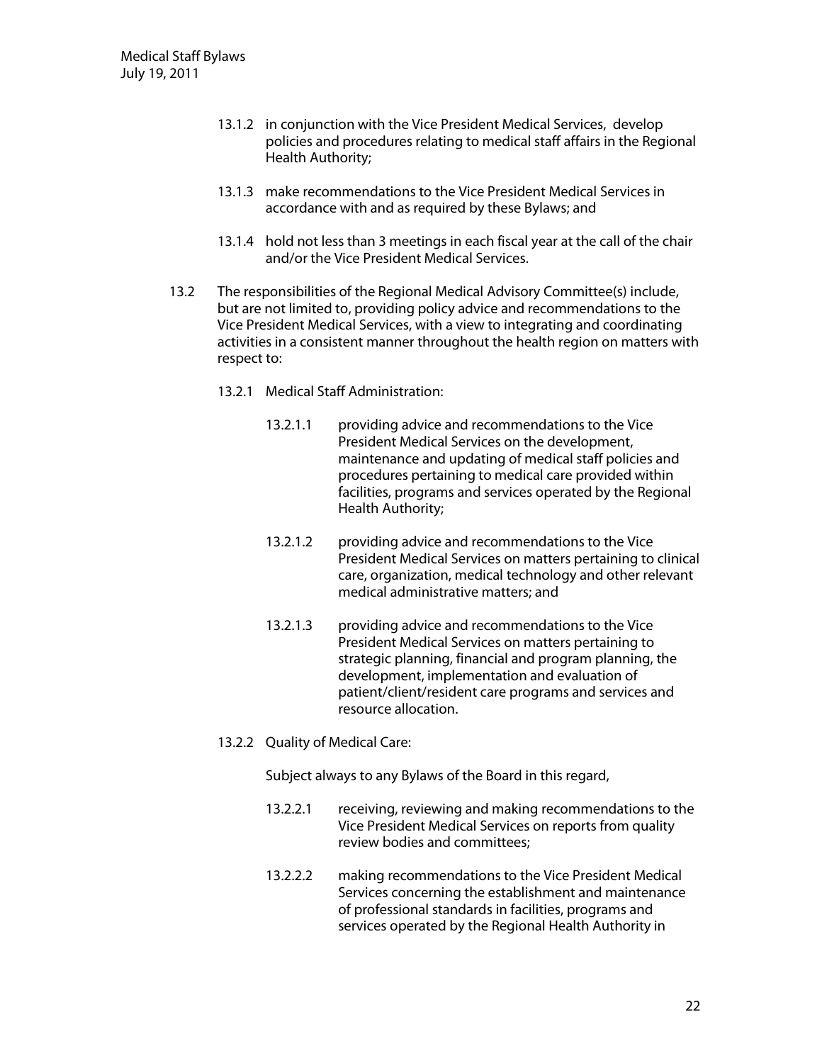13.1.2 in conjunction with the Vice President Medical Services, develop policies and procedures relating to medical staff affairs in the Regional Health Authority;

13.1.3 make recommendations to the Vice President Medical Services in accordance with and as required by these Bylaws; and

13.1.4 hold not less than 3 meetings in each fiscal year at the call of the chair and/or the Vice President Medical Services.

13.2 The responsibilities of the Regional Medical Advisory Committee(s) include, but are not limited to, providing policy advice and recommendations to the Vice President Medical Services, with a view to integrating and coordinating activities in a consistent manner throughout the health region on matters with respect to:

13.2.1 Medical Staff Administration:

13.2.1.1 providing advice and recommendations to the Vice President Medical Services on the development, maintenance and updating of medical staff policies and procedures pertaining to medical care provided within facilities, programs and services operated by the Regional Health Authority;

13.2.1.2 providing advice and recommendations to the Vice President Medical Services on matters pertaining to clinical care, organization, medical technology and other relevant medical administrative matters; and

13.2.1.3 providing advice and recommendations to the Vice President Medical Services on matters pertaining to strategic planning, financial and program planning, the development, implementation and evaluation of patient/client/resident care programs and services and resource allocation.

13.2.2 Quality of Medical Care:

Subject always to any Bylaws of the Board in this regard,

13.2.2.1 receiving, reviewing and making recommendations to the Vice President Medical Services on reports from quality review bodies and committees;

13.2.2.2 making recommendations to the Vice President Medical Services concerning the establishment and maintenance of professional standards in facilities, programs and services operated by the Regional Health Authority in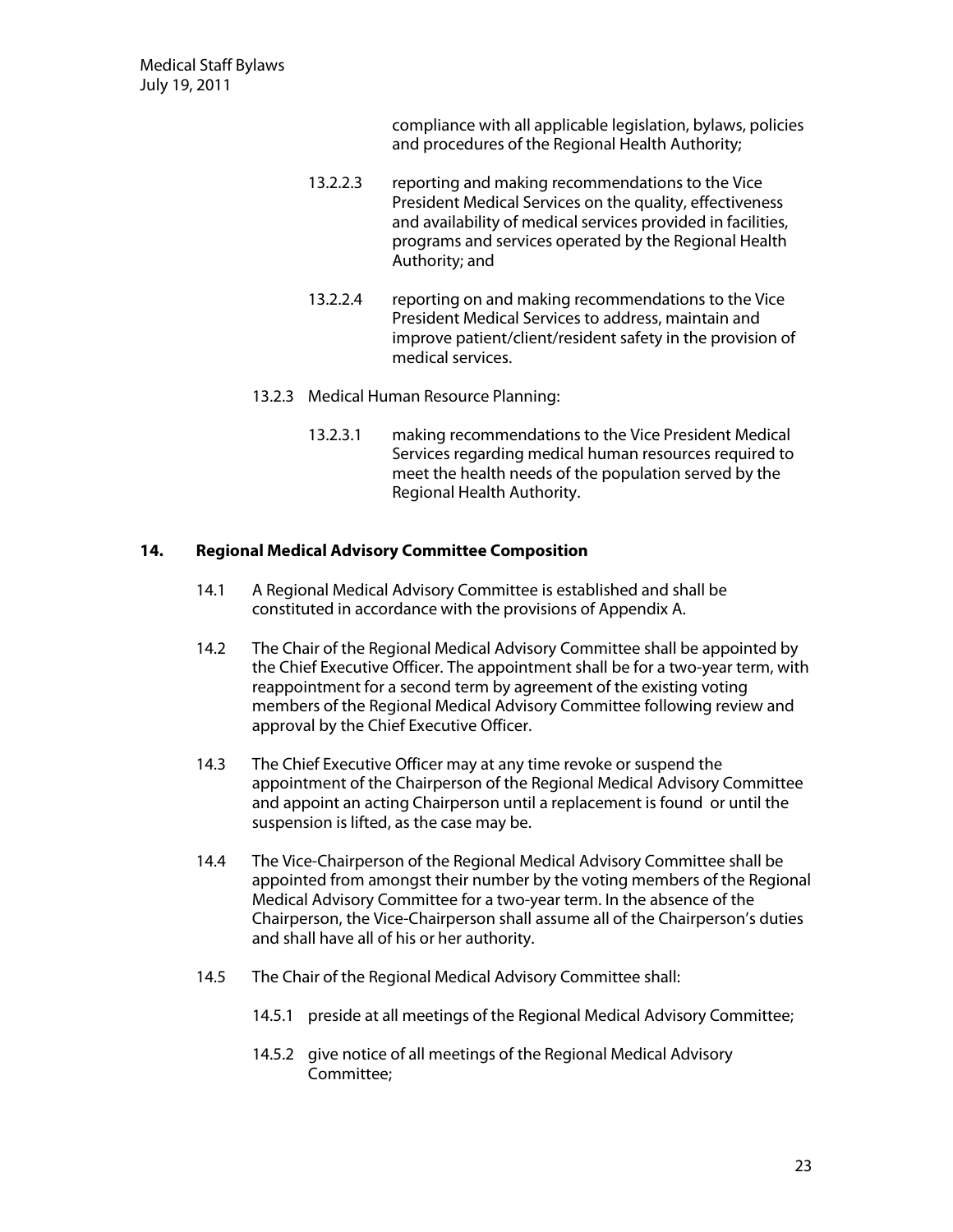compliance with all applicable legislation, bylaws, policies and procedures of the Regional Health Authority;

13.2.2.3 reporting and making recommendations to the Vice President Medical Services on the quality, effectiveness and availability of medical services provided in facilities, programs and services operated by the Regional Health Authority; and

13.2.2.4 reporting on and making recommendations to the Vice President Medical Services to address, maintain and improve patient/client/resident safety in the provision of medical services.

13.2.3 Medical Human Resource Planning:

13.2.3.1 making recommendations to the Vice President Medical Services regarding medical human resources required to meet the health needs of the population served by the Regional Health Authority.

## 14. Regional Medical Advisory Committee Composition

14.1 A Regional Medical Advisory Committee is established and shall be constituted in accordance with the provisions of Appendix A.

14.2 The Chair of the Regional Medical Advisory Committee shall be appointed by the Chief Executive Officer. The appointment shall be for a two-year term, with reappointment for a second term by agreement of the existing voting members of the Regional Medical Advisory Committee following review and approval by the Chief Executive Officer.

14.3 The Chief Executive Officer may at any time revoke or suspend the appointment of the Chairperson of the Regional Medical Advisory Committee and appoint an acting Chairperson until a replacement is found or until the suspension is lifted, as the case may be.

14.4 The Vice-Chairperson of the Regional Medical Advisory Committee shall be appointed from amongst their number by the voting members of the Regional Medical Advisory Committee for a two-year term. In the absence of the Chairperson, the Vice-Chairperson shall assume all of the Chairperson's duties and shall have all of his or her authority.

14.5 The Chair of the Regional Medical Advisory Committee shall:

14.5.1 preside at all meetings of the Regional Medical Advisory Committee;

14.5.2 give notice of all meetings of the Regional Medical Advisory Committee;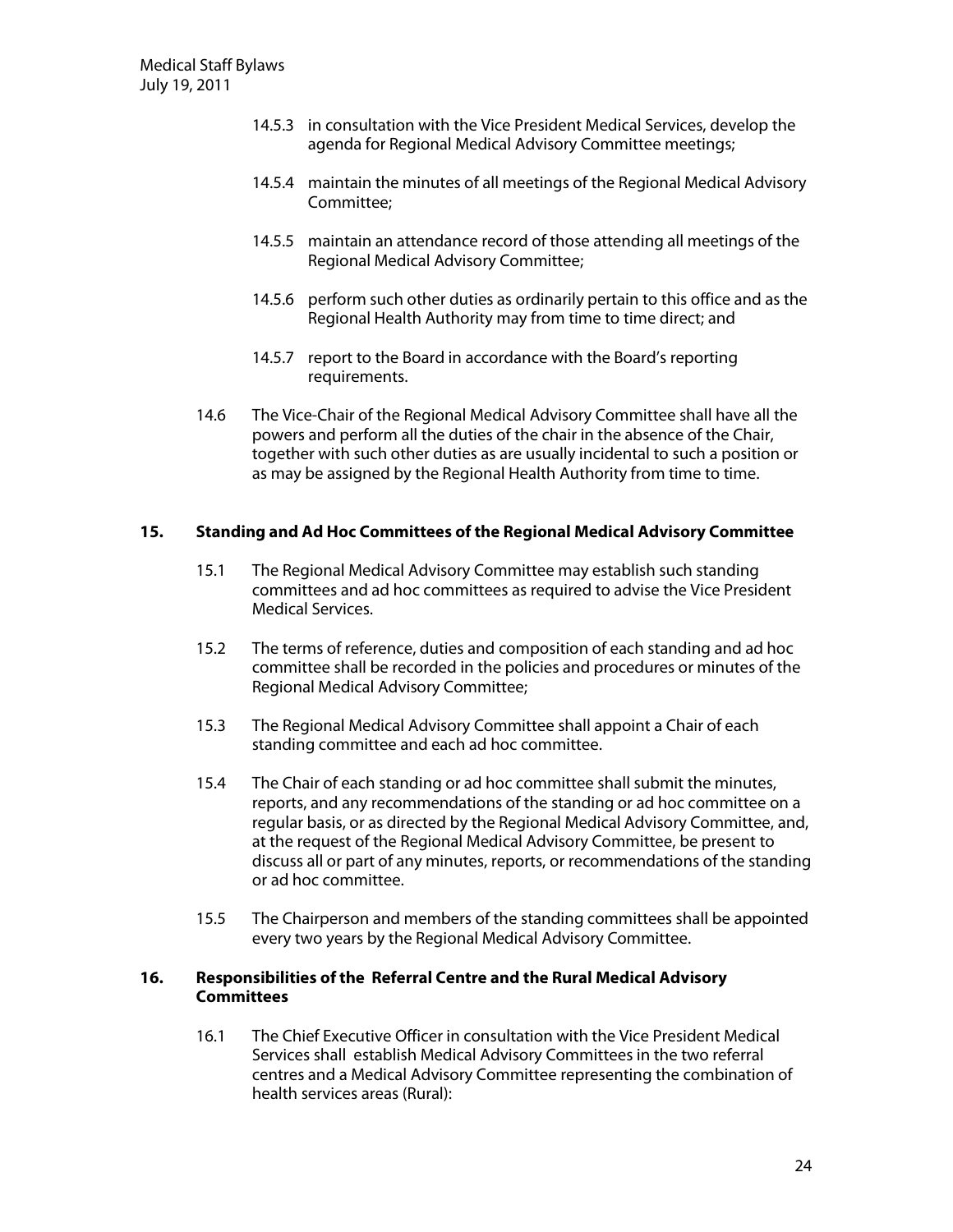14.5.3 in consultation with the Vice President Medical Services, develop the agenda for Regional Medical Advisory Committee meetings;

14.5.4 maintain the minutes of all meetings of the Regional Medical Advisory Committee;

14.5.5 maintain an attendance record of those attending all meetings of the Regional Medical Advisory Committee;

14.5.6 perform such other duties as ordinarily pertain to this office and as the Regional Health Authority may from time to time direct; and

14.5.7 report to the Board in accordance with the Board's reporting requirements.

14.6 The Vice-Chair of the Regional Medical Advisory Committee shall have all the powers and perform all the duties of the chair in the absence of the Chair, together with such other duties as are usually incidental to such a position or as may be assigned by the Regional Health Authority from time to time.

## 15. Standing and Ad Hoc Committees of the Regional Medical Advisory Committee

15.1 The Regional Medical Advisory Committee may establish such standing committees and ad hoc committees as required to advise the Vice President Medical Services.

15.2 The terms of reference, duties and composition of each standing and ad hoc committee shall be recorded in the policies and procedures or minutes of the Regional Medical Advisory Committee;

15.3 The Regional Medical Advisory Committee shall appoint a Chair of each standing committee and each ad hoc committee.

15.4 The Chair of each standing or ad hoc committee shall submit the minutes, reports, and any recommendations of the standing or ad hoc committee on a regular basis, or as directed by the Regional Medical Advisory Committee, and, at the request of the Regional Medical Advisory Committee, be present to discuss all or part of any minutes, reports, or recommendations of the standing or ad hoc committee.

15.5 The Chairperson and members of the standing committees shall be appointed every two years by the Regional Medical Advisory Committee.

## 16. Responsibilities of the Referral Centre and the Rural Medical Advisory Committees

16.1 The Chief Executive Officer in consultation with the Vice President Medical Services shall establish Medical Advisory Committees in the two referral centres and a Medical Advisory Committee representing the combination of health services areas (Rural):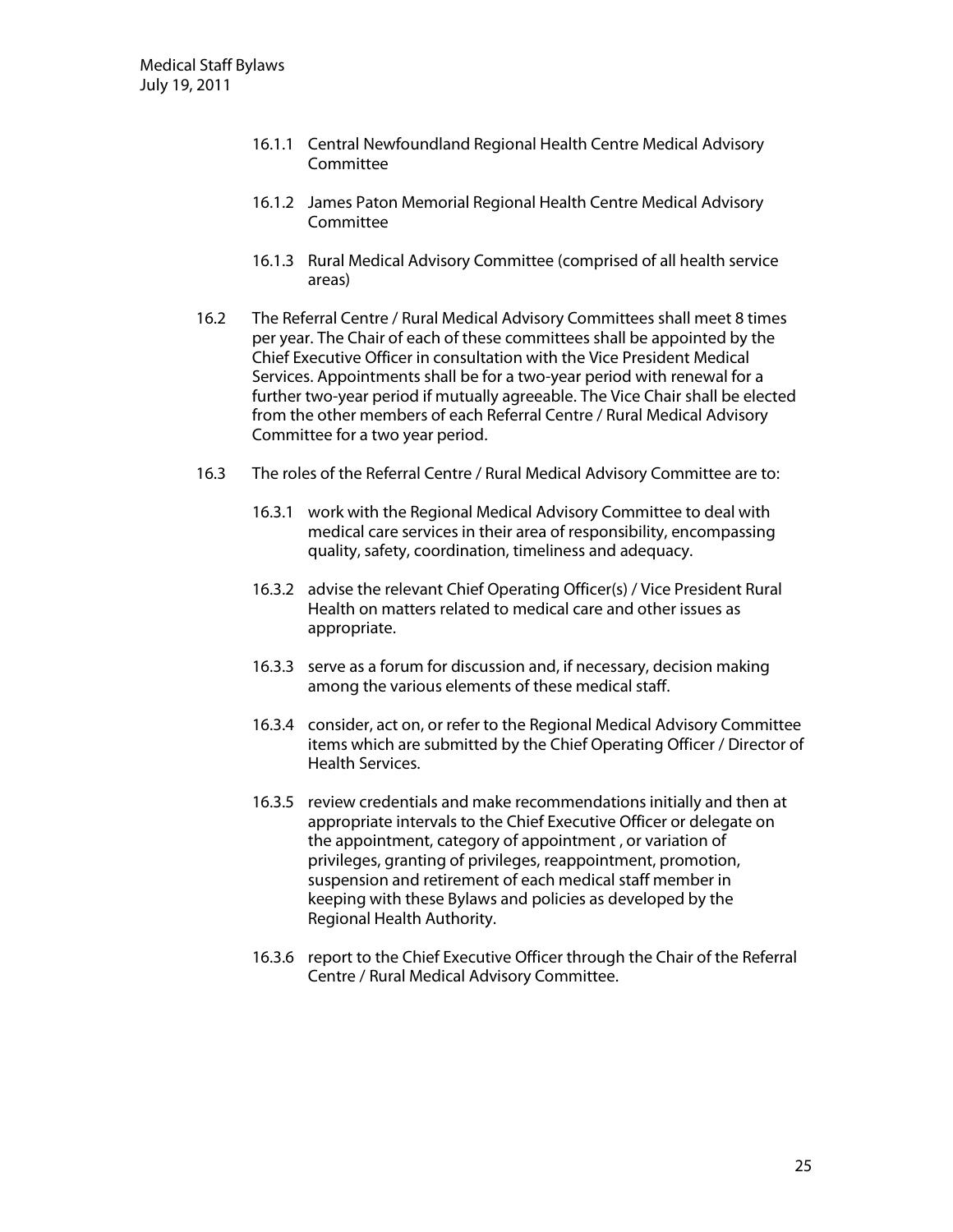16.1.1 Central Newfoundland Regional Health Centre Medical Advisory Committee

16.1.2 James Paton Memorial Regional Health Centre Medical Advisory Committee

16.1.3 Rural Medical Advisory Committee (comprised of all health service areas)

16.2 The Referral Centre / Rural Medical Advisory Committees shall meet 8 times per year. The Chair of each of these committees shall be appointed by the Chief Executive Officer in consultation with the Vice President Medical Services. Appointments shall be for a two-year period with renewal for a further two-year period if mutually agreeable. The Vice Chair shall be elected from the other members of each Referral Centre / Rural Medical Advisory Committee for a two year period.

16.3 The roles of the Referral Centre / Rural Medical Advisory Committee are to:

16.3.1 work with the Regional Medical Advisory Committee to deal with medical care services in their area of responsibility, encompassing quality, safety, coordination, timeliness and adequacy.

16.3.2 advise the relevant Chief Operating Officer(s) / Vice President Rural Health on matters related to medical care and other issues as appropriate.

16.3.3 serve as a forum for discussion and, if necessary, decision making among the various elements of these medical staff.

16.3.4 consider, act on, or refer to the Regional Medical Advisory Committee items which are submitted by the Chief Operating Officer / Director of Health Services.

16.3.5 review credentials and make recommendations initially and then at appropriate intervals to the Chief Executive Officer or delegate on the appointment, category of appointment , or variation of privileges, granting of privileges, reappointment, promotion, suspension and retirement of each medical staff member in keeping with these Bylaws and policies as developed by the Regional Health Authority.

16.3.6 report to the Chief Executive Officer through the Chair of the Referral Centre / Rural Medical Advisory Committee.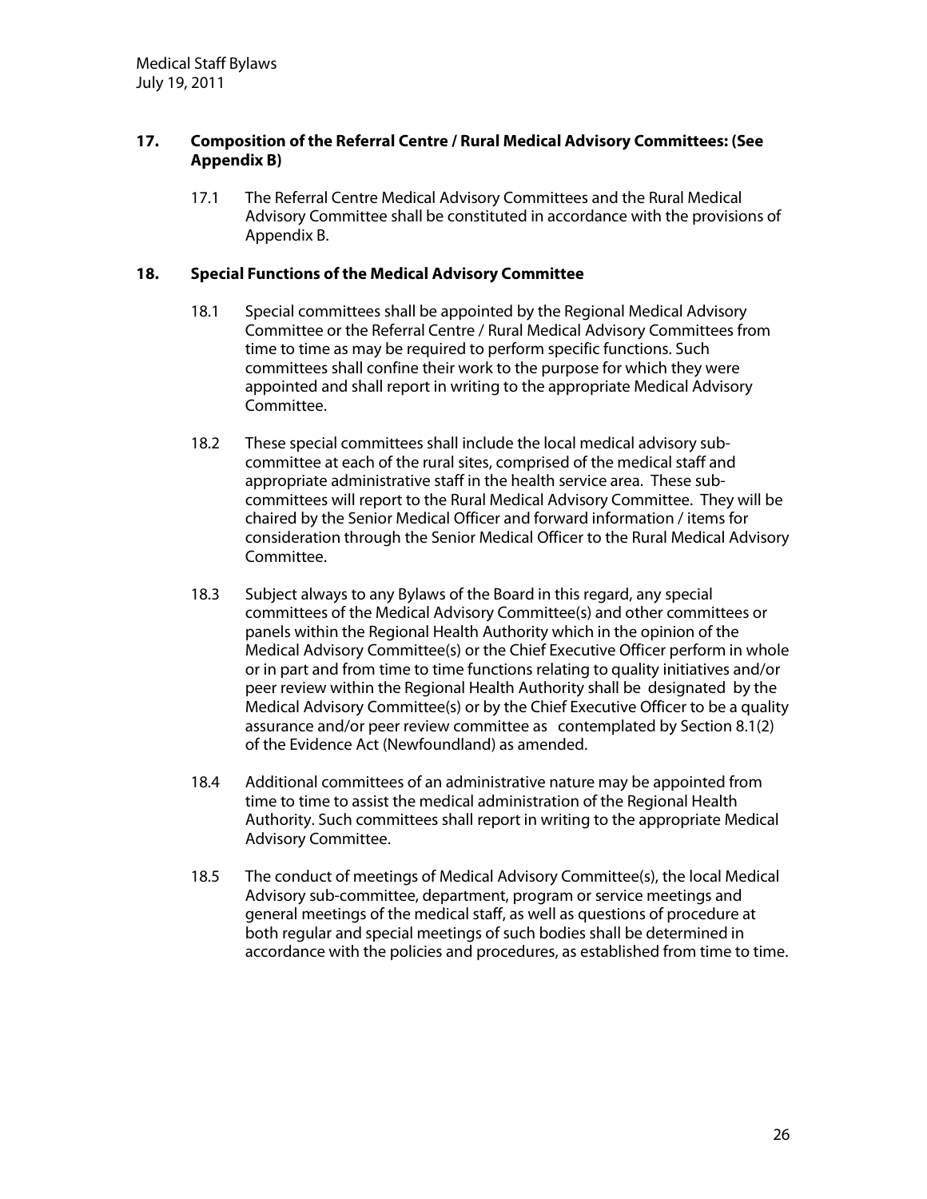## 17. Composition of the Referral Centre / Rural Medical Advisory Committees: (See Appendix B)

17.1 The Referral Centre Medical Advisory Committees and the Rural Medical Advisory Committee shall be constituted in accordance with the provisions of Appendix B.

## 18. Special Functions of the Medical Advisory Committee

18.1 Special committees shall be appointed by the Regional Medical Advisory Committee or the Referral Centre / Rural Medical Advisory Committees from time to time as may be required to perform specific functions. Such committees shall confine their work to the purpose for which they were appointed and shall report in writing to the appropriate Medical Advisory Committee.

18.2 These special committees shall include the local medical advisory sub-committee at each of the rural sites, comprised of the medical staff and appropriate administrative staff in the health service area. These sub-committees will report to the Rural Medical Advisory Committee. They will be chaired by the Senior Medical Officer and forward information / items for consideration through the Senior Medical Officer to the Rural Medical Advisory Committee.

18.3 Subject always to any Bylaws of the Board in this regard, any special committees of the Medical Advisory Committee(s) and other committees or panels within the Regional Health Authority which in the opinion of the Medical Advisory Committee(s) or the Chief Executive Officer perform in whole or in part and from time to time functions relating to quality initiatives and/or peer review within the Regional Health Authority shall be designated by the Medical Advisory Committee(s) or by the Chief Executive Officer to be a quality assurance and/or peer review committee as contemplated by Section 8.1(2) of the Evidence Act (Newfoundland) as amended.

18.4 Additional committees of an administrative nature may be appointed from time to time to assist the medical administration of the Regional Health Authority. Such committees shall report in writing to the appropriate Medical Advisory Committee.

18.5 The conduct of meetings of Medical Advisory Committee(s), the local Medical Advisory sub-committee, department, program or service meetings and general meetings of the medical staff, as well as questions of procedure at both regular and special meetings of such bodies shall be determined in accordance with the policies and procedures, as established from time to time.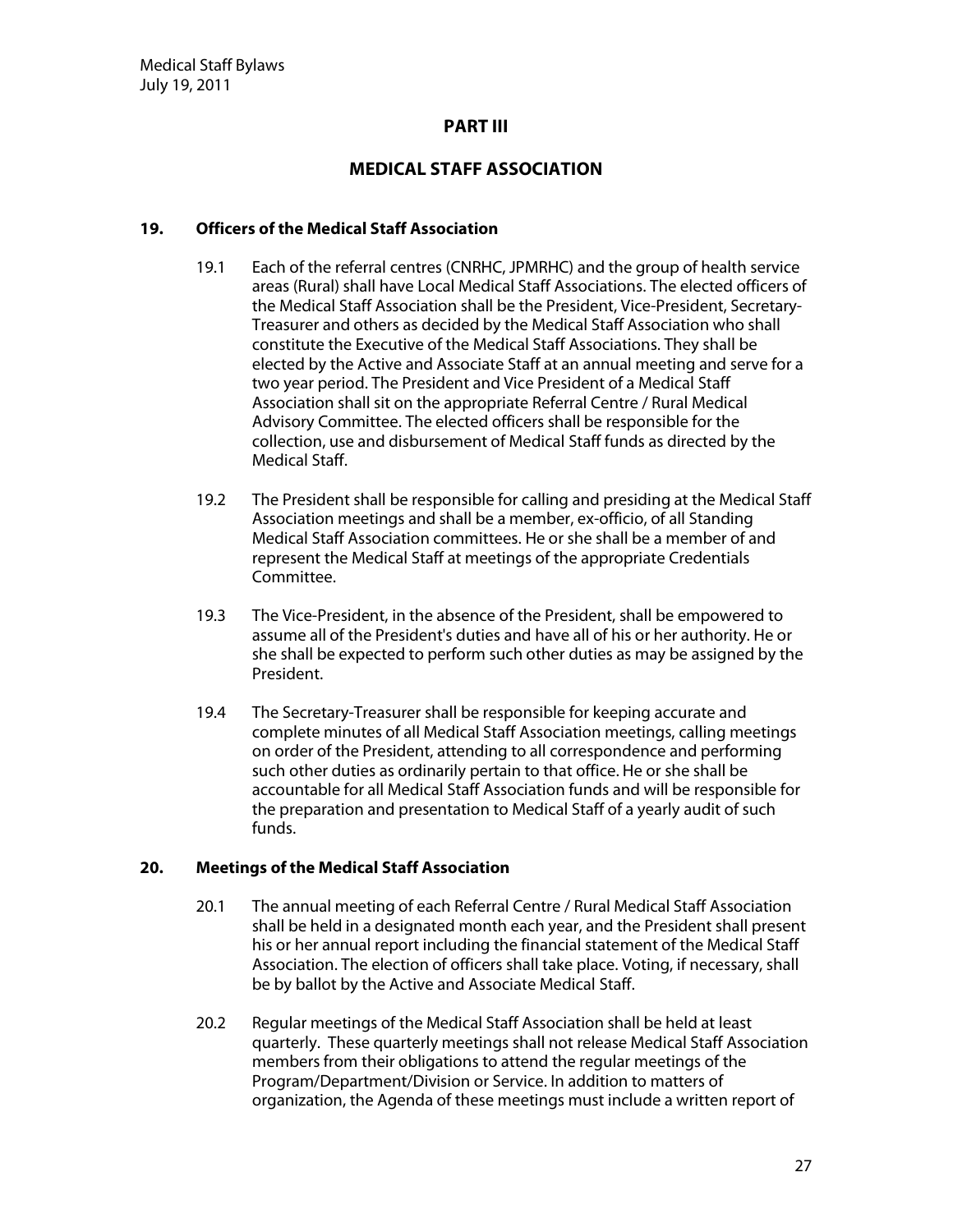# PART III

# MEDICAL STAFF ASSOCIATION

## 19. Officers of the Medical Staff Association

19.1 Each of the referral centres (CNRHC, JPMRHC) and the group of health service areas (Rural) shall have Local Medical Staff Associations. The elected officers of the Medical Staff Association shall be the President, Vice-President, Secretary-Treasurer and others as decided by the Medical Staff Association who shall constitute the Executive of the Medical Staff Associations. They shall be elected by the Active and Associate Staff at an annual meeting and serve for a two year period. The President and Vice President of a Medical Staff Association shall sit on the appropriate Referral Centre / Rural Medical Advisory Committee. The elected officers shall be responsible for the collection, use and disbursement of Medical Staff funds as directed by the Medical Staff.

19.2 The President shall be responsible for calling and presiding at the Medical Staff Association meetings and shall be a member, ex-officio, of all Standing Medical Staff Association committees. He or she shall be a member of and represent the Medical Staff at meetings of the appropriate Credentials Committee.

19.3 The Vice-President, in the absence of the President, shall be empowered to assume all of the President's duties and have all of his or her authority. He or she shall be expected to perform such other duties as may be assigned by the President.

19.4 The Secretary-Treasurer shall be responsible for keeping accurate and complete minutes of all Medical Staff Association meetings, calling meetings on order of the President, attending to all correspondence and performing such other duties as ordinarily pertain to that office. He or she shall be accountable for all Medical Staff Association funds and will be responsible for the preparation and presentation to Medical Staff of a yearly audit of such funds.

## 20. Meetings of the Medical Staff Association

20.1 The annual meeting of each Referral Centre / Rural Medical Staff Association shall be held in a designated month each year, and the President shall present his or her annual report including the financial statement of the Medical Staff Association. The election of officers shall take place. Voting, if necessary, shall be by ballot by the Active and Associate Medical Staff.

20.2 Regular meetings of the Medical Staff Association shall be held at least quarterly. These quarterly meetings shall not release Medical Staff Association members from their obligations to attend the regular meetings of the Program/Department/Division or Service. In addition to matters of organization, the Agenda of these meetings must include a written report of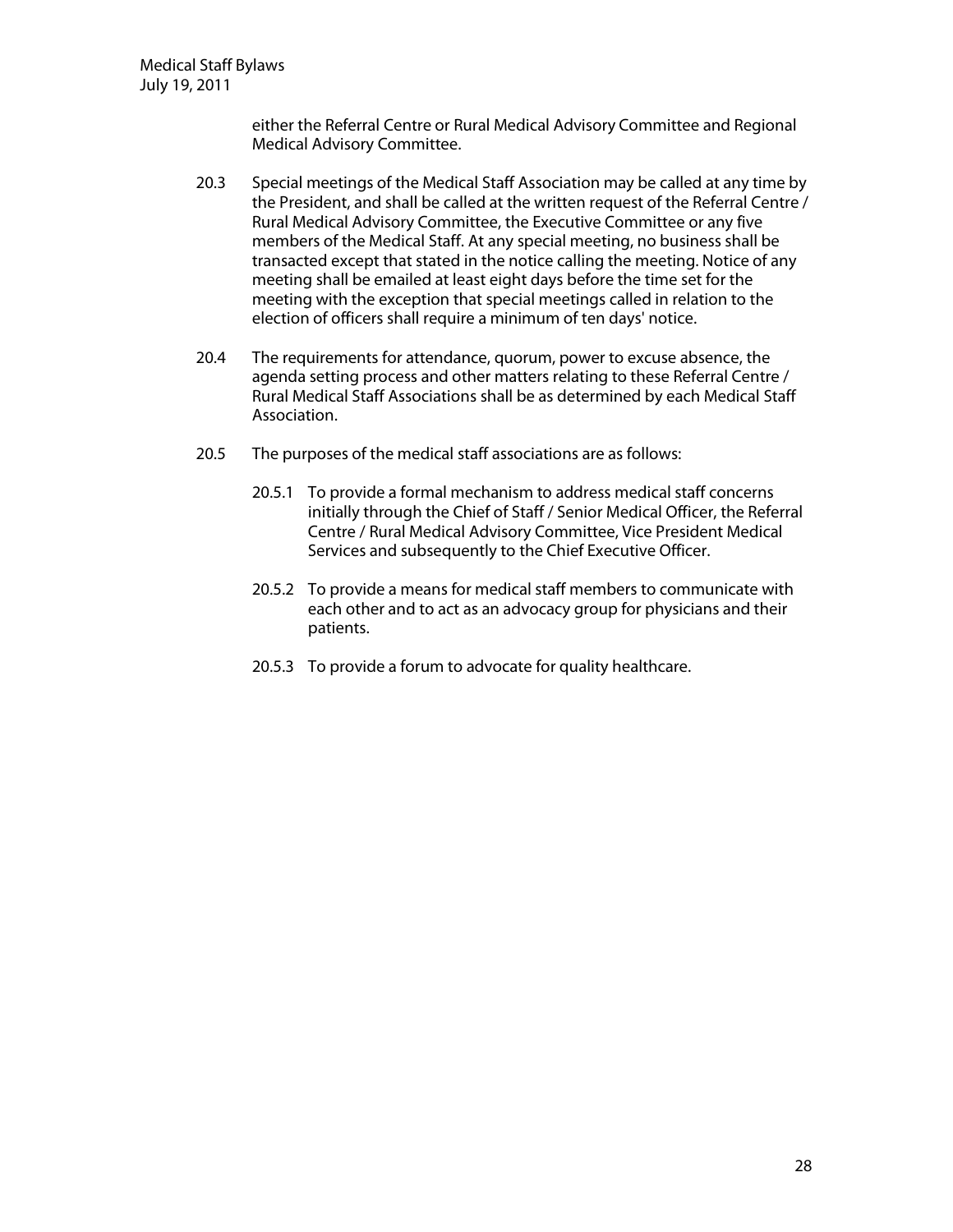either the Referral Centre or Rural Medical Advisory Committee and Regional Medical Advisory Committee.

20.3 Special meetings of the Medical Staff Association may be called at any time by the President, and shall be called at the written request of the Referral Centre / Rural Medical Advisory Committee, the Executive Committee or any five members of the Medical Staff. At any special meeting, no business shall be transacted except that stated in the notice calling the meeting. Notice of any meeting shall be emailed at least eight days before the time set for the meeting with the exception that special meetings called in relation to the election of officers shall require a minimum of ten days' notice.

20.4 The requirements for attendance, quorum, power to excuse absence, the agenda setting process and other matters relating to these Referral Centre / Rural Medical Staff Associations shall be as determined by each Medical Staff Association.

20.5 The purposes of the medical staff associations are as follows:

20.5.1 To provide a formal mechanism to address medical staff concerns initially through the Chief of Staff / Senior Medical Officer, the Referral Centre / Rural Medical Advisory Committee, Vice President Medical Services and subsequently to the Chief Executive Officer.

20.5.2 To provide a means for medical staff members to communicate with each other and to act as an advocacy group for physicians and their patients.

20.5.3 To provide a forum to advocate for quality healthcare.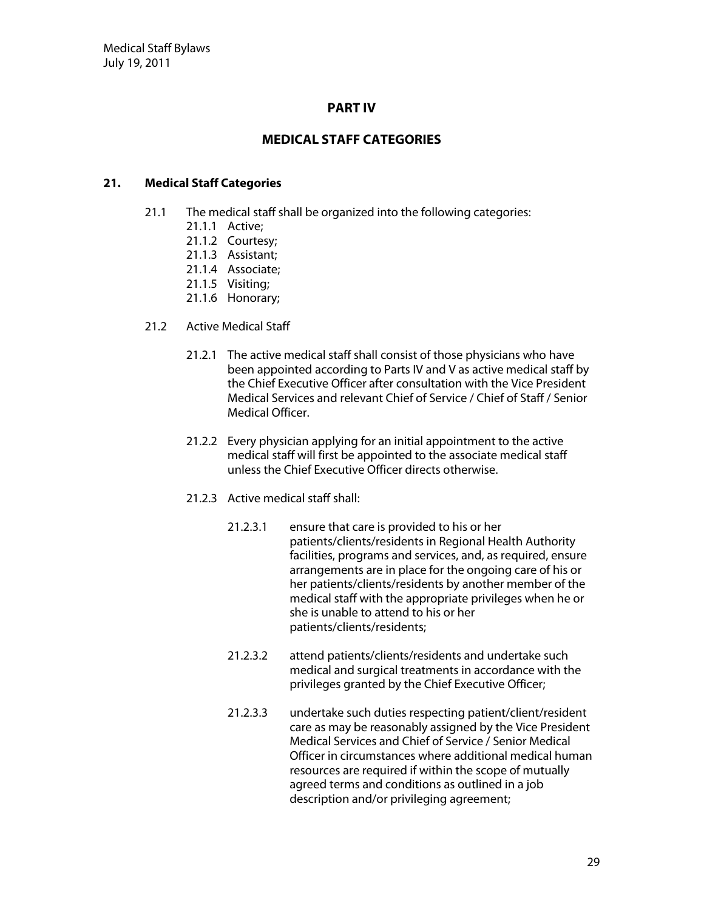# PART IV

# MEDICAL STAFF CATEGORIES

## 21. Medical Staff Categories

21.1 The medical staff shall be organized into the following categories:

- 21.1.1 Active;
- 21.1.2 Courtesy;
- 21.1.3 Assistant;
- 21.1.4 Associate;
- 21.1.5 Visiting;
- 21.1.6 Honorary;

21.2 Active Medical Staff

21.2.1 The active medical staff shall consist of those physicians who have been appointed according to Parts IV and V as active medical staff by the Chief Executive Officer after consultation with the Vice President Medical Services and relevant Chief of Service / Chief of Staff / Senior Medical Officer.

21.2.2 Every physician applying for an initial appointment to the active medical staff will first be appointed to the associate medical staff unless the Chief Executive Officer directs otherwise.

21.2.3 Active medical staff shall:

21.2.3.1 ensure that care is provided to his or her patients/clients/residents in Regional Health Authority facilities, programs and services, and, as required, ensure arrangements are in place for the ongoing care of his or her patients/clients/residents by another member of the medical staff with the appropriate privileges when he or she is unable to attend to his or her patients/clients/residents;

21.2.3.2 attend patients/clients/residents and undertake such medical and surgical treatments in accordance with the privileges granted by the Chief Executive Officer;

21.2.3.3 undertake such duties respecting patient/client/resident care as may be reasonably assigned by the Vice President Medical Services and Chief of Service / Senior Medical Officer in circumstances where additional medical human resources are required if within the scope of mutually agreed terms and conditions as outlined in a job description and/or privileging agreement;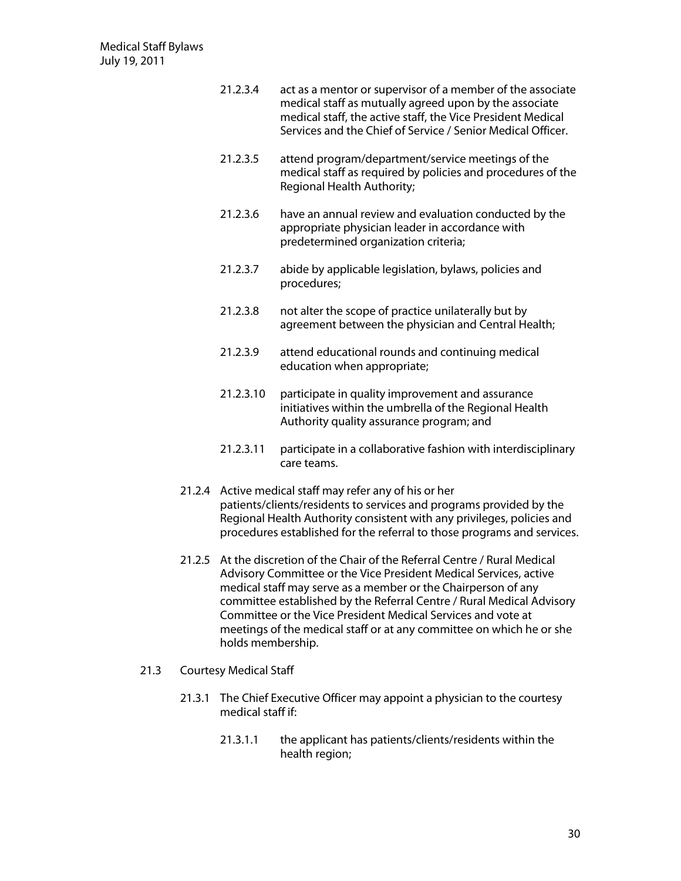21.2.3.4 act as a mentor or supervisor of a member of the associate medical staff as mutually agreed upon by the associate medical staff, the active staff, the Vice President Medical Services and the Chief of Service / Senior Medical Officer.

21.2.3.5 attend program/department/service meetings of the medical staff as required by policies and procedures of the Regional Health Authority;

21.2.3.6 have an annual review and evaluation conducted by the appropriate physician leader in accordance with predetermined organization criteria;

21.2.3.7 abide by applicable legislation, bylaws, policies and procedures;

21.2.3.8 not alter the scope of practice unilaterally but by agreement between the physician and Central Health;

21.2.3.9 attend educational rounds and continuing medical education when appropriate;

21.2.3.10 participate in quality improvement and assurance initiatives within the umbrella of the Regional Health Authority quality assurance program; and

21.2.3.11 participate in a collaborative fashion with interdisciplinary care teams.

21.2.4 Active medical staff may refer any of his or her patients/clients/residents to services and programs provided by the Regional Health Authority consistent with any privileges, policies and procedures established for the referral to those programs and services.

21.2.5 At the discretion of the Chair of the Referral Centre / Rural Medical Advisory Committee or the Vice President Medical Services, active medical staff may serve as a member or the Chairperson of any committee established by the Referral Centre / Rural Medical Advisory Committee or the Vice President Medical Services and vote at meetings of the medical staff or at any committee on which he or she holds membership.

21.3 Courtesy Medical Staff

21.3.1 The Chief Executive Officer may appoint a physician to the courtesy medical staff if:

21.3.1.1 the applicant has patients/clients/residents within the health region;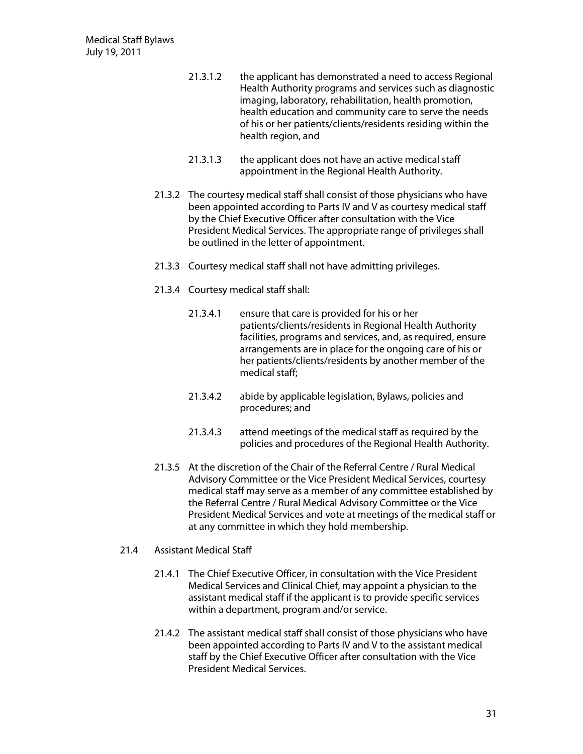21.3.1.2 the applicant has demonstrated a need to access Regional Health Authority programs and services such as diagnostic imaging, laboratory, rehabilitation, health promotion, health education and community care to serve the needs of his or her patients/clients/residents residing within the health region, and

21.3.1.3 the applicant does not have an active medical staff appointment in the Regional Health Authority.

21.3.2 The courtesy medical staff shall consist of those physicians who have been appointed according to Parts IV and V as courtesy medical staff by the Chief Executive Officer after consultation with the Vice President Medical Services. The appropriate range of privileges shall be outlined in the letter of appointment.

21.3.3 Courtesy medical staff shall not have admitting privileges.

21.3.4 Courtesy medical staff shall:

21.3.4.1 ensure that care is provided for his or her patients/clients/residents in Regional Health Authority facilities, programs and services, and, as required, ensure arrangements are in place for the ongoing care of his or her patients/clients/residents by another member of the medical staff;

21.3.4.2 abide by applicable legislation, Bylaws, policies and procedures; and

21.3.4.3 attend meetings of the medical staff as required by the policies and procedures of the Regional Health Authority.

21.3.5 At the discretion of the Chair of the Referral Centre / Rural Medical Advisory Committee or the Vice President Medical Services, courtesy medical staff may serve as a member of any committee established by the Referral Centre / Rural Medical Advisory Committee or the Vice President Medical Services and vote at meetings of the medical staff or at any committee in which they hold membership.

21.4 Assistant Medical Staff

21.4.1 The Chief Executive Officer, in consultation with the Vice President Medical Services and Clinical Chief, may appoint a physician to the assistant medical staff if the applicant is to provide specific services within a department, program and/or service.

21.4.2 The assistant medical staff shall consist of those physicians who have been appointed according to Parts IV and V to the assistant medical staff by the Chief Executive Officer after consultation with the Vice President Medical Services.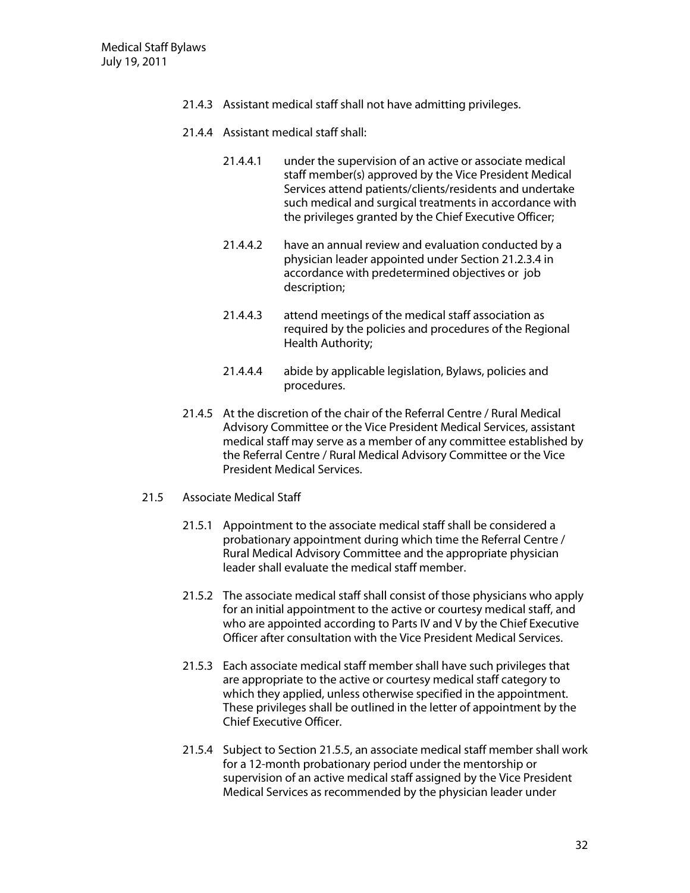21.4.3 Assistant medical staff shall not have admitting privileges.

21.4.4 Assistant medical staff shall:

21.4.4.1 under the supervision of an active or associate medical staff member(s) approved by the Vice President Medical Services attend patients/clients/residents and undertake such medical and surgical treatments in accordance with the privileges granted by the Chief Executive Officer;

21.4.4.2 have an annual review and evaluation conducted by a physician leader appointed under Section 21.2.3.4 in accordance with predetermined objectives or job description;

21.4.4.3 attend meetings of the medical staff association as required by the policies and procedures of the Regional Health Authority;

21.4.4.4 abide by applicable legislation, Bylaws, policies and procedures.

21.4.5 At the discretion of the chair of the Referral Centre / Rural Medical Advisory Committee or the Vice President Medical Services, assistant medical staff may serve as a member of any committee established by the Referral Centre / Rural Medical Advisory Committee or the Vice President Medical Services.

21.5 Associate Medical Staff

21.5.1 Appointment to the associate medical staff shall be considered a probationary appointment during which time the Referral Centre / Rural Medical Advisory Committee and the appropriate physician leader shall evaluate the medical staff member.

21.5.2 The associate medical staff shall consist of those physicians who apply for an initial appointment to the active or courtesy medical staff, and who are appointed according to Parts IV and V by the Chief Executive Officer after consultation with the Vice President Medical Services.

21.5.3 Each associate medical staff member shall have such privileges that are appropriate to the active or courtesy medical staff category to which they applied, unless otherwise specified in the appointment. These privileges shall be outlined in the letter of appointment by the Chief Executive Officer.

21.5.4 Subject to Section 21.5.5, an associate medical staff member shall work for a 12-month probationary period under the mentorship or supervision of an active medical staff assigned by the Vice President Medical Services as recommended by the physician leader under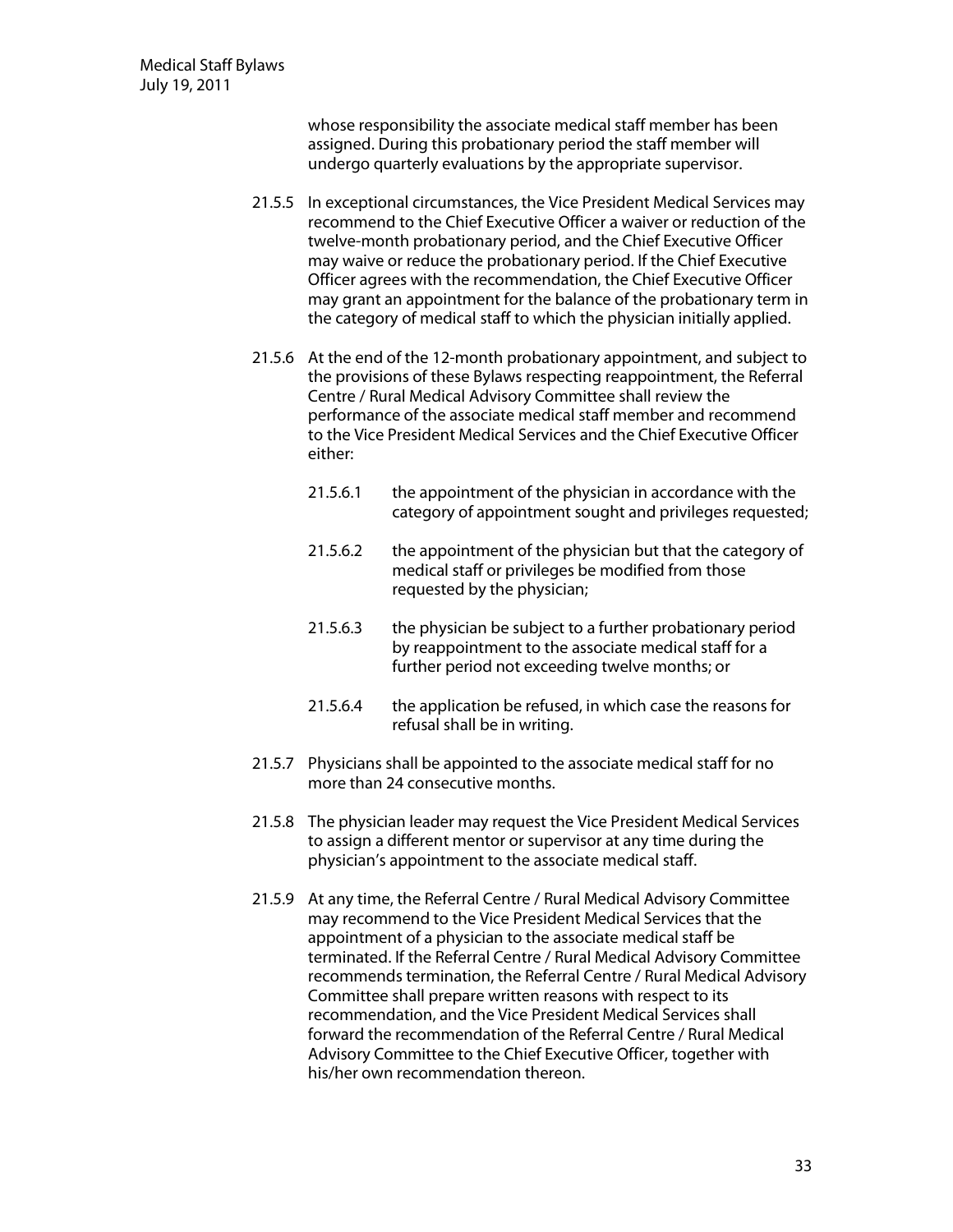whose responsibility the associate medical staff member has been assigned. During this probationary period the staff member will undergo quarterly evaluations by the appropriate supervisor.

21.5.5 In exceptional circumstances, the Vice President Medical Services may recommend to the Chief Executive Officer a waiver or reduction of the twelve-month probationary period, and the Chief Executive Officer may waive or reduce the probationary period. If the Chief Executive Officer agrees with the recommendation, the Chief Executive Officer may grant an appointment for the balance of the probationary term in the category of medical staff to which the physician initially applied.

21.5.6 At the end of the 12-month probationary appointment, and subject to the provisions of these Bylaws respecting reappointment, the Referral Centre / Rural Medical Advisory Committee shall review the performance of the associate medical staff member and recommend to the Vice President Medical Services and the Chief Executive Officer either:

21.5.6.1 the appointment of the physician in accordance with the category of appointment sought and privileges requested;

21.5.6.2 the appointment of the physician but that the category of medical staff or privileges be modified from those requested by the physician;

21.5.6.3 the physician be subject to a further probationary period by reappointment to the associate medical staff for a further period not exceeding twelve months; or

21.5.6.4 the application be refused, in which case the reasons for refusal shall be in writing.

21.5.7 Physicians shall be appointed to the associate medical staff for no more than 24 consecutive months.

21.5.8 The physician leader may request the Vice President Medical Services to assign a different mentor or supervisor at any time during the physician's appointment to the associate medical staff.

21.5.9 At any time, the Referral Centre / Rural Medical Advisory Committee may recommend to the Vice President Medical Services that the appointment of a physician to the associate medical staff be terminated. If the Referral Centre / Rural Medical Advisory Committee recommends termination, the Referral Centre / Rural Medical Advisory Committee shall prepare written reasons with respect to its recommendation, and the Vice President Medical Services shall forward the recommendation of the Referral Centre / Rural Medical Advisory Committee to the Chief Executive Officer, together with his/her own recommendation thereon.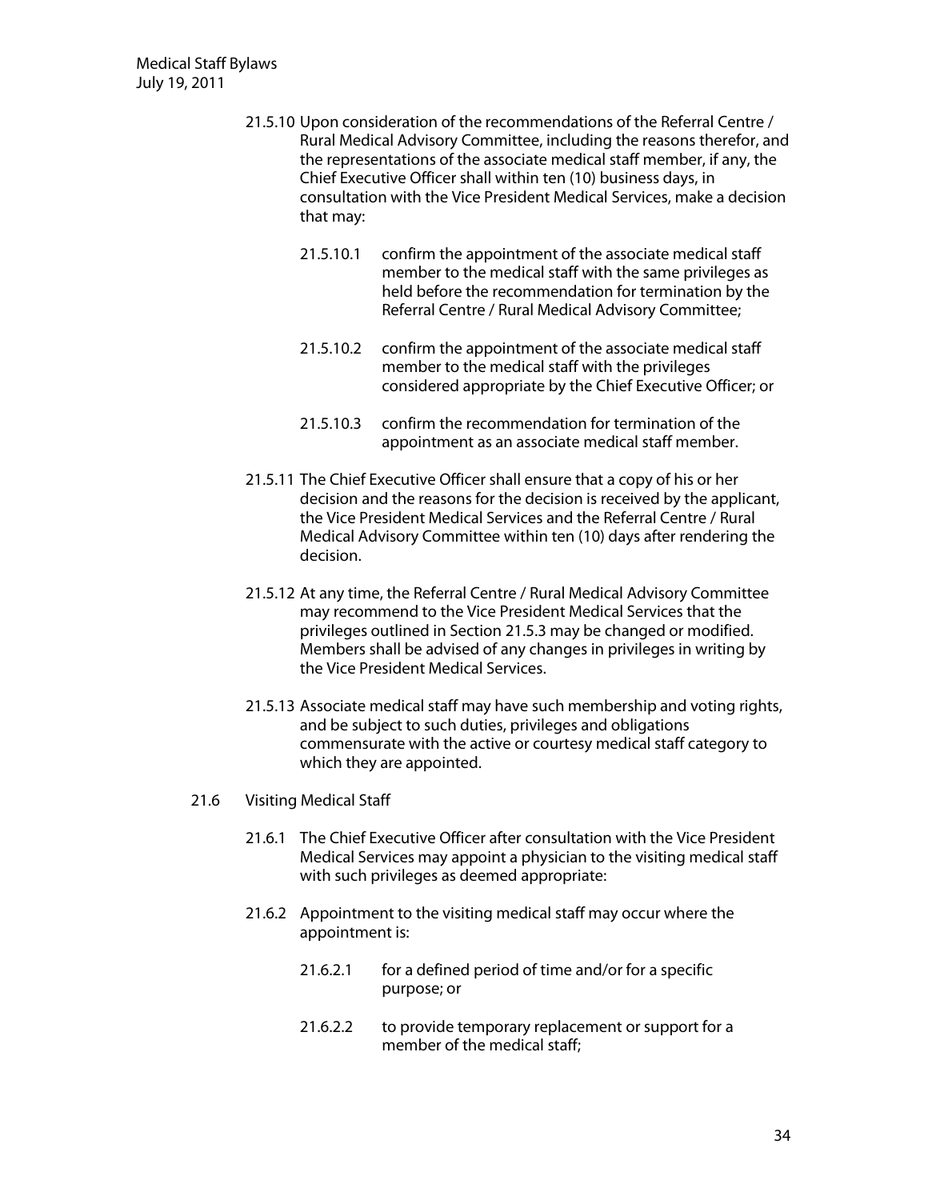21.5.10 Upon consideration of the recommendations of the Referral Centre / Rural Medical Advisory Committee, including the reasons therefor, and the representations of the associate medical staff member, if any, the Chief Executive Officer shall within ten (10) business days, in consultation with the Vice President Medical Services, make a decision that may:

21.5.10.1 confirm the appointment of the associate medical staff member to the medical staff with the same privileges as held before the recommendation for termination by the Referral Centre / Rural Medical Advisory Committee;

21.5.10.2 confirm the appointment of the associate medical staff member to the medical staff with the privileges considered appropriate by the Chief Executive Officer; or

21.5.10.3 confirm the recommendation for termination of the appointment as an associate medical staff member.

21.5.11 The Chief Executive Officer shall ensure that a copy of his or her decision and the reasons for the decision is received by the applicant, the Vice President Medical Services and the Referral Centre / Rural Medical Advisory Committee within ten (10) days after rendering the decision.

21.5.12 At any time, the Referral Centre / Rural Medical Advisory Committee may recommend to the Vice President Medical Services that the privileges outlined in Section 21.5.3 may be changed or modified. Members shall be advised of any changes in privileges in writing by the Vice President Medical Services.

21.5.13 Associate medical staff may have such membership and voting rights, and be subject to such duties, privileges and obligations commensurate with the active or courtesy medical staff category to which they are appointed.

21.6 Visiting Medical Staff

21.6.1 The Chief Executive Officer after consultation with the Vice President Medical Services may appoint a physician to the visiting medical staff with such privileges as deemed appropriate:

21.6.2 Appointment to the visiting medical staff may occur where the appointment is:

21.6.2.1 for a defined period of time and/or for a specific purpose; or

21.6.2.2 to provide temporary replacement or support for a member of the medical staff;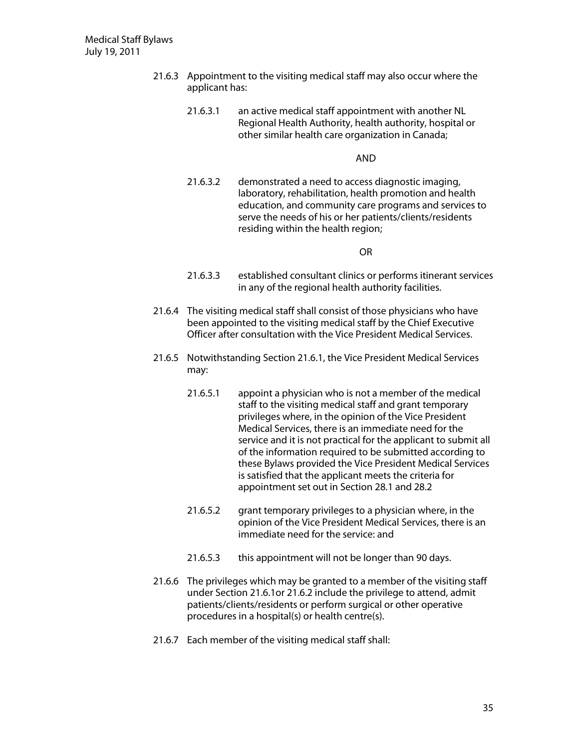21.6.3 Appointment to the visiting medical staff may also occur where the applicant has:

21.6.3.1 an active medical staff appointment with another NL Regional Health Authority, health authority, hospital or other similar health care organization in Canada;

AND

21.6.3.2 demonstrated a need to access diagnostic imaging, laboratory, rehabilitation, health promotion and health education, and community care programs and services to serve the needs of his or her patients/clients/residents residing within the health region;

OR

21.6.3.3 established consultant clinics or performs itinerant services in any of the regional health authority facilities.

21.6.4 The visiting medical staff shall consist of those physicians who have been appointed to the visiting medical staff by the Chief Executive Officer after consultation with the Vice President Medical Services.

21.6.5 Notwithstanding Section 21.6.1, the Vice President Medical Services may:

21.6.5.1 appoint a physician who is not a member of the medical staff to the visiting medical staff and grant temporary privileges where, in the opinion of the Vice President Medical Services, there is an immediate need for the service and it is not practical for the applicant to submit all of the information required to be submitted according to these Bylaws provided the Vice President Medical Services is satisfied that the applicant meets the criteria for appointment set out in Section 28.1 and 28.2

21.6.5.2 grant temporary privileges to a physician where, in the opinion of the Vice President Medical Services, there is an immediate need for the service: and

21.6.5.3 this appointment will not be longer than 90 days.

21.6.6 The privileges which may be granted to a member of the visiting staff under Section 21.6.1or 21.6.2 include the privilege to attend, admit patients/clients/residents or perform surgical or other operative procedures in a hospital(s) or health centre(s).

21.6.7 Each member of the visiting medical staff shall: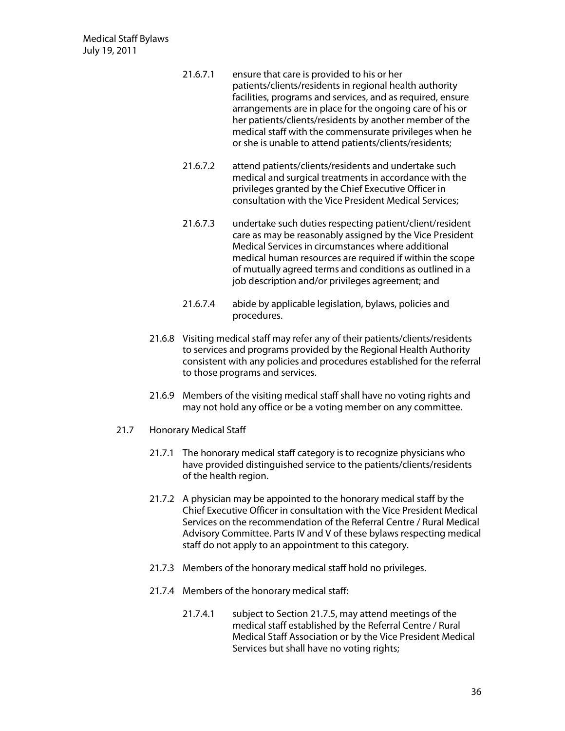21.6.7.1 ensure that care is provided to his or her patients/clients/residents in regional health authority facilities, programs and services, and as required, ensure arrangements are in place for the ongoing care of his or her patients/clients/residents by another member of the medical staff with the commensurate privileges when he or she is unable to attend patients/clients/residents;

21.6.7.2 attend patients/clients/residents and undertake such medical and surgical treatments in accordance with the privileges granted by the Chief Executive Officer in consultation with the Vice President Medical Services;

21.6.7.3 undertake such duties respecting patient/client/resident care as may be reasonably assigned by the Vice President Medical Services in circumstances where additional medical human resources are required if within the scope of mutually agreed terms and conditions as outlined in a job description and/or privileges agreement; and

21.6.7.4 abide by applicable legislation, bylaws, policies and procedures.

21.6.8 Visiting medical staff may refer any of their patients/clients/residents to services and programs provided by the Regional Health Authority consistent with any policies and procedures established for the referral to those programs and services.

21.6.9 Members of the visiting medical staff shall have no voting rights and may not hold any office or be a voting member on any committee.

21.7 Honorary Medical Staff

21.7.1 The honorary medical staff category is to recognize physicians who have provided distinguished service to the patients/clients/residents of the health region.

21.7.2 A physician may be appointed to the honorary medical staff by the Chief Executive Officer in consultation with the Vice President Medical Services on the recommendation of the Referral Centre / Rural Medical Advisory Committee. Parts IV and V of these bylaws respecting medical staff do not apply to an appointment to this category.

21.7.3 Members of the honorary medical staff hold no privileges.

21.7.4 Members of the honorary medical staff:

21.7.4.1 subject to Section 21.7.5, may attend meetings of the medical staff established by the Referral Centre / Rural Medical Staff Association or by the Vice President Medical Services but shall have no voting rights;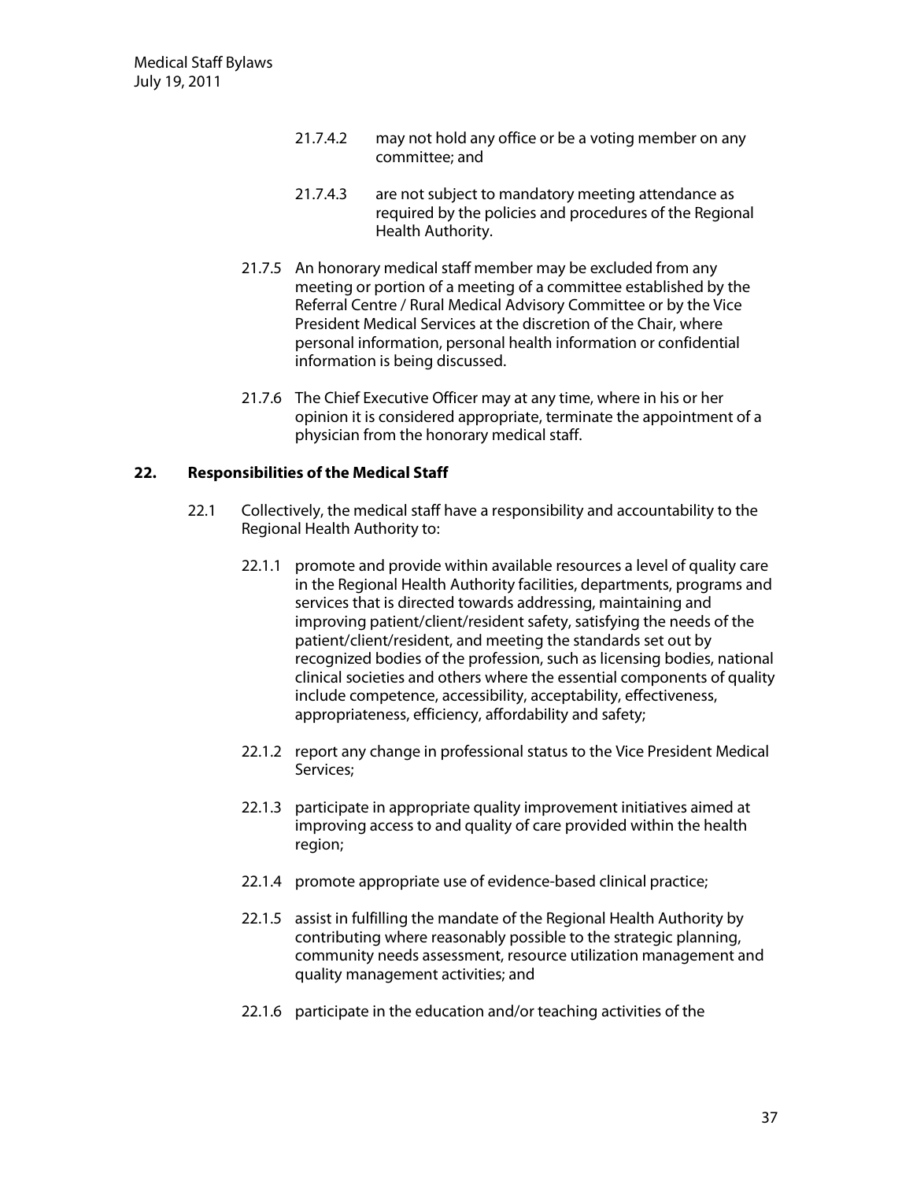21.7.4.2 may not hold any office or be a voting member on any committee; and

21.7.4.3 are not subject to mandatory meeting attendance as required by the policies and procedures of the Regional Health Authority.

21.7.5 An honorary medical staff member may be excluded from any meeting or portion of a meeting of a committee established by the Referral Centre / Rural Medical Advisory Committee or by the Vice President Medical Services at the discretion of the Chair, where personal information, personal health information or confidential information is being discussed.

21.7.6 The Chief Executive Officer may at any time, where in his or her opinion it is considered appropriate, terminate the appointment of a physician from the honorary medical staff.

## 22. Responsibilities of the Medical Staff

22.1 Collectively, the medical staff have a responsibility and accountability to the Regional Health Authority to:

22.1.1 promote and provide within available resources a level of quality care in the Regional Health Authority facilities, departments, programs and services that is directed towards addressing, maintaining and improving patient/client/resident safety, satisfying the needs of the patient/client/resident, and meeting the standards set out by recognized bodies of the profession, such as licensing bodies, national clinical societies and others where the essential components of quality include competence, accessibility, acceptability, effectiveness, appropriateness, efficiency, affordability and safety;

22.1.2 report any change in professional status to the Vice President Medical Services;

22.1.3 participate in appropriate quality improvement initiatives aimed at improving access to and quality of care provided within the health region;

22.1.4 promote appropriate use of evidence-based clinical practice;

22.1.5 assist in fulfilling the mandate of the Regional Health Authority by contributing where reasonably possible to the strategic planning, community needs assessment, resource utilization management and quality management activities; and

22.1.6 participate in the education and/or teaching activities of the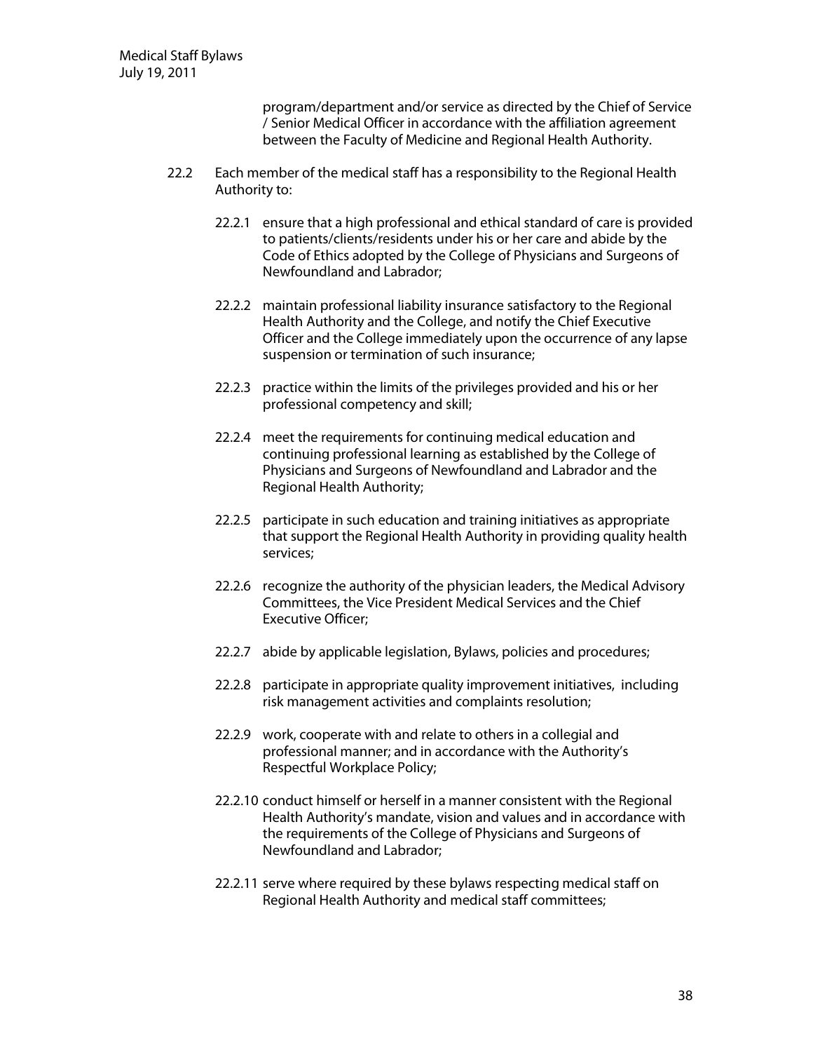program/department and/or service as directed by the Chief of Service / Senior Medical Officer in accordance with the affiliation agreement between the Faculty of Medicine and Regional Health Authority.

22.2 Each member of the medical staff has a responsibility to the Regional Health Authority to:

22.2.1 ensure that a high professional and ethical standard of care is provided to patients/clients/residents under his or her care and abide by the Code of Ethics adopted by the College of Physicians and Surgeons of Newfoundland and Labrador;

22.2.2 maintain professional liability insurance satisfactory to the Regional Health Authority and the College, and notify the Chief Executive Officer and the College immediately upon the occurrence of any lapse suspension or termination of such insurance;

22.2.3 practice within the limits of the privileges provided and his or her professional competency and skill;

22.2.4 meet the requirements for continuing medical education and continuing professional learning as established by the College of Physicians and Surgeons of Newfoundland and Labrador and the Regional Health Authority;

22.2.5 participate in such education and training initiatives as appropriate that support the Regional Health Authority in providing quality health services;

22.2.6 recognize the authority of the physician leaders, the Medical Advisory Committees, the Vice President Medical Services and the Chief Executive Officer;

22.2.7 abide by applicable legislation, Bylaws, policies and procedures;

22.2.8 participate in appropriate quality improvement initiatives, including risk management activities and complaints resolution;

22.2.9 work, cooperate with and relate to others in a collegial and professional manner; and in accordance with the Authority's Respectful Workplace Policy;

22.2.10 conduct himself or herself in a manner consistent with the Regional Health Authority's mandate, vision and values and in accordance with the requirements of the College of Physicians and Surgeons of Newfoundland and Labrador;

22.2.11 serve where required by these bylaws respecting medical staff on Regional Health Authority and medical staff committees;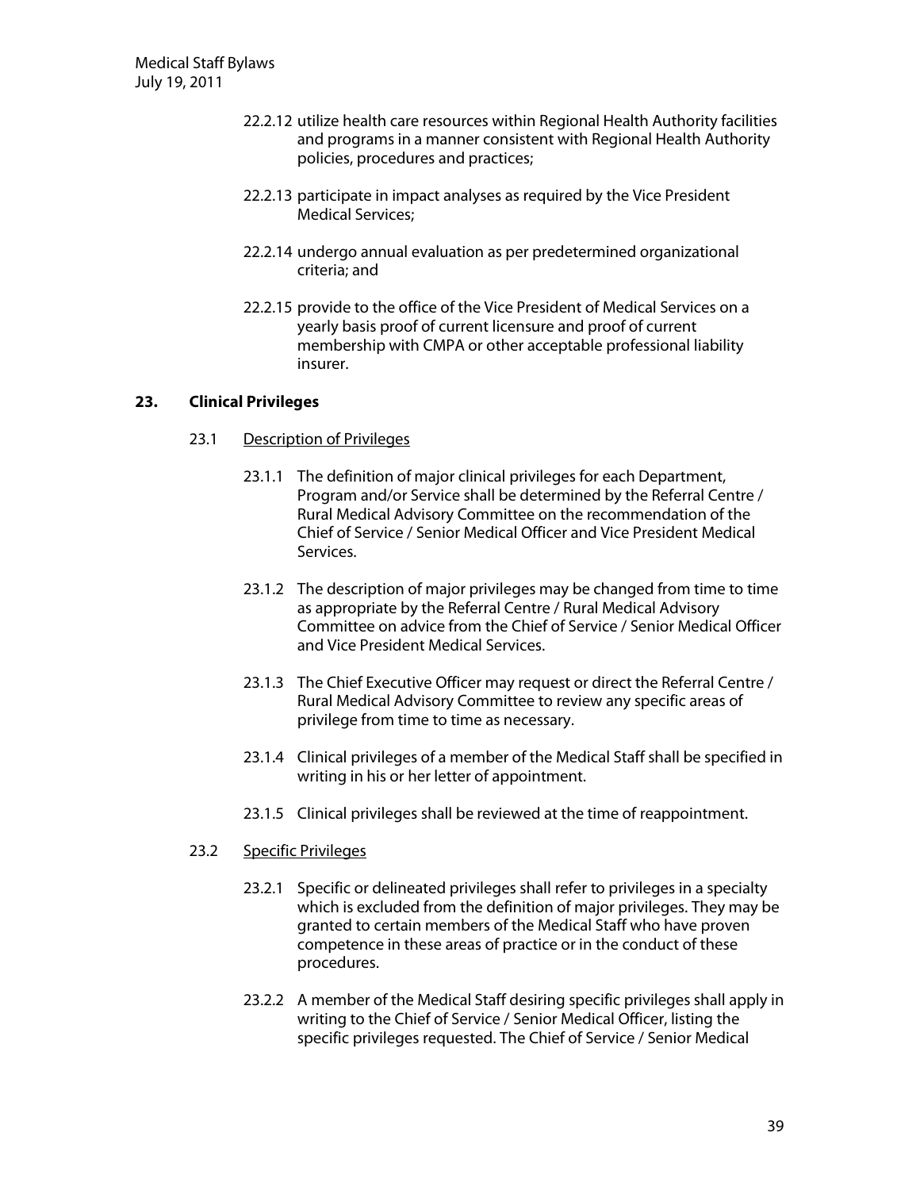22.2.12 utilize health care resources within Regional Health Authority facilities and programs in a manner consistent with Regional Health Authority policies, procedures and practices;

22.2.13 participate in impact analyses as required by the Vice President Medical Services;

22.2.14 undergo annual evaluation as per predetermined organizational criteria; and

22.2.15 provide to the office of the Vice President of Medical Services on a yearly basis proof of current licensure and proof of current membership with CMPA or other acceptable professional liability insurer.

## 23. Clinical Privileges

### 23.1 Description of Privileges

23.1.1 The definition of major clinical privileges for each Department, Program and/or Service shall be determined by the Referral Centre / Rural Medical Advisory Committee on the recommendation of the Chief of Service / Senior Medical Officer and Vice President Medical Services.

23.1.2 The description of major privileges may be changed from time to time as appropriate by the Referral Centre / Rural Medical Advisory Committee on advice from the Chief of Service / Senior Medical Officer and Vice President Medical Services.

23.1.3 The Chief Executive Officer may request or direct the Referral Centre / Rural Medical Advisory Committee to review any specific areas of privilege from time to time as necessary.

23.1.4 Clinical privileges of a member of the Medical Staff shall be specified in writing in his or her letter of appointment.

23.1.5 Clinical privileges shall be reviewed at the time of reappointment.

### 23.2 Specific Privileges

23.2.1 Specific or delineated privileges shall refer to privileges in a specialty which is excluded from the definition of major privileges. They may be granted to certain members of the Medical Staff who have proven competence in these areas of practice or in the conduct of these procedures.

23.2.2 A member of the Medical Staff desiring specific privileges shall apply in writing to the Chief of Service / Senior Medical Officer, listing the specific privileges requested. The Chief of Service / Senior Medical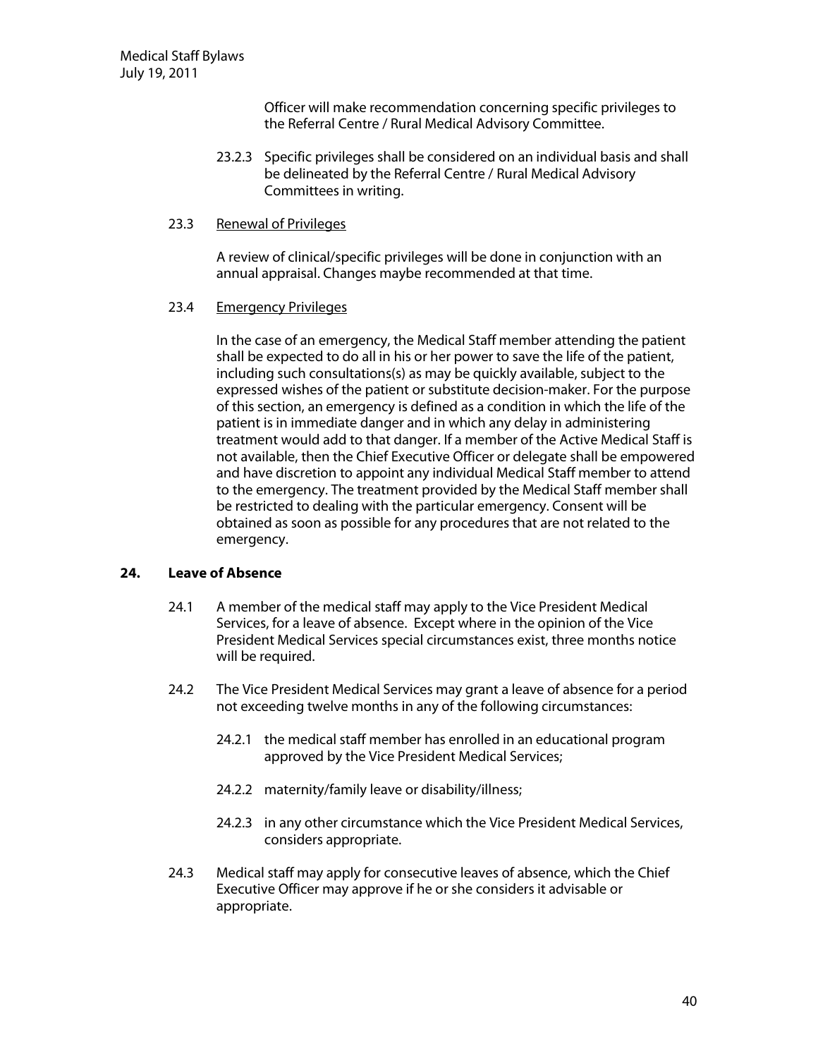Officer will make recommendation concerning specific privileges to the Referral Centre / Rural Medical Advisory Committee.

23.2.3 Specific privileges shall be considered on an individual basis and shall be delineated by the Referral Centre / Rural Medical Advisory Committees in writing.

23.3 Renewal of Privileges

A review of clinical/specific privileges will be done in conjunction with an annual appraisal. Changes maybe recommended at that time.

23.4 Emergency Privileges

In the case of an emergency, the Medical Staff member attending the patient shall be expected to do all in his or her power to save the life of the patient, including such consultations(s) as may be quickly available, subject to the expressed wishes of the patient or substitute decision-maker. For the purpose of this section, an emergency is defined as a condition in which the life of the patient is in immediate danger and in which any delay in administering treatment would add to that danger. If a member of the Active Medical Staff is not available, then the Chief Executive Officer or delegate shall be empowered and have discretion to appoint any individual Medical Staff member to attend to the emergency. The treatment provided by the Medical Staff member shall be restricted to dealing with the particular emergency. Consent will be obtained as soon as possible for any procedures that are not related to the emergency.

## 24. Leave of Absence

24.1 A member of the medical staff may apply to the Vice President Medical Services, for a leave of absence. Except where in the opinion of the Vice President Medical Services special circumstances exist, three months notice will be required.

24.2 The Vice President Medical Services may grant a leave of absence for a period not exceeding twelve months in any of the following circumstances:

24.2.1 the medical staff member has enrolled in an educational program approved by the Vice President Medical Services;

24.2.2 maternity/family leave or disability/illness;

24.2.3 in any other circumstance which the Vice President Medical Services, considers appropriate.

24.3 Medical staff may apply for consecutive leaves of absence, which the Chief Executive Officer may approve if he or she considers it advisable or appropriate.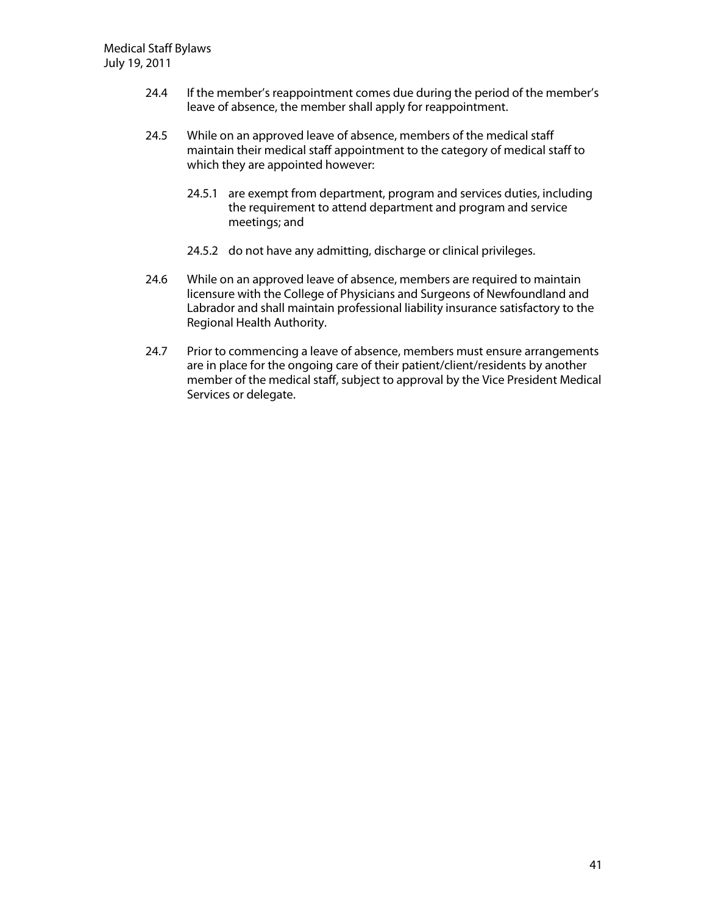24.4 If the member's reappointment comes due during the period of the member's leave of absence, the member shall apply for reappointment.

24.5 While on an approved leave of absence, members of the medical staff maintain their medical staff appointment to the category of medical staff to which they are appointed however:

   24.5.1 are exempt from department, program and services duties, including the requirement to attend department and program and service meetings; and

   24.5.2 do not have any admitting, discharge or clinical privileges.

24.6 While on an approved leave of absence, members are required to maintain licensure with the College of Physicians and Surgeons of Newfoundland and Labrador and shall maintain professional liability insurance satisfactory to the Regional Health Authority.

24.7 Prior to commencing a leave of absence, members must ensure arrangements are in place for the ongoing care of their patient/client/residents by another member of the medical staff, subject to approval by the Vice President Medical Services or delegate.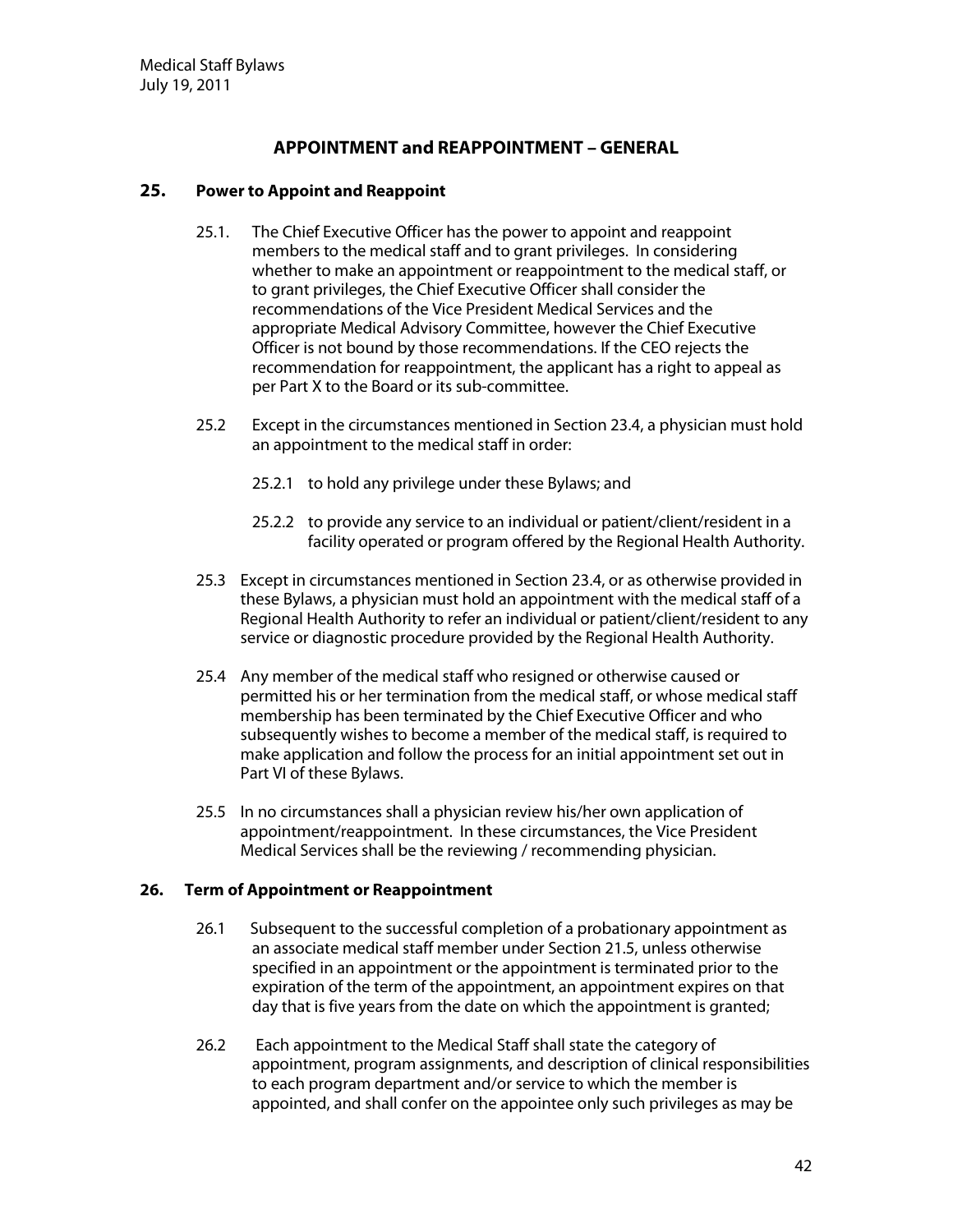## APPOINTMENT and REAPPOINTMENT – GENERAL

### 25. Power to Appoint and Reappoint

25.1. The Chief Executive Officer has the power to appoint and reappoint members to the medical staff and to grant privileges. In considering whether to make an appointment or reappointment to the medical staff, or to grant privileges, the Chief Executive Officer shall consider the recommendations of the Vice President Medical Services and the appropriate Medical Advisory Committee, however the Chief Executive Officer is not bound by those recommendations. If the CEO rejects the recommendation for reappointment, the applicant has a right to appeal as per Part X to the Board or its sub-committee.

25.2 Except in the circumstances mentioned in Section 23.4, a physician must hold an appointment to the medical staff in order:

25.2.1 to hold any privilege under these Bylaws; and

25.2.2 to provide any service to an individual or patient/client/resident in a facility operated or program offered by the Regional Health Authority.

25.3 Except in circumstances mentioned in Section 23.4, or as otherwise provided in these Bylaws, a physician must hold an appointment with the medical staff of a Regional Health Authority to refer an individual or patient/client/resident to any service or diagnostic procedure provided by the Regional Health Authority.

25.4 Any member of the medical staff who resigned or otherwise caused or permitted his or her termination from the medical staff, or whose medical staff membership has been terminated by the Chief Executive Officer and who subsequently wishes to become a member of the medical staff, is required to make application and follow the process for an initial appointment set out in Part VI of these Bylaws.

25.5 In no circumstances shall a physician review his/her own application of appointment/reappointment. In these circumstances, the Vice President Medical Services shall be the reviewing / recommending physician.

### 26. Term of Appointment or Reappointment

26.1 Subsequent to the successful completion of a probationary appointment as an associate medical staff member under Section 21.5, unless otherwise specified in an appointment or the appointment is terminated prior to the expiration of the term of the appointment, an appointment expires on that day that is five years from the date on which the appointment is granted;

26.2 Each appointment to the Medical Staff shall state the category of appointment, program assignments, and description of clinical responsibilities to each program department and/or service to which the member is appointed, and shall confer on the appointee only such privileges as may be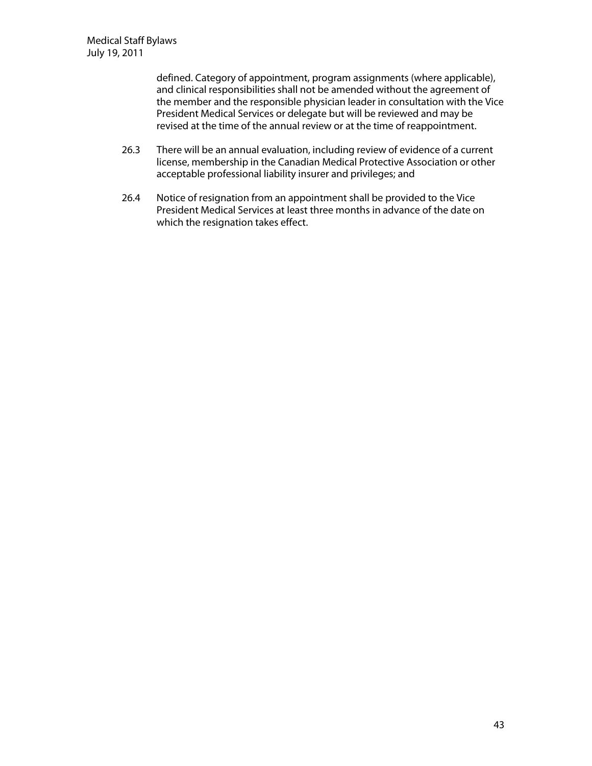defined. Category of appointment, program assignments (where applicable), and clinical responsibilities shall not be amended without the agreement of the member and the responsible physician leader in consultation with the Vice President Medical Services or delegate but will be reviewed and may be revised at the time of the annual review or at the time of reappointment.

26.3 There will be an annual evaluation, including review of evidence of a current license, membership in the Canadian Medical Protective Association or other acceptable professional liability insurer and privileges; and

26.4 Notice of resignation from an appointment shall be provided to the Vice President Medical Services at least three months in advance of the date on which the resignation takes effect.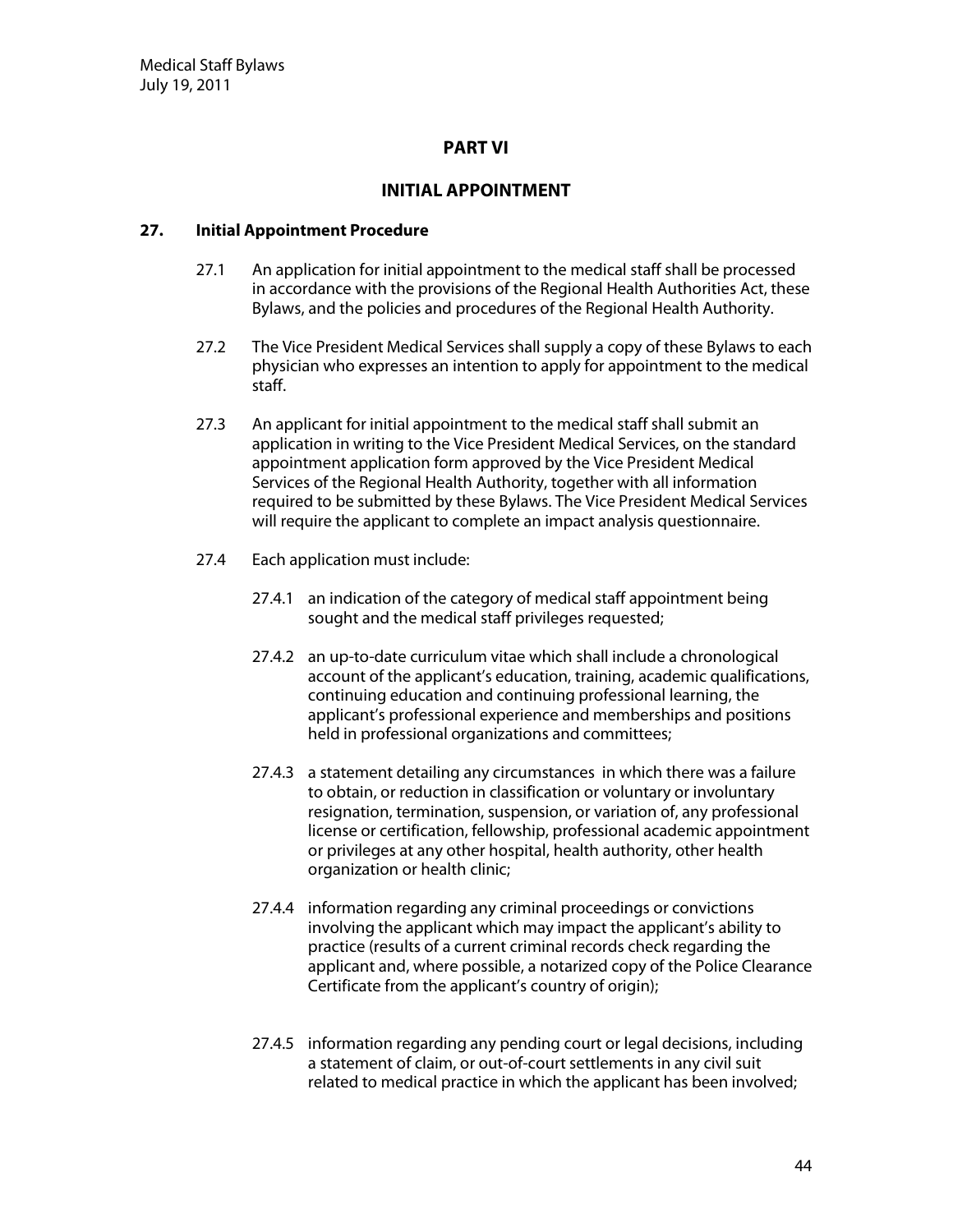# PART VI

## INITIAL APPOINTMENT

### 27. Initial Appointment Procedure

27.1 An application for initial appointment to the medical staff shall be processed in accordance with the provisions of the Regional Health Authorities Act, these Bylaws, and the policies and procedures of the Regional Health Authority.

27.2 The Vice President Medical Services shall supply a copy of these Bylaws to each physician who expresses an intention to apply for appointment to the medical staff.

27.3 An applicant for initial appointment to the medical staff shall submit an application in writing to the Vice President Medical Services, on the standard appointment application form approved by the Vice President Medical Services of the Regional Health Authority, together with all information required to be submitted by these Bylaws. The Vice President Medical Services will require the applicant to complete an impact analysis questionnaire.

27.4 Each application must include:

27.4.1 an indication of the category of medical staff appointment being sought and the medical staff privileges requested;

27.4.2 an up-to-date curriculum vitae which shall include a chronological account of the applicant's education, training, academic qualifications, continuing education and continuing professional learning, the applicant's professional experience and memberships and positions held in professional organizations and committees;

27.4.3 a statement detailing any circumstances in which there was a failure to obtain, or reduction in classification or voluntary or involuntary resignation, termination, suspension, or variation of, any professional license or certification, fellowship, professional academic appointment or privileges at any other hospital, health authority, other health organization or health clinic;

27.4.4 information regarding any criminal proceedings or convictions involving the applicant which may impact the applicant's ability to practice (results of a current criminal records check regarding the applicant and, where possible, a notarized copy of the Police Clearance Certificate from the applicant's country of origin);

27.4.5 information regarding any pending court or legal decisions, including a statement of claim, or out-of-court settlements in any civil suit related to medical practice in which the applicant has been involved;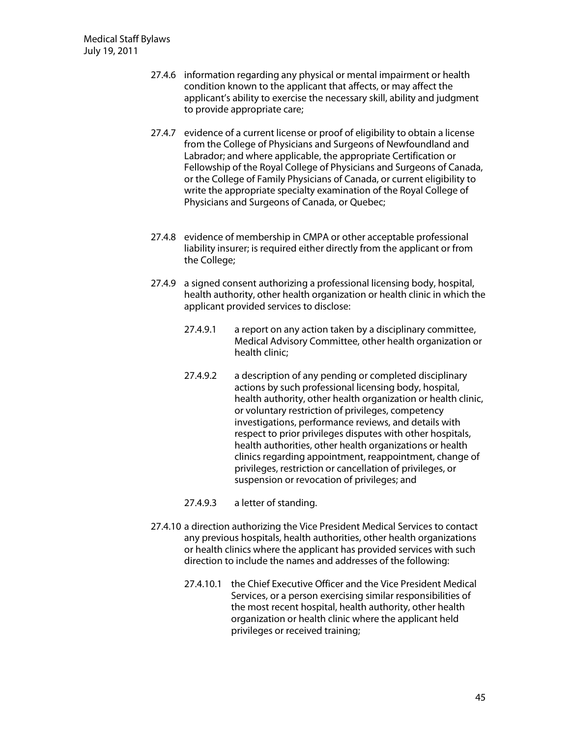27.4.6 information regarding any physical or mental impairment or health condition known to the applicant that affects, or may affect the applicant's ability to exercise the necessary skill, ability and judgment to provide appropriate care;

27.4.7 evidence of a current license or proof of eligibility to obtain a license from the College of Physicians and Surgeons of Newfoundland and Labrador; and where applicable, the appropriate Certification or Fellowship of the Royal College of Physicians and Surgeons of Canada, or the College of Family Physicians of Canada, or current eligibility to write the appropriate specialty examination of the Royal College of Physicians and Surgeons of Canada, or Quebec;

27.4.8 evidence of membership in CMPA or other acceptable professional liability insurer; is required either directly from the applicant or from the College;

27.4.9 a signed consent authorizing a professional licensing body, hospital, health authority, other health organization or health clinic in which the applicant provided services to disclose:

27.4.9.1 a report on any action taken by a disciplinary committee, Medical Advisory Committee, other health organization or health clinic;

27.4.9.2 a description of any pending or completed disciplinary actions by such professional licensing body, hospital, health authority, other health organization or health clinic, or voluntary restriction of privileges, competency investigations, performance reviews, and details with respect to prior privileges disputes with other hospitals, health authorities, other health organizations or health clinics regarding appointment, reappointment, change of privileges, restriction or cancellation of privileges, or suspension or revocation of privileges; and

27.4.9.3 a letter of standing.

27.4.10 a direction authorizing the Vice President Medical Services to contact any previous hospitals, health authorities, other health organizations or health clinics where the applicant has provided services with such direction to include the names and addresses of the following:

27.4.10.1 the Chief Executive Officer and the Vice President Medical Services, or a person exercising similar responsibilities of the most recent hospital, health authority, other health organization or health clinic where the applicant held privileges or received training;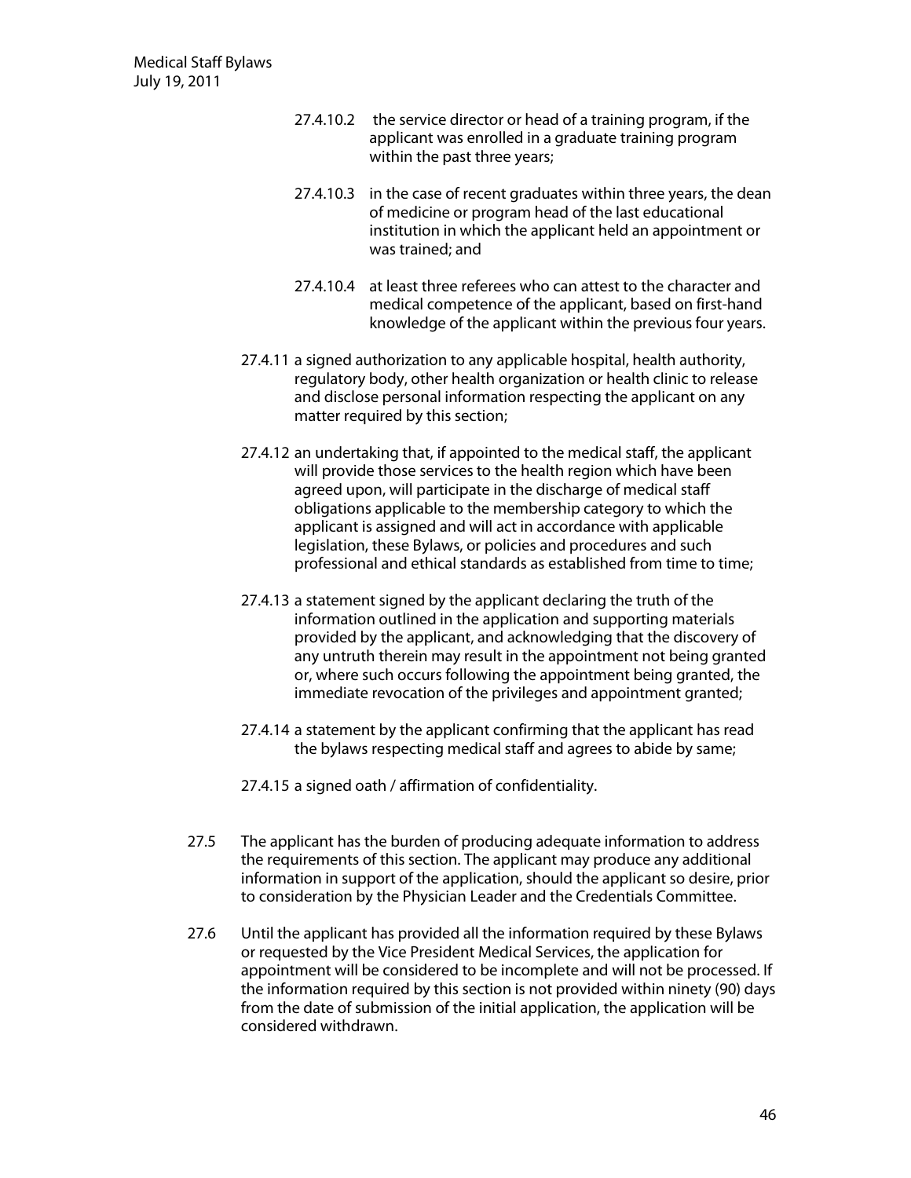27.4.10.2 the service director or head of a training program, if the applicant was enrolled in a graduate training program within the past three years;

27.4.10.3 in the case of recent graduates within three years, the dean of medicine or program head of the last educational institution in which the applicant held an appointment or was trained; and

27.4.10.4 at least three referees who can attest to the character and medical competence of the applicant, based on first-hand knowledge of the applicant within the previous four years.

27.4.11 a signed authorization to any applicable hospital, health authority, regulatory body, other health organization or health clinic to release and disclose personal information respecting the applicant on any matter required by this section;

27.4.12 an undertaking that, if appointed to the medical staff, the applicant will provide those services to the health region which have been agreed upon, will participate in the discharge of medical staff obligations applicable to the membership category to which the applicant is assigned and will act in accordance with applicable legislation, these Bylaws, or policies and procedures and such professional and ethical standards as established from time to time;

27.4.13 a statement signed by the applicant declaring the truth of the information outlined in the application and supporting materials provided by the applicant, and acknowledging that the discovery of any untruth therein may result in the appointment not being granted or, where such occurs following the appointment being granted, the immediate revocation of the privileges and appointment granted;

27.4.14 a statement by the applicant confirming that the applicant has read the bylaws respecting medical staff and agrees to abide by same;

27.4.15 a signed oath / affirmation of confidentiality.

27.5 The applicant has the burden of producing adequate information to address the requirements of this section. The applicant may produce any additional information in support of the application, should the applicant so desire, prior to consideration by the Physician Leader and the Credentials Committee.

27.6 Until the applicant has provided all the information required by these Bylaws or requested by the Vice President Medical Services, the application for appointment will be considered to be incomplete and will not be processed. If the information required by this section is not provided within ninety (90) days from the date of submission of the initial application, the application will be considered withdrawn.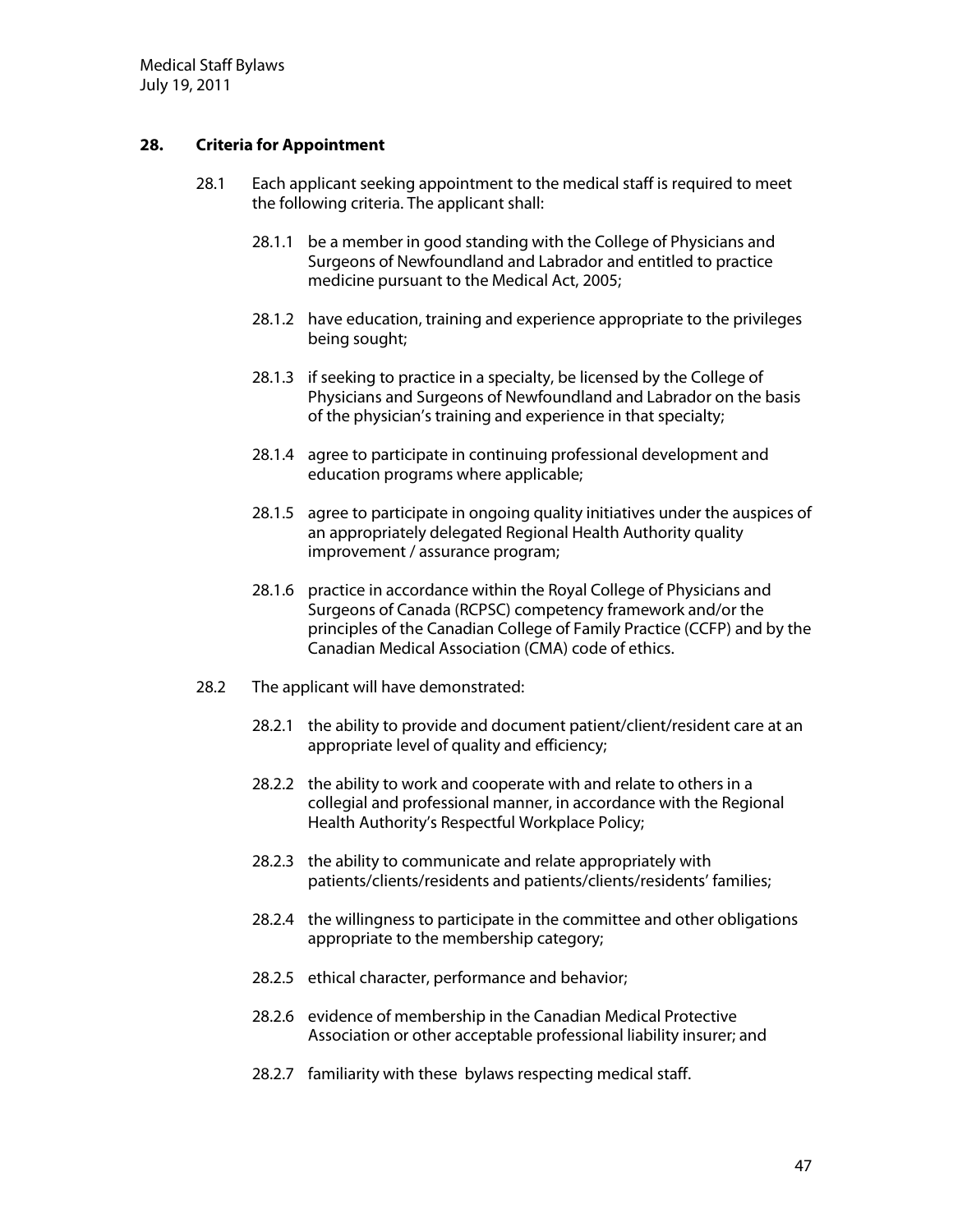## 28. Criteria for Appointment

28.1 Each applicant seeking appointment to the medical staff is required to meet the following criteria. The applicant shall:

- 28.1.1 be a member in good standing with the College of Physicians and Surgeons of Newfoundland and Labrador and entitled to practice medicine pursuant to the Medical Act, 2005;
- 28.1.2 have education, training and experience appropriate to the privileges being sought;
- 28.1.3 if seeking to practice in a specialty, be licensed by the College of Physicians and Surgeons of Newfoundland and Labrador on the basis of the physician's training and experience in that specialty;
- 28.1.4 agree to participate in continuing professional development and education programs where applicable;
- 28.1.5 agree to participate in ongoing quality initiatives under the auspices of an appropriately delegated Regional Health Authority quality improvement / assurance program;
- 28.1.6 practice in accordance within the Royal College of Physicians and Surgeons of Canada (RCPSC) competency framework and/or the principles of the Canadian College of Family Practice (CCFP) and by the Canadian Medical Association (CMA) code of ethics.

28.2 The applicant will have demonstrated:

- 28.2.1 the ability to provide and document patient/client/resident care at an appropriate level of quality and efficiency;
- 28.2.2 the ability to work and cooperate with and relate to others in a collegial and professional manner, in accordance with the Regional Health Authority's Respectful Workplace Policy;
- 28.2.3 the ability to communicate and relate appropriately with patients/clients/residents and patients/clients/residents' families;
- 28.2.4 the willingness to participate in the committee and other obligations appropriate to the membership category;
- 28.2.5 ethical character, performance and behavior;
- 28.2.6 evidence of membership in the Canadian Medical Protective Association or other acceptable professional liability insurer; and
- 28.2.7 familiarity with these bylaws respecting medical staff.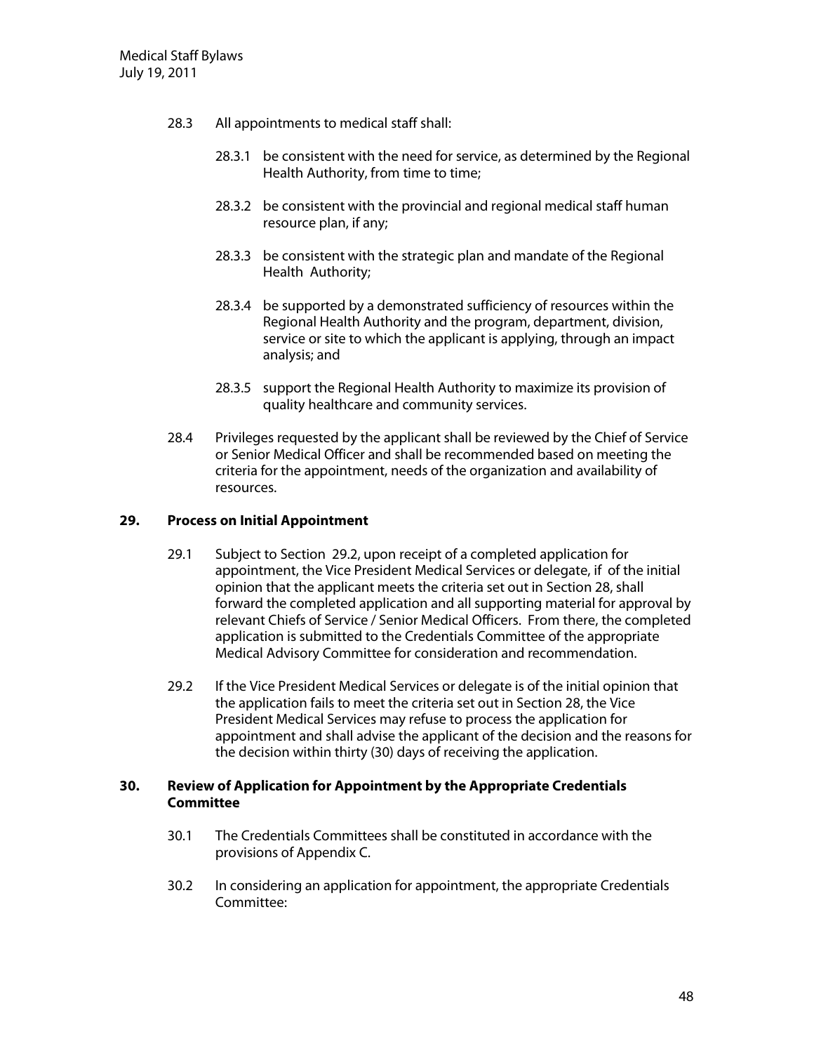28.3 All appointments to medical staff shall:

28.3.1 be consistent with the need for service, as determined by the Regional Health Authority, from time to time;

28.3.2 be consistent with the provincial and regional medical staff human resource plan, if any;

28.3.3 be consistent with the strategic plan and mandate of the Regional Health Authority;

28.3.4 be supported by a demonstrated sufficiency of resources within the Regional Health Authority and the program, department, division, service or site to which the applicant is applying, through an impact analysis; and

28.3.5 support the Regional Health Authority to maximize its provision of quality healthcare and community services.

28.4 Privileges requested by the applicant shall be reviewed by the Chief of Service or Senior Medical Officer and shall be recommended based on meeting the criteria for the appointment, needs of the organization and availability of resources.

## 29. Process on Initial Appointment

29.1 Subject to Section 29.2, upon receipt of a completed application for appointment, the Vice President Medical Services or delegate, if of the initial opinion that the applicant meets the criteria set out in Section 28, shall forward the completed application and all supporting material for approval by relevant Chiefs of Service / Senior Medical Officers. From there, the completed application is submitted to the Credentials Committee of the appropriate Medical Advisory Committee for consideration and recommendation.

29.2 If the Vice President Medical Services or delegate is of the initial opinion that the application fails to meet the criteria set out in Section 28, the Vice President Medical Services may refuse to process the application for appointment and shall advise the applicant of the decision and the reasons for the decision within thirty (30) days of receiving the application.

## 30. Review of Application for Appointment by the Appropriate Credentials Committee

30.1 The Credentials Committees shall be constituted in accordance with the provisions of Appendix C.

30.2 In considering an application for appointment, the appropriate Credentials Committee: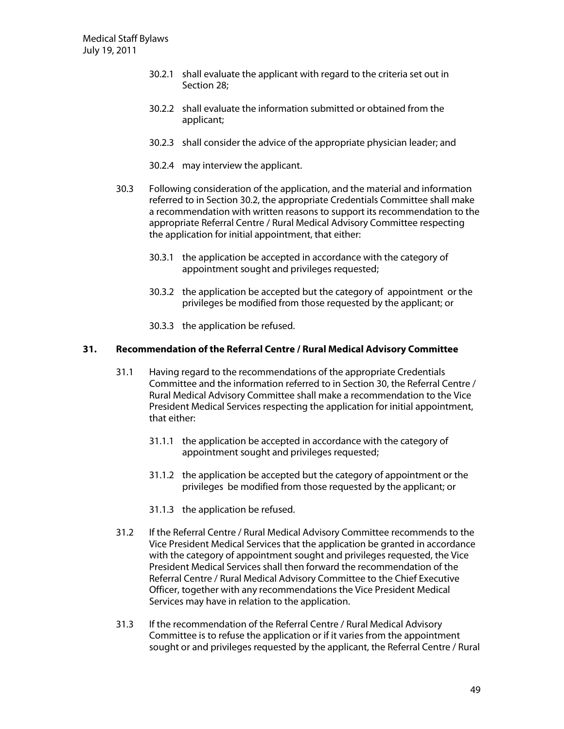30.2.1 shall evaluate the applicant with regard to the criteria set out in Section 28;

30.2.2 shall evaluate the information submitted or obtained from the applicant;

30.2.3 shall consider the advice of the appropriate physician leader; and

30.2.4 may interview the applicant.

30.3 Following consideration of the application, and the material and information referred to in Section 30.2, the appropriate Credentials Committee shall make a recommendation with written reasons to support its recommendation to the appropriate Referral Centre / Rural Medical Advisory Committee respecting the application for initial appointment, that either:

30.3.1 the application be accepted in accordance with the category of appointment sought and privileges requested;

30.3.2 the application be accepted but the category of appointment or the privileges be modified from those requested by the applicant; or

30.3.3 the application be refused.

## 31. Recommendation of the Referral Centre / Rural Medical Advisory Committee

31.1 Having regard to the recommendations of the appropriate Credentials Committee and the information referred to in Section 30, the Referral Centre / Rural Medical Advisory Committee shall make a recommendation to the Vice President Medical Services respecting the application for initial appointment, that either:

31.1.1 the application be accepted in accordance with the category of appointment sought and privileges requested;

31.1.2 the application be accepted but the category of appointment or the privileges be modified from those requested by the applicant; or

31.1.3 the application be refused.

31.2 If the Referral Centre / Rural Medical Advisory Committee recommends to the Vice President Medical Services that the application be granted in accordance with the category of appointment sought and privileges requested, the Vice President Medical Services shall then forward the recommendation of the Referral Centre / Rural Medical Advisory Committee to the Chief Executive Officer, together with any recommendations the Vice President Medical Services may have in relation to the application.

31.3 If the recommendation of the Referral Centre / Rural Medical Advisory Committee is to refuse the application or if it varies from the appointment sought or and privileges requested by the applicant, the Referral Centre / Rural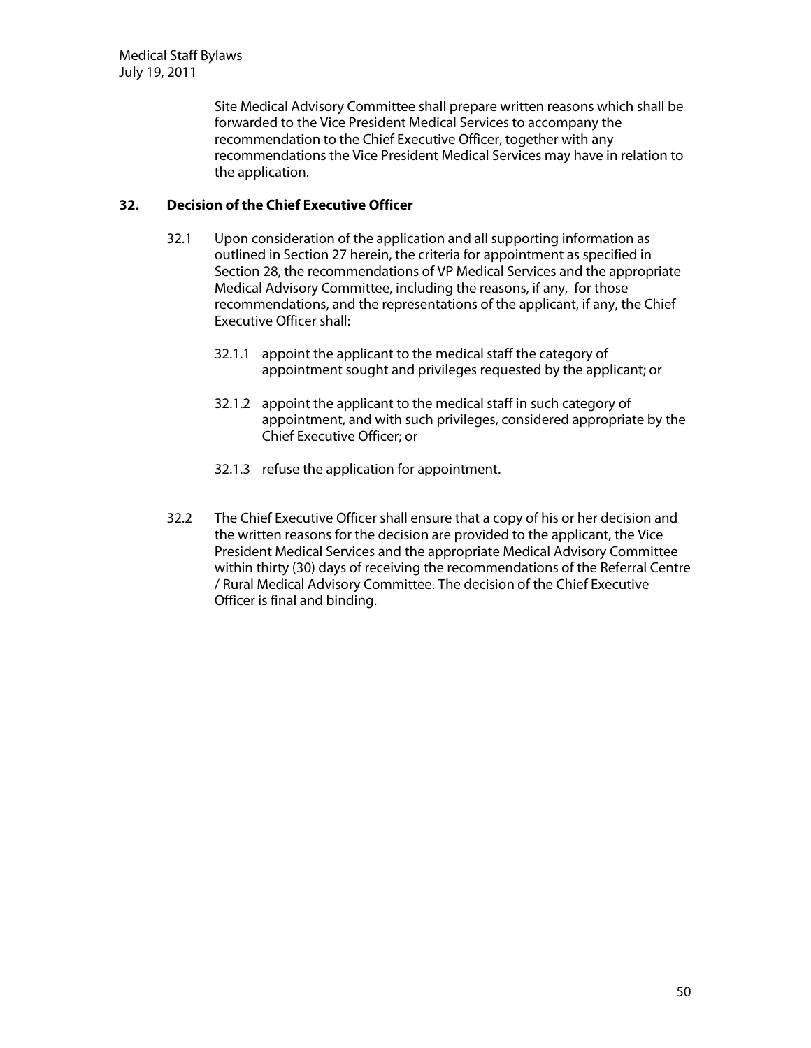Site Medical Advisory Committee shall prepare written reasons which shall be forwarded to the Vice President Medical Services to accompany the recommendation to the Chief Executive Officer, together with any recommendations the Vice President Medical Services may have in relation to the application.

## 32. Decision of the Chief Executive Officer

32.1 Upon consideration of the application and all supporting information as outlined in Section 27 herein, the criteria for appointment as specified in Section 28, the recommendations of VP Medical Services and the appropriate Medical Advisory Committee, including the reasons, if any, for those recommendations, and the representations of the applicant, if any, the Chief Executive Officer shall:

32.1.1 appoint the applicant to the medical staff the category of appointment sought and privileges requested by the applicant; or

32.1.2 appoint the applicant to the medical staff in such category of appointment, and with such privileges, considered appropriate by the Chief Executive Officer; or

32.1.3 refuse the application for appointment.

32.2 The Chief Executive Officer shall ensure that a copy of his or her decision and the written reasons for the decision are provided to the applicant, the Vice President Medical Services and the appropriate Medical Advisory Committee within thirty (30) days of receiving the recommendations of the Referral Centre / Rural Medical Advisory Committee. The decision of the Chief Executive Officer is final and binding.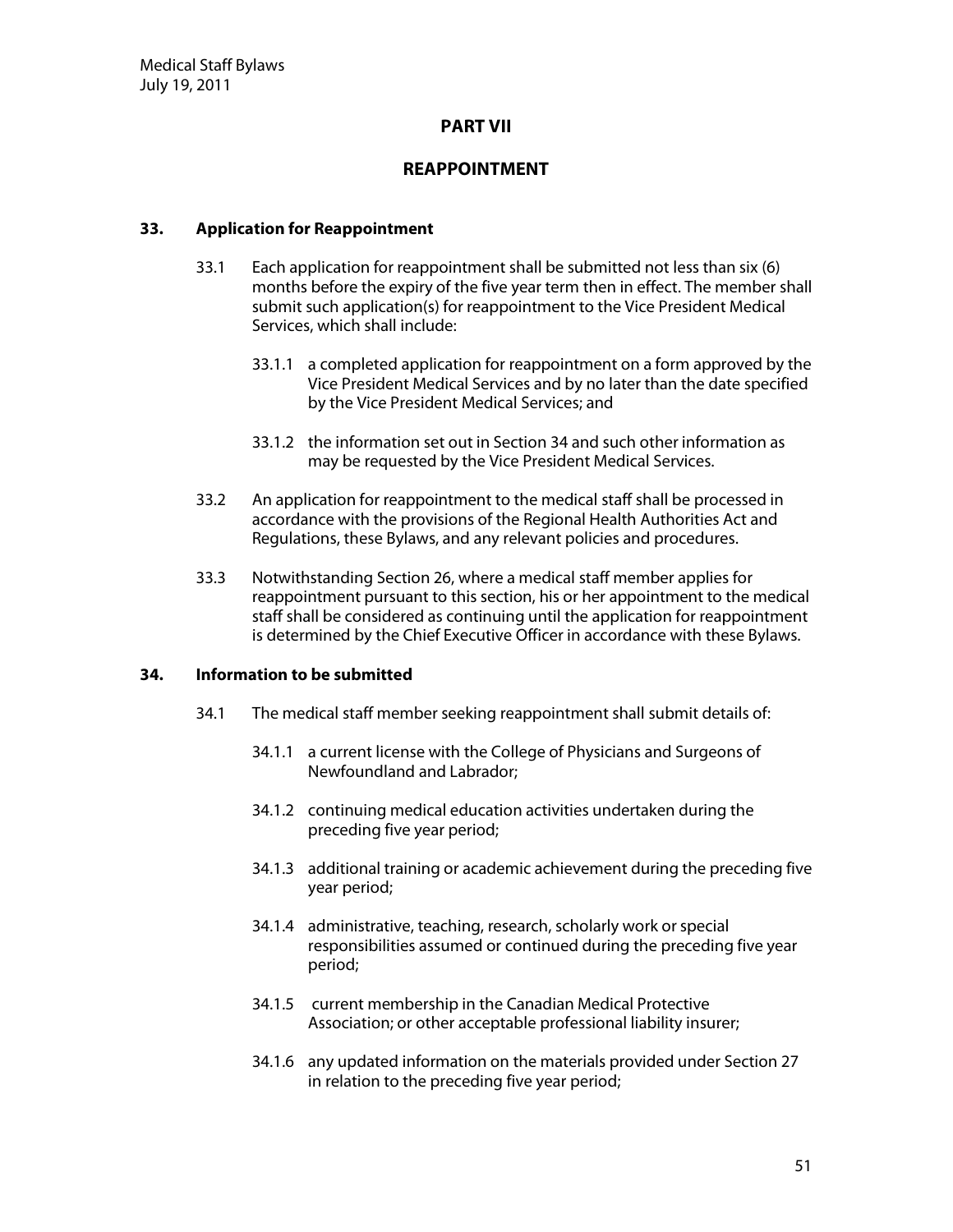## PART VII

## REAPPOINTMENT

### 33. Application for Reappointment

33.1 Each application for reappointment shall be submitted not less than six (6) months before the expiry of the five year term then in effect. The member shall submit such application(s) for reappointment to the Vice President Medical Services, which shall include:

33.1.1 a completed application for reappointment on a form approved by the Vice President Medical Services and by no later than the date specified by the Vice President Medical Services; and

33.1.2 the information set out in Section 34 and such other information as may be requested by the Vice President Medical Services.

33.2 An application for reappointment to the medical staff shall be processed in accordance with the provisions of the Regional Health Authorities Act and Regulations, these Bylaws, and any relevant policies and procedures.

33.3 Notwithstanding Section 26, where a medical staff member applies for reappointment pursuant to this section, his or her appointment to the medical staff shall be considered as continuing until the application for reappointment is determined by the Chief Executive Officer in accordance with these Bylaws.

### 34. Information to be submitted

34.1 The medical staff member seeking reappointment shall submit details of:

34.1.1 a current license with the College of Physicians and Surgeons of Newfoundland and Labrador;

34.1.2 continuing medical education activities undertaken during the preceding five year period;

34.1.3 additional training or academic achievement during the preceding five year period;

34.1.4 administrative, teaching, research, scholarly work or special responsibilities assumed or continued during the preceding five year period;

34.1.5 current membership in the Canadian Medical Protective Association; or other acceptable professional liability insurer;

34.1.6 any updated information on the materials provided under Section 27 in relation to the preceding five year period;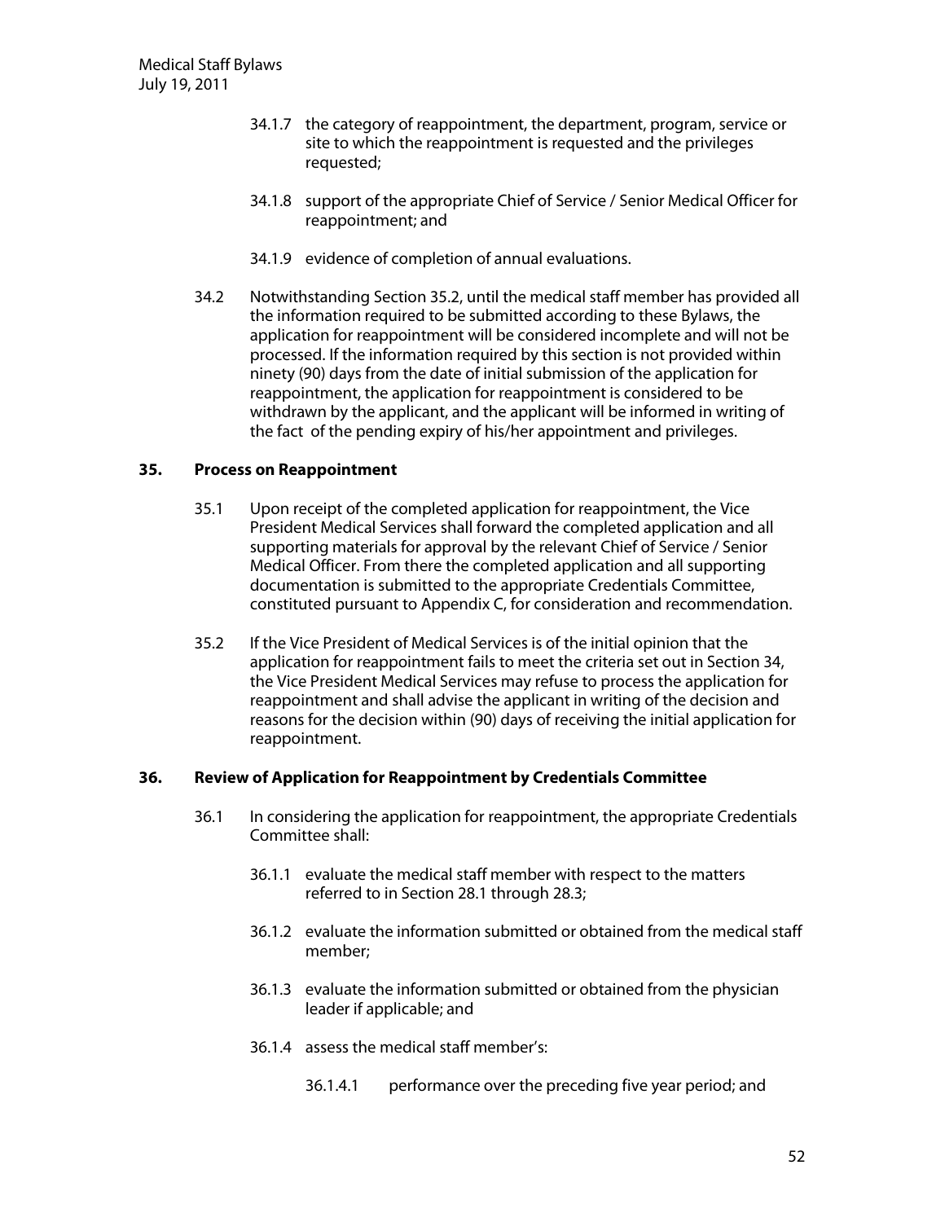34.1.7 the category of reappointment, the department, program, service or site to which the reappointment is requested and the privileges requested;

34.1.8 support of the appropriate Chief of Service / Senior Medical Officer for reappointment; and

34.1.9 evidence of completion of annual evaluations.

34.2 Notwithstanding Section 35.2, until the medical staff member has provided all the information required to be submitted according to these Bylaws, the application for reappointment will be considered incomplete and will not be processed. If the information required by this section is not provided within ninety (90) days from the date of initial submission of the application for reappointment, the application for reappointment is considered to be withdrawn by the applicant, and the applicant will be informed in writing of the fact of the pending expiry of his/her appointment and privileges.

## 35. Process on Reappointment

35.1 Upon receipt of the completed application for reappointment, the Vice President Medical Services shall forward the completed application and all supporting materials for approval by the relevant Chief of Service / Senior Medical Officer. From there the completed application and all supporting documentation is submitted to the appropriate Credentials Committee, constituted pursuant to Appendix C, for consideration and recommendation.

35.2 If the Vice President of Medical Services is of the initial opinion that the application for reappointment fails to meet the criteria set out in Section 34, the Vice President Medical Services may refuse to process the application for reappointment and shall advise the applicant in writing of the decision and reasons for the decision within (90) days of receiving the initial application for reappointment.

## 36. Review of Application for Reappointment by Credentials Committee

36.1 In considering the application for reappointment, the appropriate Credentials Committee shall:

36.1.1 evaluate the medical staff member with respect to the matters referred to in Section 28.1 through 28.3;

36.1.2 evaluate the information submitted or obtained from the medical staff member;

36.1.3 evaluate the information submitted or obtained from the physician leader if applicable; and

36.1.4 assess the medical staff member's:

36.1.4.1 performance over the preceding five year period; and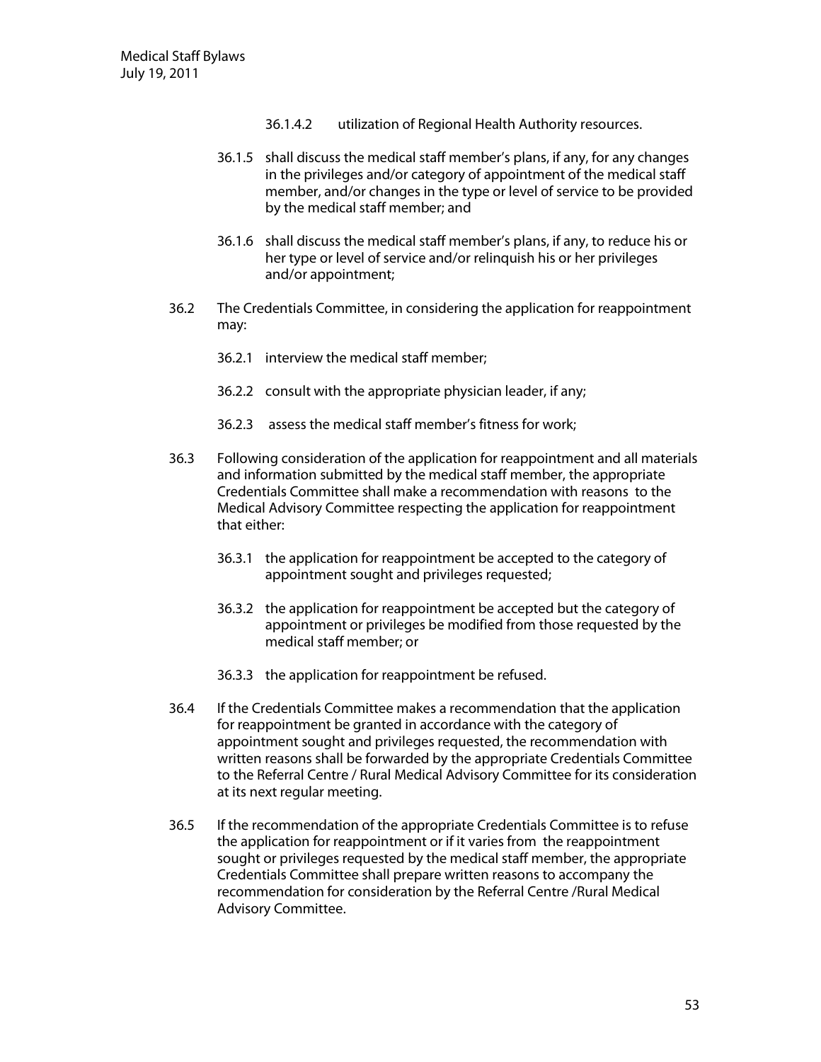36.1.4.2 utilization of Regional Health Authority resources.

36.1.5 shall discuss the medical staff member's plans, if any, for any changes in the privileges and/or category of appointment of the medical staff member, and/or changes in the type or level of service to be provided by the medical staff member; and

36.1.6 shall discuss the medical staff member's plans, if any, to reduce his or her type or level of service and/or relinquish his or her privileges and/or appointment;

36.2 The Credentials Committee, in considering the application for reappointment may:

36.2.1 interview the medical staff member;

36.2.2 consult with the appropriate physician leader, if any;

36.2.3 assess the medical staff member's fitness for work;

36.3 Following consideration of the application for reappointment and all materials and information submitted by the medical staff member, the appropriate Credentials Committee shall make a recommendation with reasons to the Medical Advisory Committee respecting the application for reappointment that either:

36.3.1 the application for reappointment be accepted to the category of appointment sought and privileges requested;

36.3.2 the application for reappointment be accepted but the category of appointment or privileges be modified from those requested by the medical staff member; or

36.3.3 the application for reappointment be refused.

36.4 If the Credentials Committee makes a recommendation that the application for reappointment be granted in accordance with the category of appointment sought and privileges requested, the recommendation with written reasons shall be forwarded by the appropriate Credentials Committee to the Referral Centre / Rural Medical Advisory Committee for its consideration at its next regular meeting.

36.5 If the recommendation of the appropriate Credentials Committee is to refuse the application for reappointment or if it varies from the reappointment sought or privileges requested by the medical staff member, the appropriate Credentials Committee shall prepare written reasons to accompany the recommendation for consideration by the Referral Centre /Rural Medical Advisory Committee.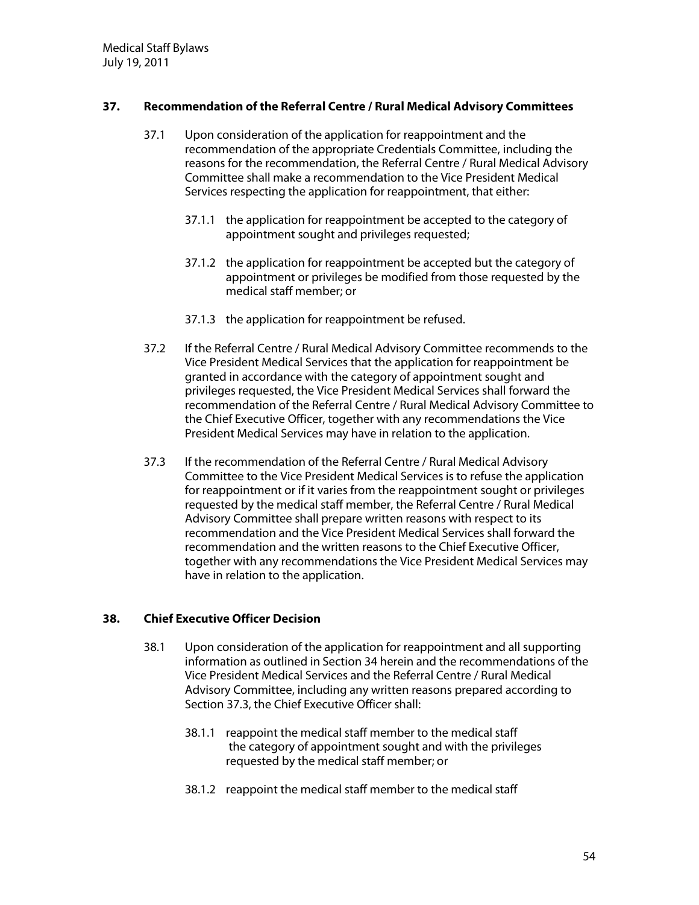## 37. Recommendation of the Referral Centre / Rural Medical Advisory Committees

37.1 Upon consideration of the application for reappointment and the recommendation of the appropriate Credentials Committee, including the reasons for the recommendation, the Referral Centre / Rural Medical Advisory Committee shall make a recommendation to the Vice President Medical Services respecting the application for reappointment, that either:

37.1.1 the application for reappointment be accepted to the category of appointment sought and privileges requested;

37.1.2 the application for reappointment be accepted but the category of appointment or privileges be modified from those requested by the medical staff member; or

37.1.3 the application for reappointment be refused.

37.2 If the Referral Centre / Rural Medical Advisory Committee recommends to the Vice President Medical Services that the application for reappointment be granted in accordance with the category of appointment sought and privileges requested, the Vice President Medical Services shall forward the recommendation of the Referral Centre / Rural Medical Advisory Committee to the Chief Executive Officer, together with any recommendations the Vice President Medical Services may have in relation to the application.

37.3 If the recommendation of the Referral Centre / Rural Medical Advisory Committee to the Vice President Medical Services is to refuse the application for reappointment or if it varies from the reappointment sought or privileges requested by the medical staff member, the Referral Centre / Rural Medical Advisory Committee shall prepare written reasons with respect to its recommendation and the Vice President Medical Services shall forward the recommendation and the written reasons to the Chief Executive Officer, together with any recommendations the Vice President Medical Services may have in relation to the application.

## 38. Chief Executive Officer Decision

38.1 Upon consideration of the application for reappointment and all supporting information as outlined in Section 34 herein and the recommendations of the Vice President Medical Services and the Referral Centre / Rural Medical Advisory Committee, including any written reasons prepared according to Section 37.3, the Chief Executive Officer shall:

38.1.1 reappoint the medical staff member to the medical staff the category of appointment sought and with the privileges requested by the medical staff member; or

38.1.2 reappoint the medical staff member to the medical staff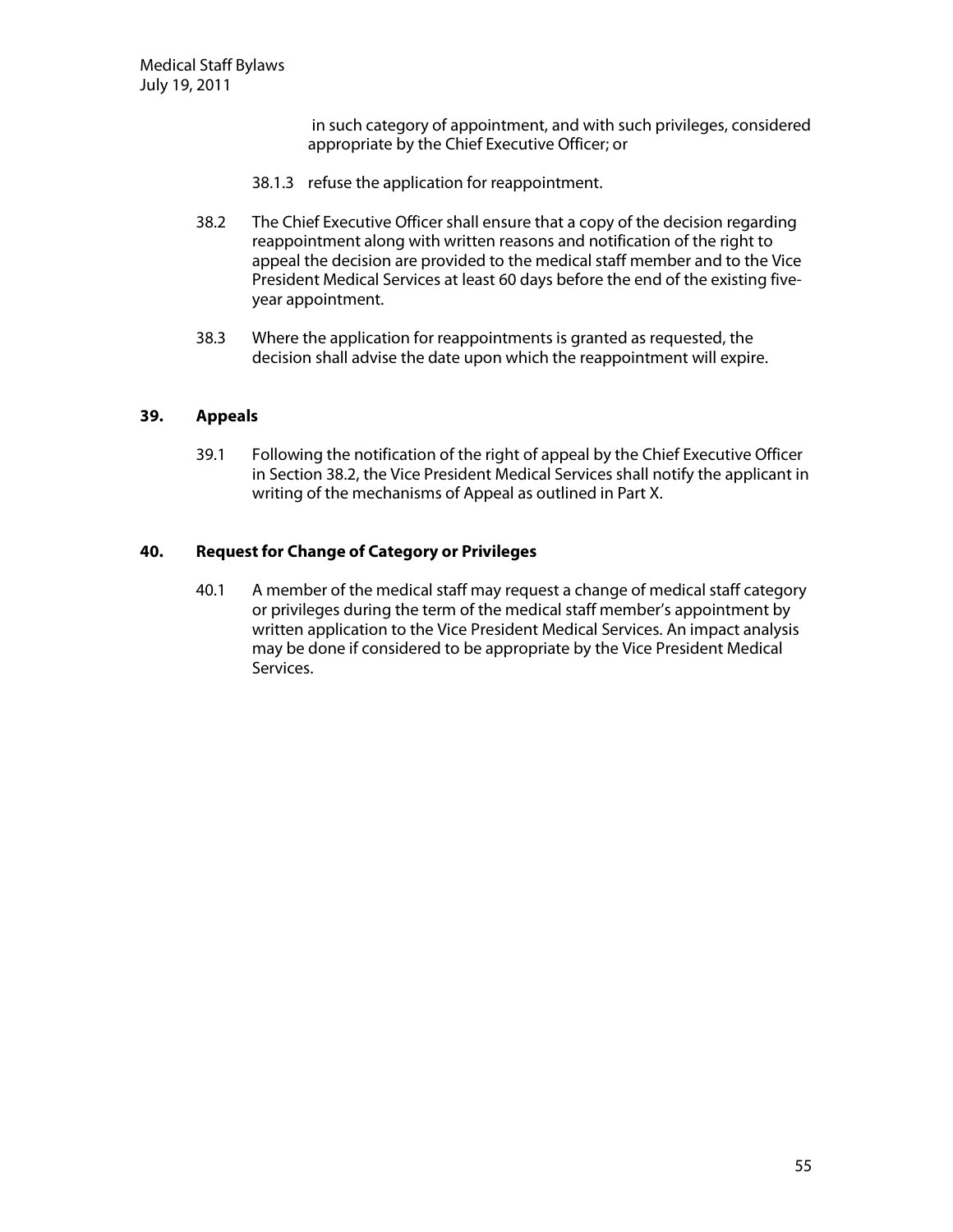in such category of appointment, and with such privileges, considered appropriate by the Chief Executive Officer; or

38.1.3 refuse the application for reappointment.

38.2 The Chief Executive Officer shall ensure that a copy of the decision regarding reappointment along with written reasons and notification of the right to appeal the decision are provided to the medical staff member and to the Vice President Medical Services at least 60 days before the end of the existing five-year appointment.

38.3 Where the application for reappointments is granted as requested, the decision shall advise the date upon which the reappointment will expire.

## 39. Appeals

39.1 Following the notification of the right of appeal by the Chief Executive Officer in Section 38.2, the Vice President Medical Services shall notify the applicant in writing of the mechanisms of Appeal as outlined in Part X.

## 40. Request for Change of Category or Privileges

40.1 A member of the medical staff may request a change of medical staff category or privileges during the term of the medical staff member's appointment by written application to the Vice President Medical Services. An impact analysis may be done if considered to be appropriate by the Vice President Medical Services.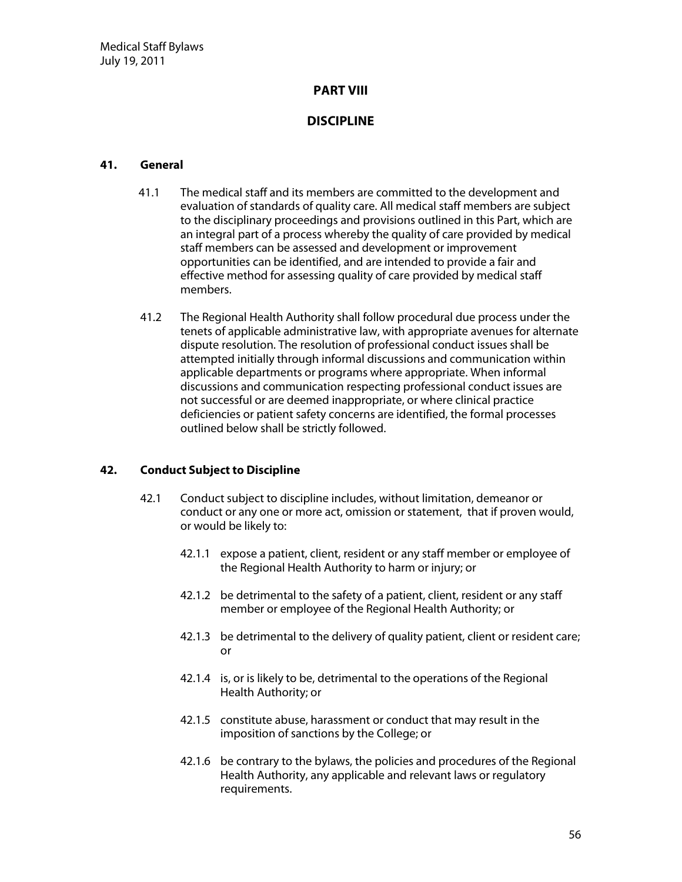# PART VIII

# DISCIPLINE

## 41. General

41.1 The medical staff and its members are committed to the development and evaluation of standards of quality care. All medical staff members are subject to the disciplinary proceedings and provisions outlined in this Part, which are an integral part of a process whereby the quality of care provided by medical staff members can be assessed and development or improvement opportunities can be identified, and are intended to provide a fair and effective method for assessing quality of care provided by medical staff members.

41.2 The Regional Health Authority shall follow procedural due process under the tenets of applicable administrative law, with appropriate avenues for alternate dispute resolution. The resolution of professional conduct issues shall be attempted initially through informal discussions and communication within applicable departments or programs where appropriate. When informal discussions and communication respecting professional conduct issues are not successful or are deemed inappropriate, or where clinical practice deficiencies or patient safety concerns are identified, the formal processes outlined below shall be strictly followed.

## 42. Conduct Subject to Discipline

42.1 Conduct subject to discipline includes, without limitation, demeanor or conduct or any one or more act, omission or statement, that if proven would, or would be likely to:

42.1.1 expose a patient, client, resident or any staff member or employee of the Regional Health Authority to harm or injury; or

42.1.2 be detrimental to the safety of a patient, client, resident or any staff member or employee of the Regional Health Authority; or

42.1.3 be detrimental to the delivery of quality patient, client or resident care; or

42.1.4 is, or is likely to be, detrimental to the operations of the Regional Health Authority; or

42.1.5 constitute abuse, harassment or conduct that may result in the imposition of sanctions by the College; or

42.1.6 be contrary to the bylaws, the policies and procedures of the Regional Health Authority, any applicable and relevant laws or regulatory requirements.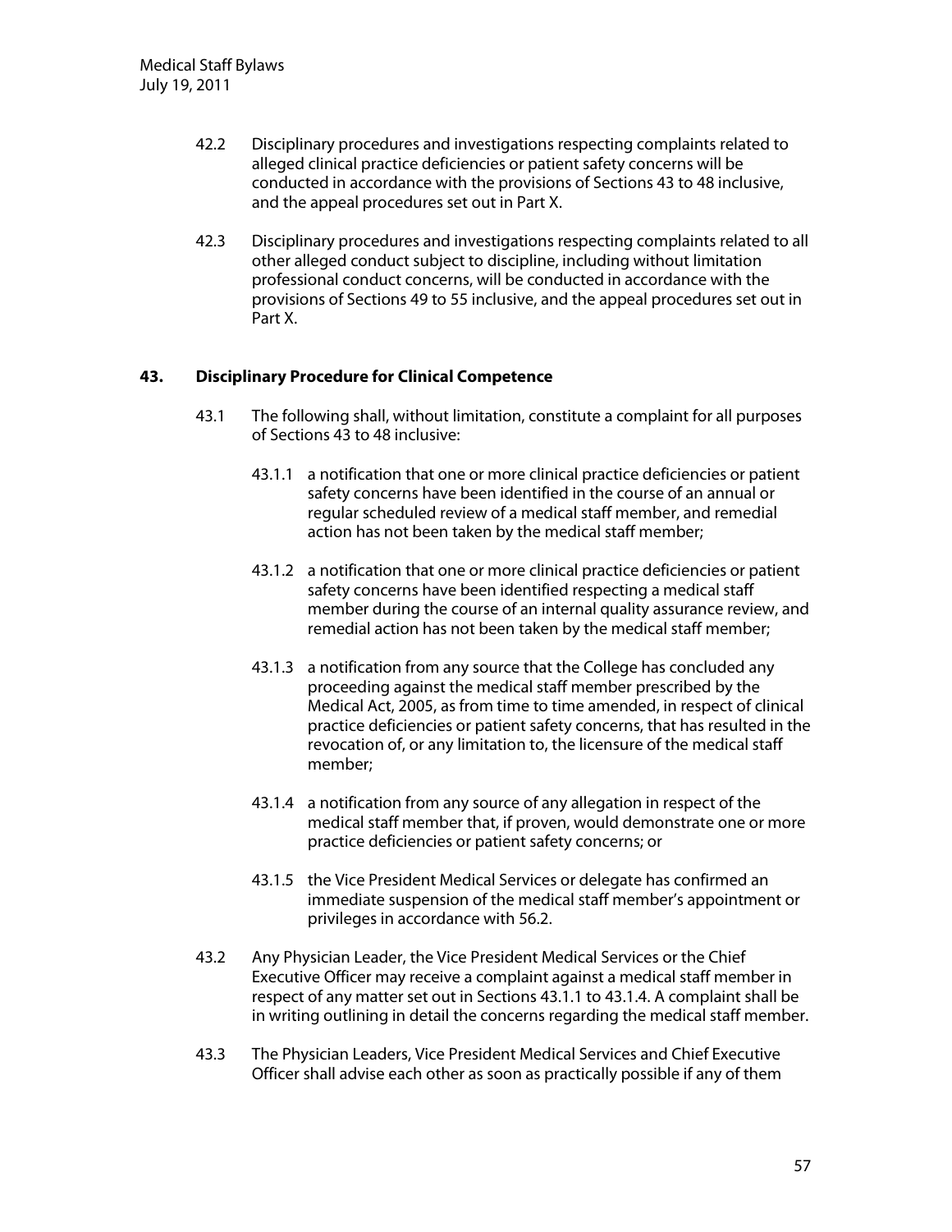42.2 Disciplinary procedures and investigations respecting complaints related to alleged clinical practice deficiencies or patient safety concerns will be conducted in accordance with the provisions of Sections 43 to 48 inclusive, and the appeal procedures set out in Part X.

42.3 Disciplinary procedures and investigations respecting complaints related to all other alleged conduct subject to discipline, including without limitation professional conduct concerns, will be conducted in accordance with the provisions of Sections 49 to 55 inclusive, and the appeal procedures set out in Part X.

## 43. Disciplinary Procedure for Clinical Competence

43.1 The following shall, without limitation, constitute a complaint for all purposes of Sections 43 to 48 inclusive:

43.1.1 a notification that one or more clinical practice deficiencies or patient safety concerns have been identified in the course of an annual or regular scheduled review of a medical staff member, and remedial action has not been taken by the medical staff member;

43.1.2 a notification that one or more clinical practice deficiencies or patient safety concerns have been identified respecting a medical staff member during the course of an internal quality assurance review, and remedial action has not been taken by the medical staff member;

43.1.3 a notification from any source that the College has concluded any proceeding against the medical staff member prescribed by the Medical Act, 2005, as from time to time amended, in respect of clinical practice deficiencies or patient safety concerns, that has resulted in the revocation of, or any limitation to, the licensure of the medical staff member;

43.1.4 a notification from any source of any allegation in respect of the medical staff member that, if proven, would demonstrate one or more practice deficiencies or patient safety concerns; or

43.1.5 the Vice President Medical Services or delegate has confirmed an immediate suspension of the medical staff member's appointment or privileges in accordance with 56.2.

43.2 Any Physician Leader, the Vice President Medical Services or the Chief Executive Officer may receive a complaint against a medical staff member in respect of any matter set out in Sections 43.1.1 to 43.1.4. A complaint shall be in writing outlining in detail the concerns regarding the medical staff member.

43.3 The Physician Leaders, Vice President Medical Services and Chief Executive Officer shall advise each other as soon as practically possible if any of them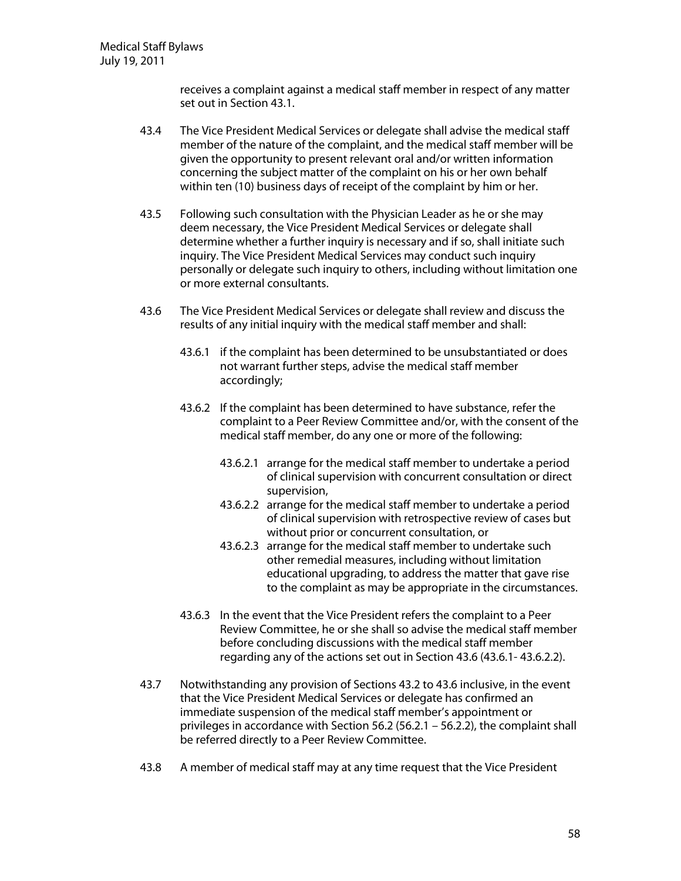receives a complaint against a medical staff member in respect of any matter set out in Section 43.1.

43.4 The Vice President Medical Services or delegate shall advise the medical staff member of the nature of the complaint, and the medical staff member will be given the opportunity to present relevant oral and/or written information concerning the subject matter of the complaint on his or her own behalf within ten (10) business days of receipt of the complaint by him or her.

43.5 Following such consultation with the Physician Leader as he or she may deem necessary, the Vice President Medical Services or delegate shall determine whether a further inquiry is necessary and if so, shall initiate such inquiry. The Vice President Medical Services may conduct such inquiry personally or delegate such inquiry to others, including without limitation one or more external consultants.

43.6 The Vice President Medical Services or delegate shall review and discuss the results of any initial inquiry with the medical staff member and shall:

43.6.1 if the complaint has been determined to be unsubstantiated or does not warrant further steps, advise the medical staff member accordingly;

43.6.2 If the complaint has been determined to have substance, refer the complaint to a Peer Review Committee and/or, with the consent of the medical staff member, do any one or more of the following:

43.6.2.1 arrange for the medical staff member to undertake a period of clinical supervision with concurrent consultation or direct supervision,

43.6.2.2 arrange for the medical staff member to undertake a period of clinical supervision with retrospective review of cases but without prior or concurrent consultation, or

43.6.2.3 arrange for the medical staff member to undertake such other remedial measures, including without limitation educational upgrading, to address the matter that gave rise to the complaint as may be appropriate in the circumstances.

43.6.3 In the event that the Vice President refers the complaint to a Peer Review Committee, he or she shall so advise the medical staff member before concluding discussions with the medical staff member regarding any of the actions set out in Section 43.6 (43.6.1- 43.6.2.2).

43.7 Notwithstanding any provision of Sections 43.2 to 43.6 inclusive, in the event that the Vice President Medical Services or delegate has confirmed an immediate suspension of the medical staff member's appointment or privileges in accordance with Section 56.2 (56.2.1 – 56.2.2), the complaint shall be referred directly to a Peer Review Committee.

43.8 A member of medical staff may at any time request that the Vice President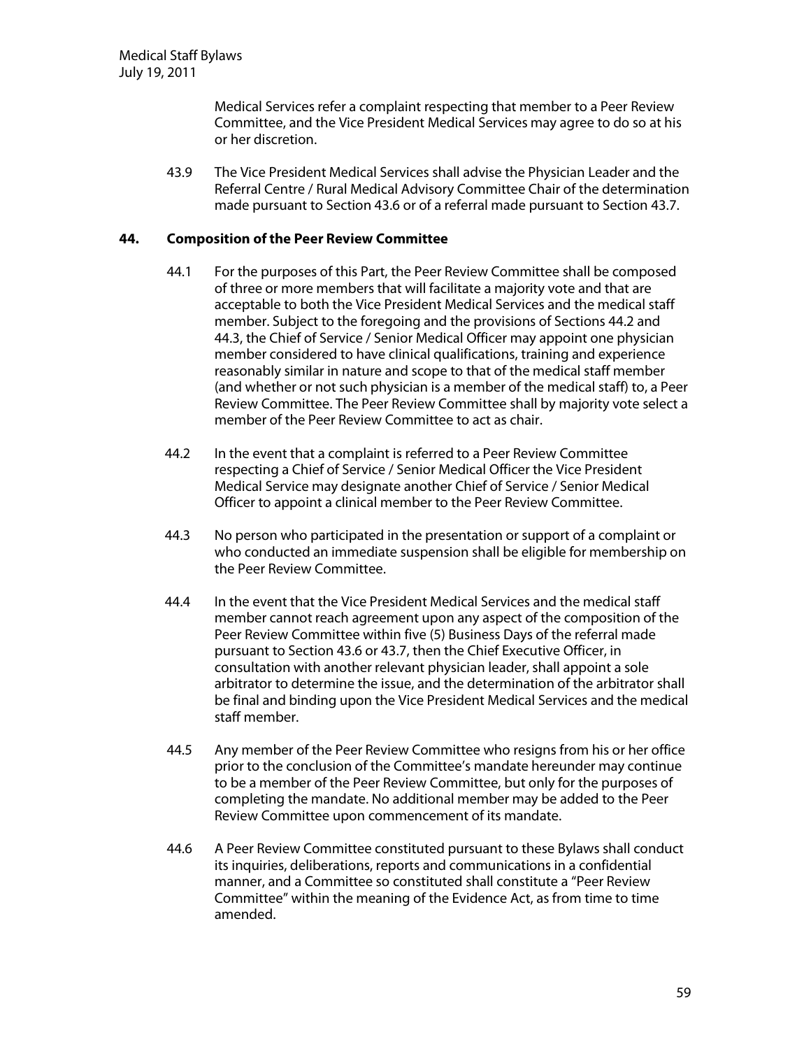Medical Services refer a complaint respecting that member to a Peer Review Committee, and the Vice President Medical Services may agree to do so at his or her discretion.

43.9 The Vice President Medical Services shall advise the Physician Leader and the Referral Centre / Rural Medical Advisory Committee Chair of the determination made pursuant to Section 43.6 or of a referral made pursuant to Section 43.7.

## 44. Composition of the Peer Review Committee

44.1 For the purposes of this Part, the Peer Review Committee shall be composed of three or more members that will facilitate a majority vote and that are acceptable to both the Vice President Medical Services and the medical staff member. Subject to the foregoing and the provisions of Sections 44.2 and 44.3, the Chief of Service / Senior Medical Officer may appoint one physician member considered to have clinical qualifications, training and experience reasonably similar in nature and scope to that of the medical staff member (and whether or not such physician is a member of the medical staff) to, a Peer Review Committee. The Peer Review Committee shall by majority vote select a member of the Peer Review Committee to act as chair.

44.2 In the event that a complaint is referred to a Peer Review Committee respecting a Chief of Service / Senior Medical Officer the Vice President Medical Service may designate another Chief of Service / Senior Medical Officer to appoint a clinical member to the Peer Review Committee.

44.3 No person who participated in the presentation or support of a complaint or who conducted an immediate suspension shall be eligible for membership on the Peer Review Committee.

44.4 In the event that the Vice President Medical Services and the medical staff member cannot reach agreement upon any aspect of the composition of the Peer Review Committee within five (5) Business Days of the referral made pursuant to Section 43.6 or 43.7, then the Chief Executive Officer, in consultation with another relevant physician leader, shall appoint a sole arbitrator to determine the issue, and the determination of the arbitrator shall be final and binding upon the Vice President Medical Services and the medical staff member.

44.5 Any member of the Peer Review Committee who resigns from his or her office prior to the conclusion of the Committee's mandate hereunder may continue to be a member of the Peer Review Committee, but only for the purposes of completing the mandate. No additional member may be added to the Peer Review Committee upon commencement of its mandate.

44.6 A Peer Review Committee constituted pursuant to these Bylaws shall conduct its inquiries, deliberations, reports and communications in a confidential manner, and a Committee so constituted shall constitute a "Peer Review Committee" within the meaning of the Evidence Act, as from time to time amended.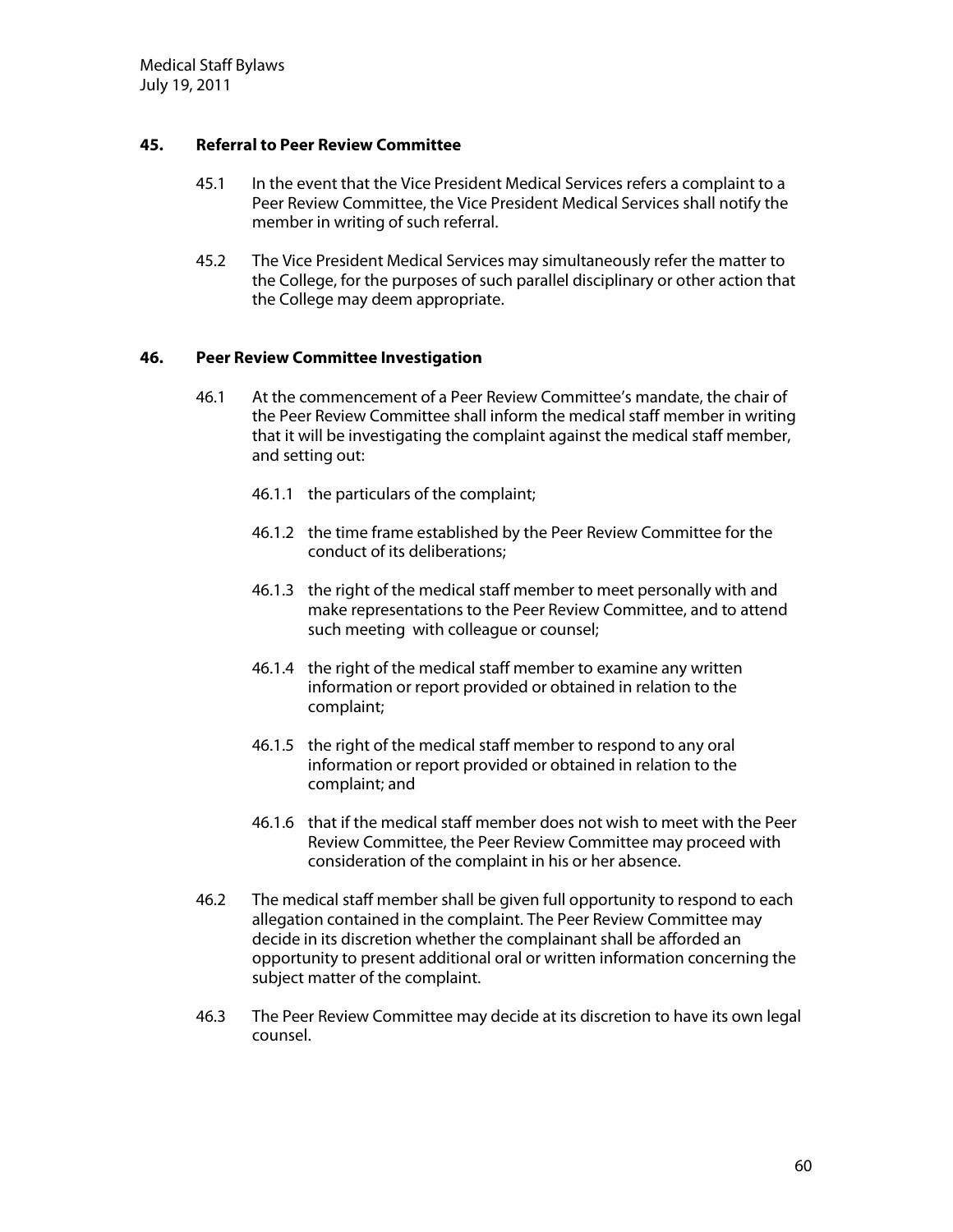## 45. Referral to Peer Review Committee

45.1 In the event that the Vice President Medical Services refers a complaint to a Peer Review Committee, the Vice President Medical Services shall notify the member in writing of such referral.

45.2 The Vice President Medical Services may simultaneously refer the matter to the College, for the purposes of such parallel disciplinary or other action that the College may deem appropriate.

## 46. Peer Review Committee Investigation

46.1 At the commencement of a Peer Review Committee's mandate, the chair of the Peer Review Committee shall inform the medical staff member in writing that it will be investigating the complaint against the medical staff member, and setting out:

46.1.1 the particulars of the complaint;

46.1.2 the time frame established by the Peer Review Committee for the conduct of its deliberations;

46.1.3 the right of the medical staff member to meet personally with and make representations to the Peer Review Committee, and to attend such meeting with colleague or counsel;

46.1.4 the right of the medical staff member to examine any written information or report provided or obtained in relation to the complaint;

46.1.5 the right of the medical staff member to respond to any oral information or report provided or obtained in relation to the complaint; and

46.1.6 that if the medical staff member does not wish to meet with the Peer Review Committee, the Peer Review Committee may proceed with consideration of the complaint in his or her absence.

46.2 The medical staff member shall be given full opportunity to respond to each allegation contained in the complaint. The Peer Review Committee may decide in its discretion whether the complainant shall be afforded an opportunity to present additional oral or written information concerning the subject matter of the complaint.

46.3 The Peer Review Committee may decide at its discretion to have its own legal counsel.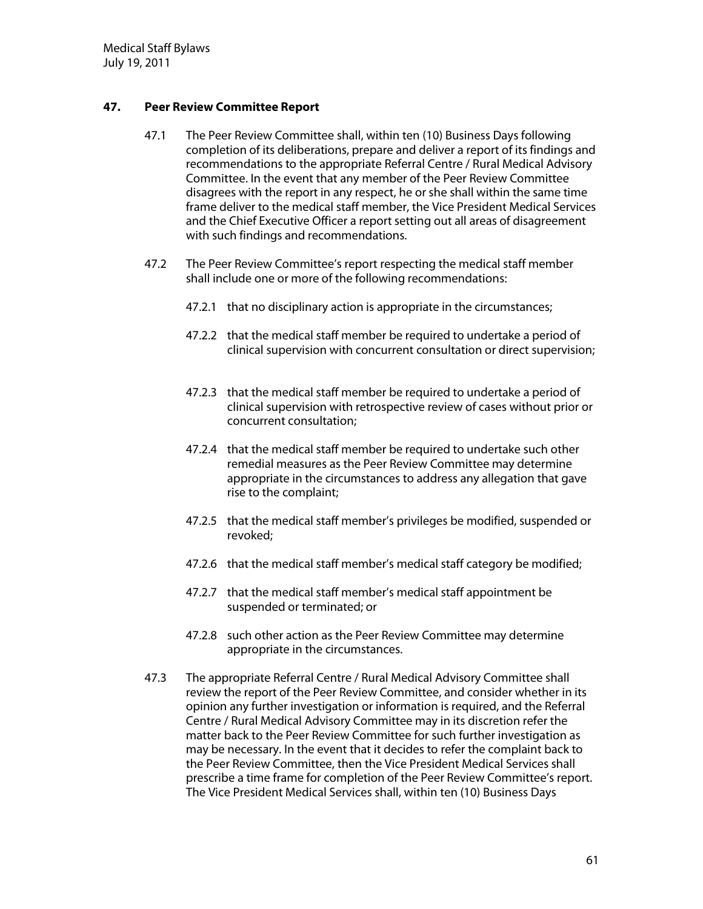## 47. Peer Review Committee Report

47.1 The Peer Review Committee shall, within ten (10) Business Days following completion of its deliberations, prepare and deliver a report of its findings and recommendations to the appropriate Referral Centre / Rural Medical Advisory Committee. In the event that any member of the Peer Review Committee disagrees with the report in any respect, he or she shall within the same time frame deliver to the medical staff member, the Vice President Medical Services and the Chief Executive Officer a report setting out all areas of disagreement with such findings and recommendations.

47.2 The Peer Review Committee's report respecting the medical staff member shall include one or more of the following recommendations:

47.2.1 that no disciplinary action is appropriate in the circumstances;

47.2.2 that the medical staff member be required to undertake a period of clinical supervision with concurrent consultation or direct supervision;

47.2.3 that the medical staff member be required to undertake a period of clinical supervision with retrospective review of cases without prior or concurrent consultation;

47.2.4 that the medical staff member be required to undertake such other remedial measures as the Peer Review Committee may determine appropriate in the circumstances to address any allegation that gave rise to the complaint;

47.2.5 that the medical staff member's privileges be modified, suspended or revoked;

47.2.6 that the medical staff member's medical staff category be modified;

47.2.7 that the medical staff member's medical staff appointment be suspended or terminated; or

47.2.8 such other action as the Peer Review Committee may determine appropriate in the circumstances.

47.3 The appropriate Referral Centre / Rural Medical Advisory Committee shall review the report of the Peer Review Committee, and consider whether in its opinion any further investigation or information is required, and the Referral Centre / Rural Medical Advisory Committee may in its discretion refer the matter back to the Peer Review Committee for such further investigation as may be necessary. In the event that it decides to refer the complaint back to the Peer Review Committee, then the Vice President Medical Services shall prescribe a time frame for completion of the Peer Review Committee's report. The Vice President Medical Services shall, within ten (10) Business Days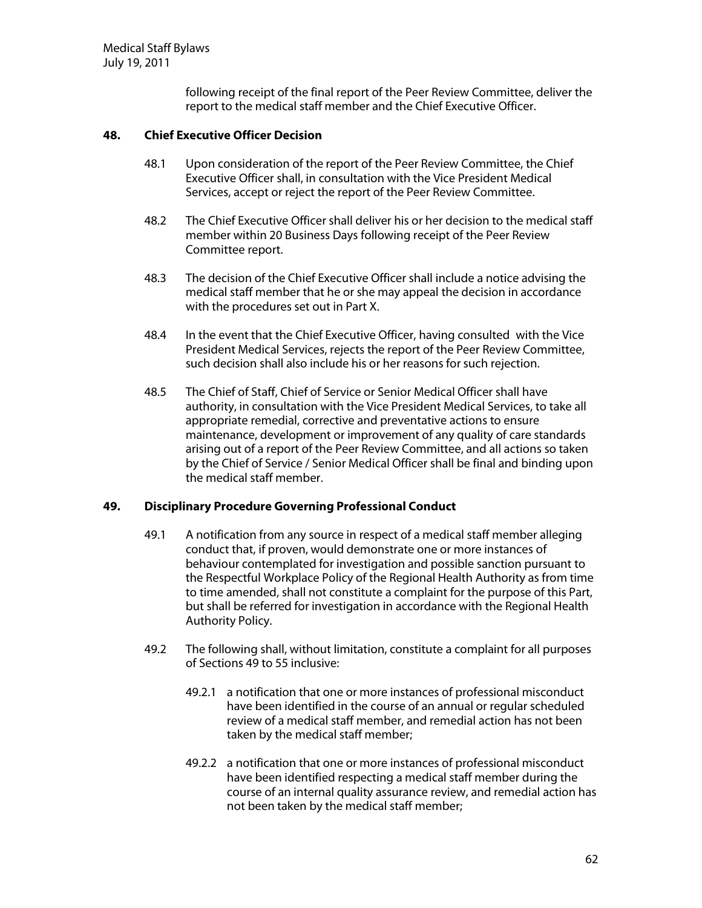following receipt of the final report of the Peer Review Committee, deliver the report to the medical staff member and the Chief Executive Officer.

## 48. Chief Executive Officer Decision

48.1 Upon consideration of the report of the Peer Review Committee, the Chief Executive Officer shall, in consultation with the Vice President Medical Services, accept or reject the report of the Peer Review Committee.

48.2 The Chief Executive Officer shall deliver his or her decision to the medical staff member within 20 Business Days following receipt of the Peer Review Committee report.

48.3 The decision of the Chief Executive Officer shall include a notice advising the medical staff member that he or she may appeal the decision in accordance with the procedures set out in Part X.

48.4 In the event that the Chief Executive Officer, having consulted with the Vice President Medical Services, rejects the report of the Peer Review Committee, such decision shall also include his or her reasons for such rejection.

48.5 The Chief of Staff, Chief of Service or Senior Medical Officer shall have authority, in consultation with the Vice President Medical Services, to take all appropriate remedial, corrective and preventative actions to ensure maintenance, development or improvement of any quality of care standards arising out of a report of the Peer Review Committee, and all actions so taken by the Chief of Service / Senior Medical Officer shall be final and binding upon the medical staff member.

## 49. Disciplinary Procedure Governing Professional Conduct

49.1 A notification from any source in respect of a medical staff member alleging conduct that, if proven, would demonstrate one or more instances of behaviour contemplated for investigation and possible sanction pursuant to the Respectful Workplace Policy of the Regional Health Authority as from time to time amended, shall not constitute a complaint for the purpose of this Part, but shall be referred for investigation in accordance with the Regional Health Authority Policy.

49.2 The following shall, without limitation, constitute a complaint for all purposes of Sections 49 to 55 inclusive:

49.2.1 a notification that one or more instances of professional misconduct have been identified in the course of an annual or regular scheduled review of a medical staff member, and remedial action has not been taken by the medical staff member;

49.2.2 a notification that one or more instances of professional misconduct have been identified respecting a medical staff member during the course of an internal quality assurance review, and remedial action has not been taken by the medical staff member;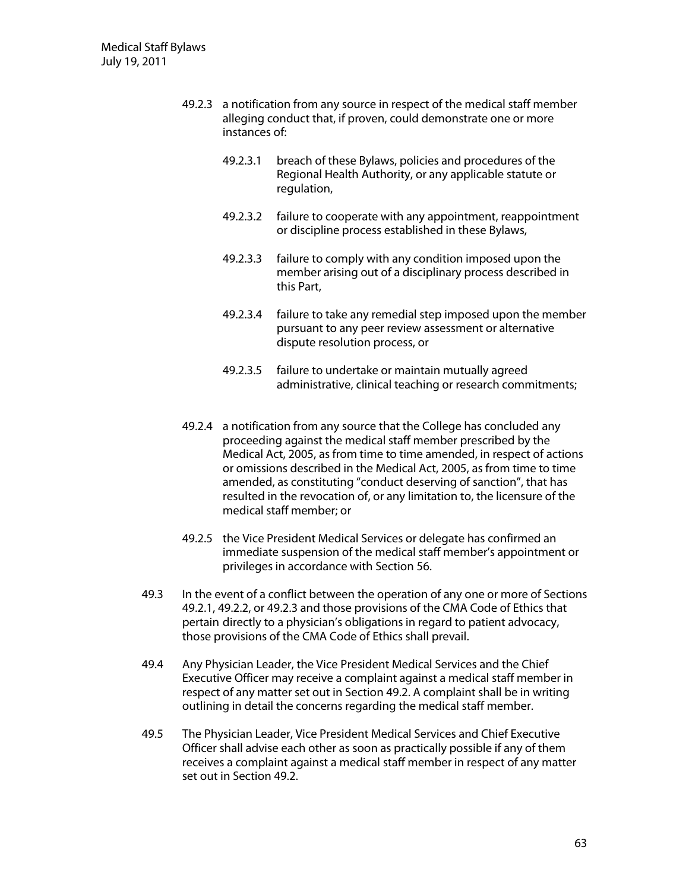49.2.3 a notification from any source in respect of the medical staff member alleging conduct that, if proven, could demonstrate one or more instances of:

49.2.3.1 breach of these Bylaws, policies and procedures of the Regional Health Authority, or any applicable statute or regulation,

49.2.3.2 failure to cooperate with any appointment, reappointment or discipline process established in these Bylaws,

49.2.3.3 failure to comply with any condition imposed upon the member arising out of a disciplinary process described in this Part,

49.2.3.4 failure to take any remedial step imposed upon the member pursuant to any peer review assessment or alternative dispute resolution process, or

49.2.3.5 failure to undertake or maintain mutually agreed administrative, clinical teaching or research commitments;

49.2.4 a notification from any source that the College has concluded any proceeding against the medical staff member prescribed by the Medical Act, 2005, as from time to time amended, in respect of actions or omissions described in the Medical Act, 2005, as from time to time amended, as constituting "conduct deserving of sanction", that has resulted in the revocation of, or any limitation to, the licensure of the medical staff member; or

49.2.5 the Vice President Medical Services or delegate has confirmed an immediate suspension of the medical staff member's appointment or privileges in accordance with Section 56.

49.3 In the event of a conflict between the operation of any one or more of Sections 49.2.1, 49.2.2, or 49.2.3 and those provisions of the CMA Code of Ethics that pertain directly to a physician's obligations in regard to patient advocacy, those provisions of the CMA Code of Ethics shall prevail.

49.4 Any Physician Leader, the Vice President Medical Services and the Chief Executive Officer may receive a complaint against a medical staff member in respect of any matter set out in Section 49.2. A complaint shall be in writing outlining in detail the concerns regarding the medical staff member.

49.5 The Physician Leader, Vice President Medical Services and Chief Executive Officer shall advise each other as soon as practically possible if any of them receives a complaint against a medical staff member in respect of any matter set out in Section 49.2.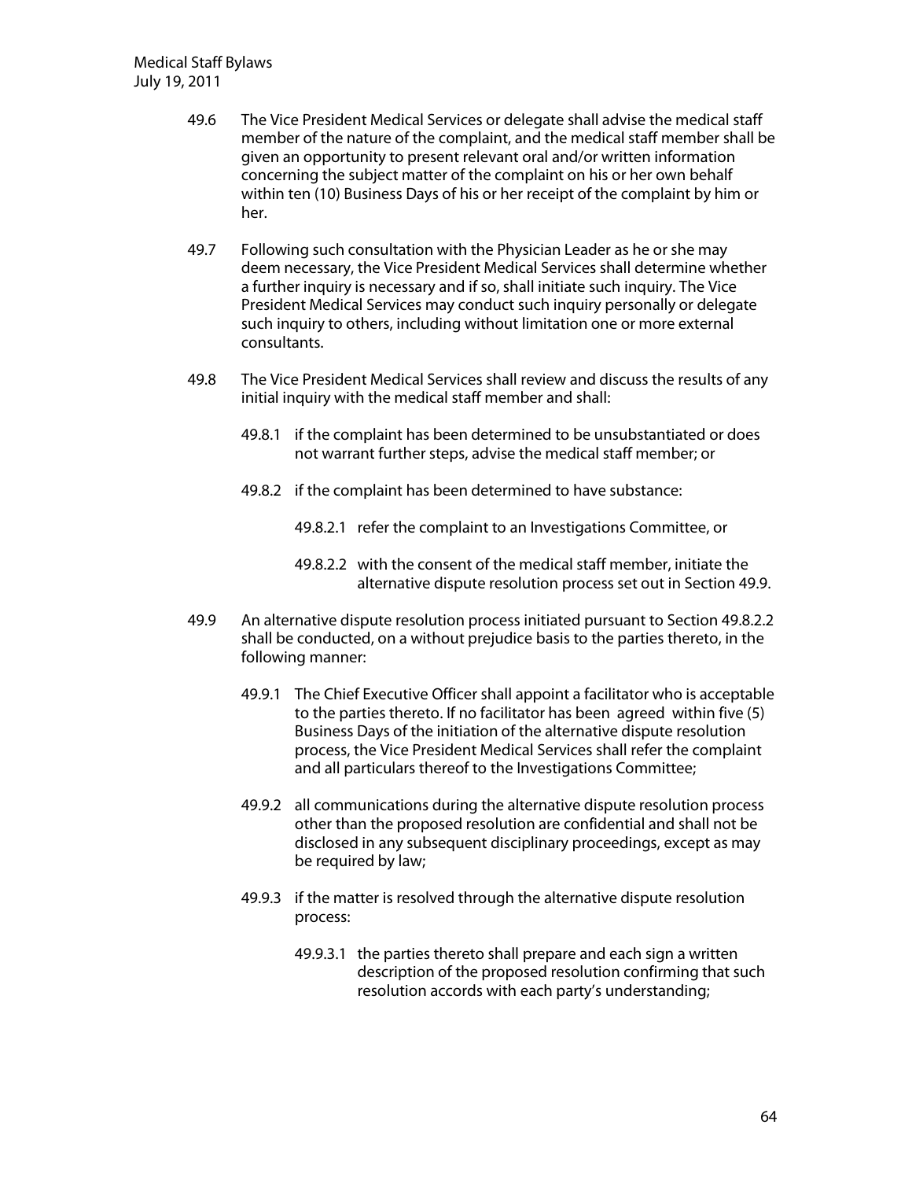49.6 The Vice President Medical Services or delegate shall advise the medical staff member of the nature of the complaint, and the medical staff member shall be given an opportunity to present relevant oral and/or written information concerning the subject matter of the complaint on his or her own behalf within ten (10) Business Days of his or her receipt of the complaint by him or her.

49.7 Following such consultation with the Physician Leader as he or she may deem necessary, the Vice President Medical Services shall determine whether a further inquiry is necessary and if so, shall initiate such inquiry. The Vice President Medical Services may conduct such inquiry personally or delegate such inquiry to others, including without limitation one or more external consultants.

49.8 The Vice President Medical Services shall review and discuss the results of any initial inquiry with the medical staff member and shall:

- 49.8.1 if the complaint has been determined to be unsubstantiated or does not warrant further steps, advise the medical staff member; or
- 49.8.2 if the complaint has been determined to have substance:
  - 49.8.2.1 refer the complaint to an Investigations Committee, or
  - 49.8.2.2 with the consent of the medical staff member, initiate the alternative dispute resolution process set out in Section 49.9.

49.9 An alternative dispute resolution process initiated pursuant to Section 49.8.2.2 shall be conducted, on a without prejudice basis to the parties thereto, in the following manner:

- 49.9.1 The Chief Executive Officer shall appoint a facilitator who is acceptable to the parties thereto. If no facilitator has been agreed within five (5) Business Days of the initiation of the alternative dispute resolution process, the Vice President Medical Services shall refer the complaint and all particulars thereof to the Investigations Committee;
- 49.9.2 all communications during the alternative dispute resolution process other than the proposed resolution are confidential and shall not be disclosed in any subsequent disciplinary proceedings, except as may be required by law;
- 49.9.3 if the matter is resolved through the alternative dispute resolution process:
  - 49.9.3.1 the parties thereto shall prepare and each sign a written description of the proposed resolution confirming that such resolution accords with each party's understanding;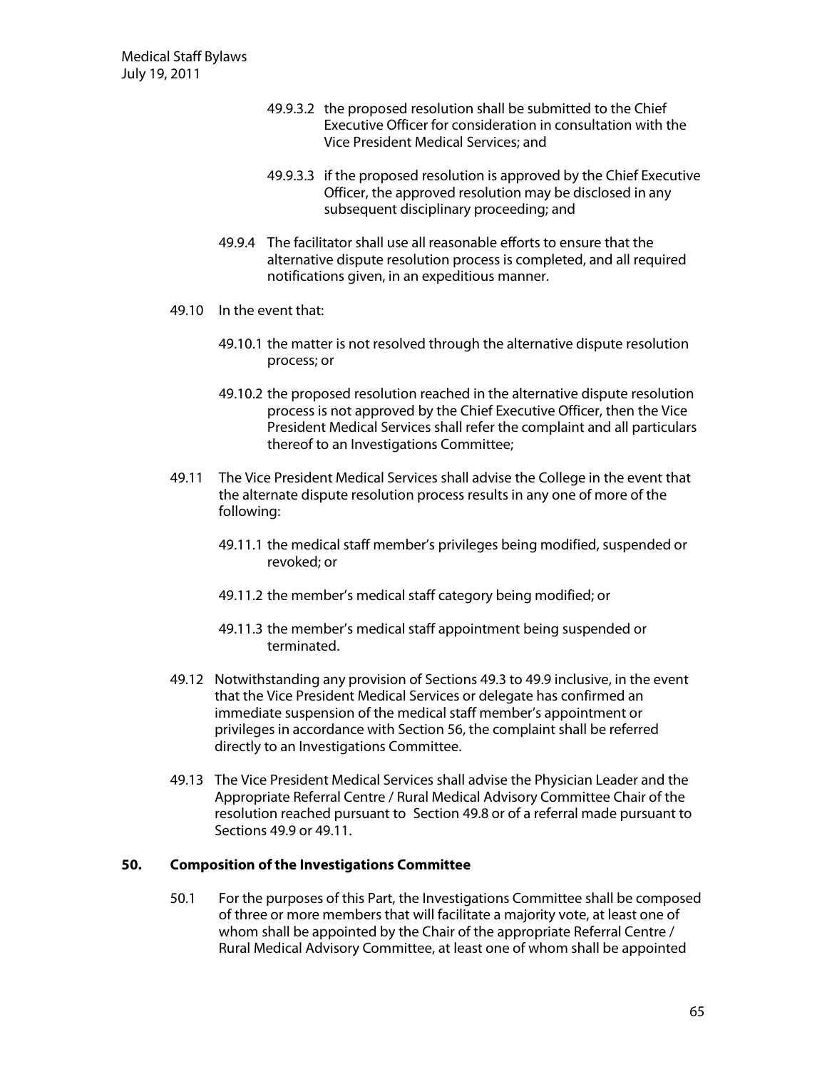49.9.3.2 the proposed resolution shall be submitted to the Chief Executive Officer for consideration in consultation with the Vice President Medical Services; and

49.9.3.3 if the proposed resolution is approved by the Chief Executive Officer, the approved resolution may be disclosed in any subsequent disciplinary proceeding; and

49.9.4 The facilitator shall use all reasonable efforts to ensure that the alternative dispute resolution process is completed, and all required notifications given, in an expeditious manner.

49.10 In the event that:

49.10.1 the matter is not resolved through the alternative dispute resolution process; or

49.10.2 the proposed resolution reached in the alternative dispute resolution process is not approved by the Chief Executive Officer, then the Vice President Medical Services shall refer the complaint and all particulars thereof to an Investigations Committee;

49.11 The Vice President Medical Services shall advise the College in the event that the alternate dispute resolution process results in any one of more of the following:

49.11.1 the medical staff member's privileges being modified, suspended or revoked; or

49.11.2 the member's medical staff category being modified; or

49.11.3 the member's medical staff appointment being suspended or terminated.

49.12 Notwithstanding any provision of Sections 49.3 to 49.9 inclusive, in the event that the Vice President Medical Services or delegate has confirmed an immediate suspension of the medical staff member's appointment or privileges in accordance with Section 56, the complaint shall be referred directly to an Investigations Committee.

49.13 The Vice President Medical Services shall advise the Physician Leader and the Appropriate Referral Centre / Rural Medical Advisory Committee Chair of the resolution reached pursuant to Section 49.8 or of a referral made pursuant to Sections 49.9 or 49.11.

## 50. Composition of the Investigations Committee

50.1 For the purposes of this Part, the Investigations Committee shall be composed of three or more members that will facilitate a majority vote, at least one of whom shall be appointed by the Chair of the appropriate Referral Centre / Rural Medical Advisory Committee, at least one of whom shall be appointed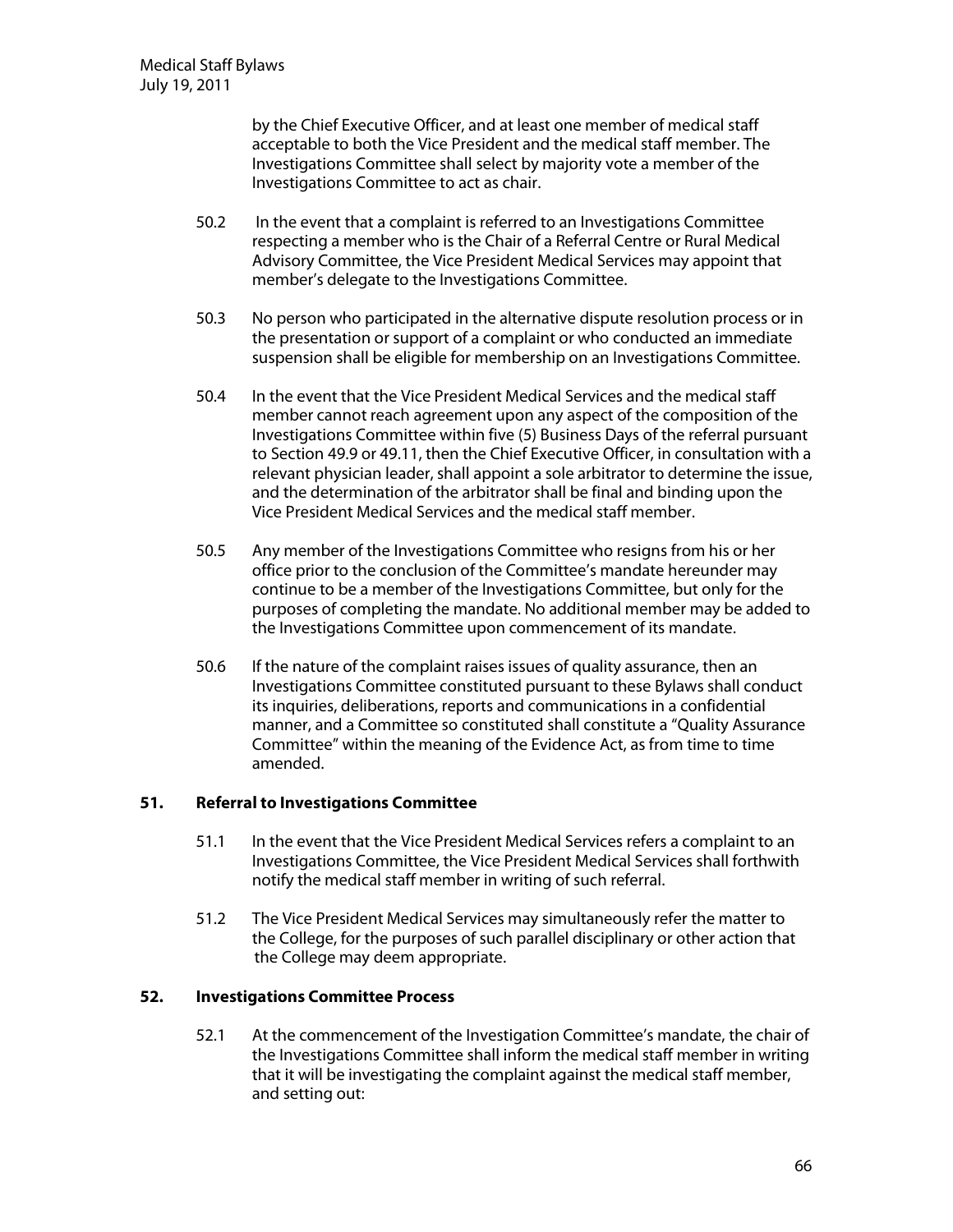by the Chief Executive Officer, and at least one member of medical staff acceptable to both the Vice President and the medical staff member. The Investigations Committee shall select by majority vote a member of the Investigations Committee to act as chair.

50.2 In the event that a complaint is referred to an Investigations Committee respecting a member who is the Chair of a Referral Centre or Rural Medical Advisory Committee, the Vice President Medical Services may appoint that member's delegate to the Investigations Committee.

50.3 No person who participated in the alternative dispute resolution process or in the presentation or support of a complaint or who conducted an immediate suspension shall be eligible for membership on an Investigations Committee.

50.4 In the event that the Vice President Medical Services and the medical staff member cannot reach agreement upon any aspect of the composition of the Investigations Committee within five (5) Business Days of the referral pursuant to Section 49.9 or 49.11, then the Chief Executive Officer, in consultation with a relevant physician leader, shall appoint a sole arbitrator to determine the issue, and the determination of the arbitrator shall be final and binding upon the Vice President Medical Services and the medical staff member.

50.5 Any member of the Investigations Committee who resigns from his or her office prior to the conclusion of the Committee's mandate hereunder may continue to be a member of the Investigations Committee, but only for the purposes of completing the mandate. No additional member may be added to the Investigations Committee upon commencement of its mandate.

50.6 If the nature of the complaint raises issues of quality assurance, then an Investigations Committee constituted pursuant to these Bylaws shall conduct its inquiries, deliberations, reports and communications in a confidential manner, and a Committee so constituted shall constitute a "Quality Assurance Committee" within the meaning of the Evidence Act, as from time to time amended.

## 51. Referral to Investigations Committee

51.1 In the event that the Vice President Medical Services refers a complaint to an Investigations Committee, the Vice President Medical Services shall forthwith notify the medical staff member in writing of such referral.

51.2 The Vice President Medical Services may simultaneously refer the matter to the College, for the purposes of such parallel disciplinary or other action that the College may deem appropriate.

## 52. Investigations Committee Process

52.1 At the commencement of the Investigation Committee's mandate, the chair of the Investigations Committee shall inform the medical staff member in writing that it will be investigating the complaint against the medical staff member, and setting out: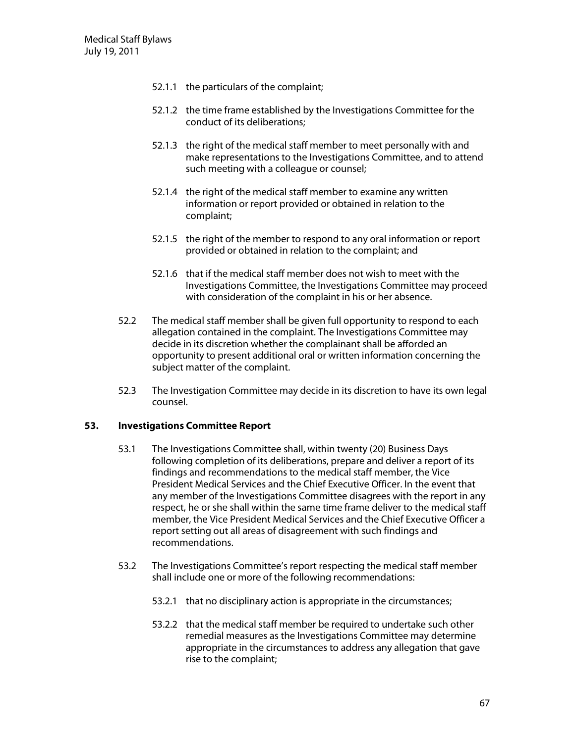52.1.1 the particulars of the complaint;

52.1.2 the time frame established by the Investigations Committee for the conduct of its deliberations;

52.1.3 the right of the medical staff member to meet personally with and make representations to the Investigations Committee, and to attend such meeting with a colleague or counsel;

52.1.4 the right of the medical staff member to examine any written information or report provided or obtained in relation to the complaint;

52.1.5 the right of the member to respond to any oral information or report provided or obtained in relation to the complaint; and

52.1.6 that if the medical staff member does not wish to meet with the Investigations Committee, the Investigations Committee may proceed with consideration of the complaint in his or her absence.

52.2 The medical staff member shall be given full opportunity to respond to each allegation contained in the complaint. The Investigations Committee may decide in its discretion whether the complainant shall be afforded an opportunity to present additional oral or written information concerning the subject matter of the complaint.

52.3 The Investigation Committee may decide in its discretion to have its own legal counsel.

## 53. Investigations Committee Report

53.1 The Investigations Committee shall, within twenty (20) Business Days following completion of its deliberations, prepare and deliver a report of its findings and recommendations to the medical staff member, the Vice President Medical Services and the Chief Executive Officer. In the event that any member of the Investigations Committee disagrees with the report in any respect, he or she shall within the same time frame deliver to the medical staff member, the Vice President Medical Services and the Chief Executive Officer a report setting out all areas of disagreement with such findings and recommendations.

53.2 The Investigations Committee's report respecting the medical staff member shall include one or more of the following recommendations:

53.2.1 that no disciplinary action is appropriate in the circumstances;

53.2.2 that the medical staff member be required to undertake such other remedial measures as the Investigations Committee may determine appropriate in the circumstances to address any allegation that gave rise to the complaint;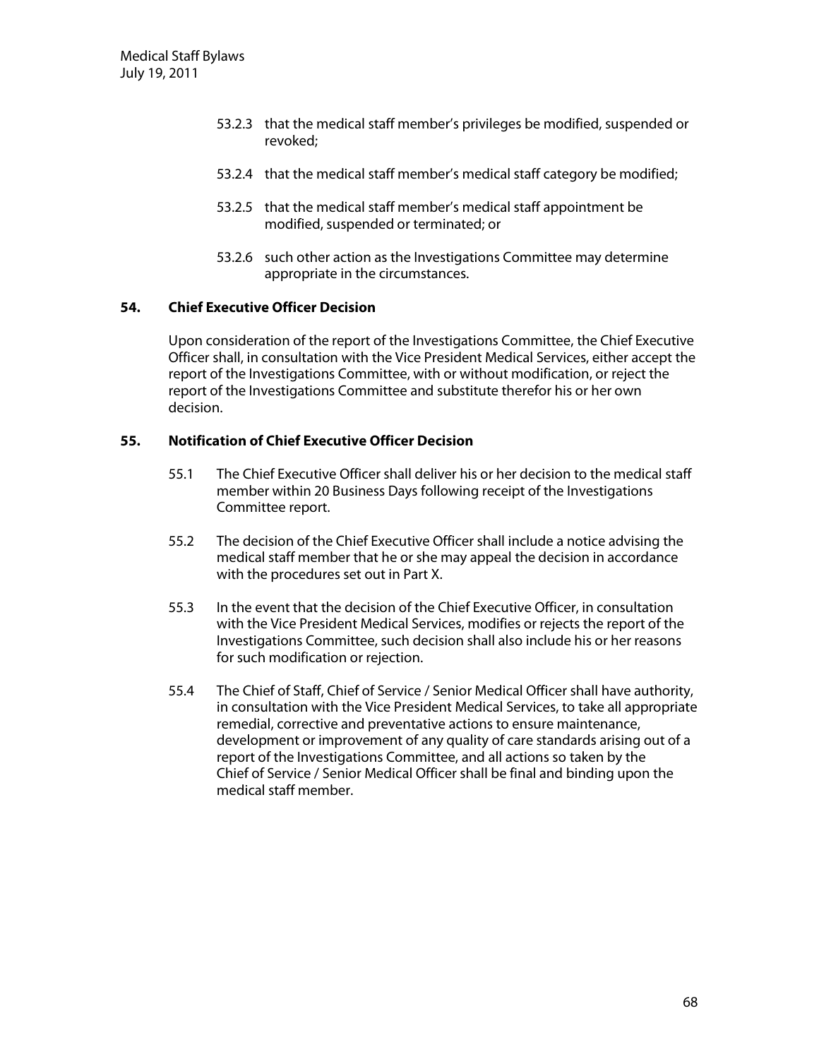53.2.3 that the medical staff member's privileges be modified, suspended or revoked;

53.2.4 that the medical staff member's medical staff category be modified;

53.2.5 that the medical staff member's medical staff appointment be modified, suspended or terminated; or

53.2.6 such other action as the Investigations Committee may determine appropriate in the circumstances.

## 54. Chief Executive Officer Decision

Upon consideration of the report of the Investigations Committee, the Chief Executive Officer shall, in consultation with the Vice President Medical Services, either accept the report of the Investigations Committee, with or without modification, or reject the report of the Investigations Committee and substitute therefor his or her own decision.

## 55. Notification of Chief Executive Officer Decision

55.1 The Chief Executive Officer shall deliver his or her decision to the medical staff member within 20 Business Days following receipt of the Investigations Committee report.

55.2 The decision of the Chief Executive Officer shall include a notice advising the medical staff member that he or she may appeal the decision in accordance with the procedures set out in Part X.

55.3 In the event that the decision of the Chief Executive Officer, in consultation with the Vice President Medical Services, modifies or rejects the report of the Investigations Committee, such decision shall also include his or her reasons for such modification or rejection.

55.4 The Chief of Staff, Chief of Service / Senior Medical Officer shall have authority, in consultation with the Vice President Medical Services, to take all appropriate remedial, corrective and preventative actions to ensure maintenance, development or improvement of any quality of care standards arising out of a report of the Investigations Committee, and all actions so taken by the Chief of Service / Senior Medical Officer shall be final and binding upon the medical staff member.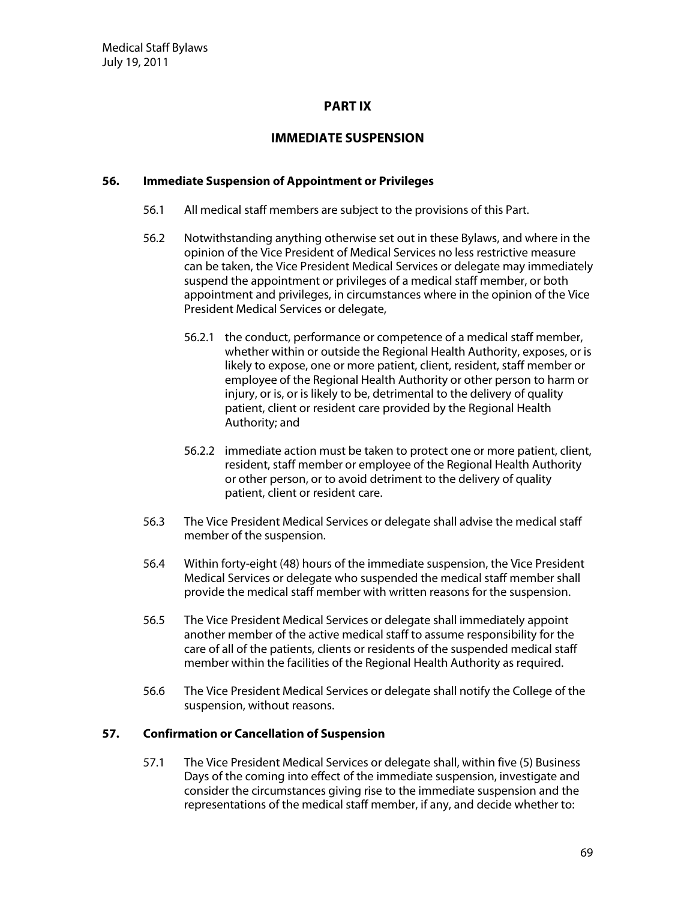# PART IX

## IMMEDIATE SUSPENSION

### 56. Immediate Suspension of Appointment or Privileges

56.1 All medical staff members are subject to the provisions of this Part.

56.2 Notwithstanding anything otherwise set out in these Bylaws, and where in the opinion of the Vice President of Medical Services no less restrictive measure can be taken, the Vice President Medical Services or delegate may immediately suspend the appointment or privileges of a medical staff member, or both appointment and privileges, in circumstances where in the opinion of the Vice President Medical Services or delegate,

56.2.1 the conduct, performance or competence of a medical staff member, whether within or outside the Regional Health Authority, exposes, or is likely to expose, one or more patient, client, resident, staff member or employee of the Regional Health Authority or other person to harm or injury, or is, or is likely to be, detrimental to the delivery of quality patient, client or resident care provided by the Regional Health Authority; and

56.2.2 immediate action must be taken to protect one or more patient, client, resident, staff member or employee of the Regional Health Authority or other person, or to avoid detriment to the delivery of quality patient, client or resident care.

56.3 The Vice President Medical Services or delegate shall advise the medical staff member of the suspension.

56.4 Within forty-eight (48) hours of the immediate suspension, the Vice President Medical Services or delegate who suspended the medical staff member shall provide the medical staff member with written reasons for the suspension.

56.5 The Vice President Medical Services or delegate shall immediately appoint another member of the active medical staff to assume responsibility for the care of all of the patients, clients or residents of the suspended medical staff member within the facilities of the Regional Health Authority as required.

56.6 The Vice President Medical Services or delegate shall notify the College of the suspension, without reasons.

### 57. Confirmation or Cancellation of Suspension

57.1 The Vice President Medical Services or delegate shall, within five (5) Business Days of the coming into effect of the immediate suspension, investigate and consider the circumstances giving rise to the immediate suspension and the representations of the medical staff member, if any, and decide whether to: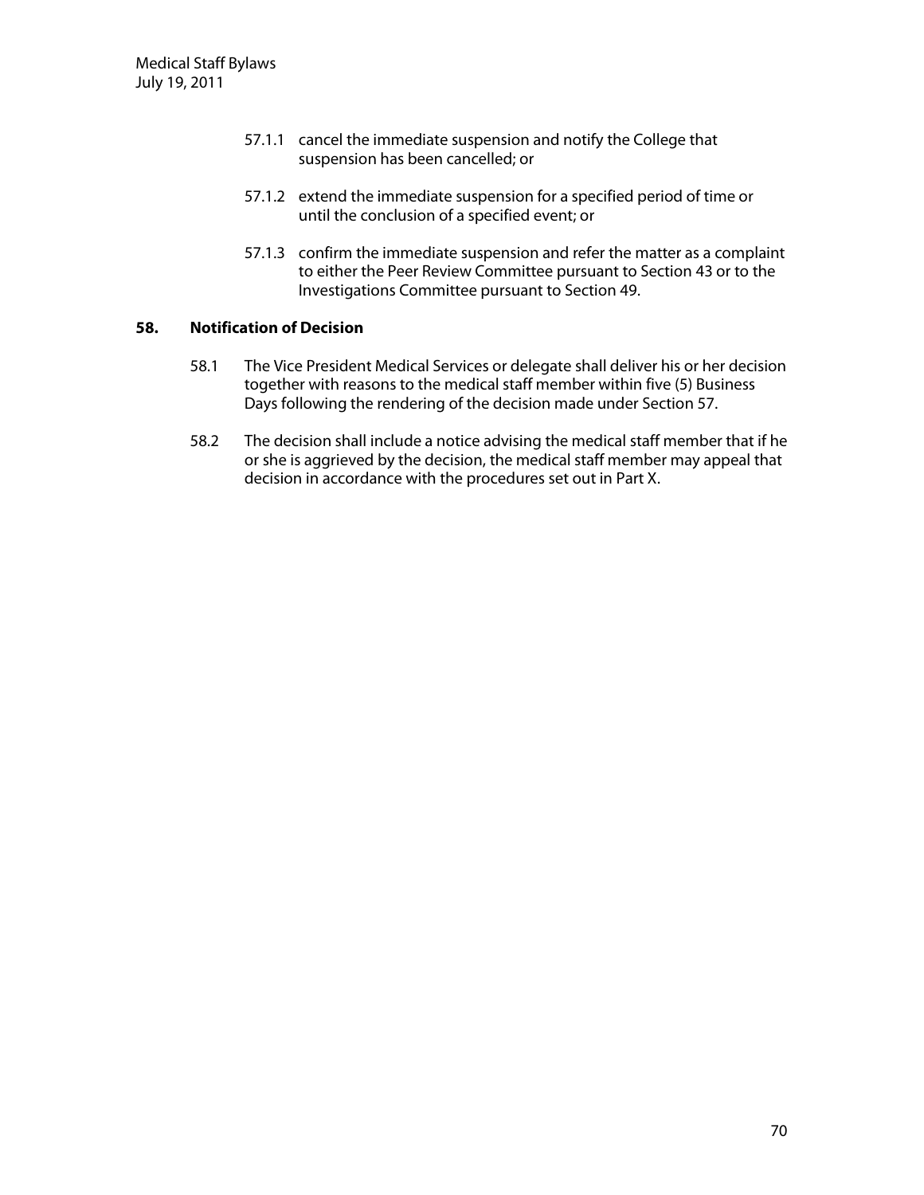57.1.1 cancel the immediate suspension and notify the College that suspension has been cancelled; or

57.1.2 extend the immediate suspension for a specified period of time or until the conclusion of a specified event; or

57.1.3 confirm the immediate suspension and refer the matter as a complaint to either the Peer Review Committee pursuant to Section 43 or to the Investigations Committee pursuant to Section 49.

## 58. Notification of Decision

58.1 The Vice President Medical Services or delegate shall deliver his or her decision together with reasons to the medical staff member within five (5) Business Days following the rendering of the decision made under Section 57.

58.2 The decision shall include a notice advising the medical staff member that if he or she is aggrieved by the decision, the medical staff member may appeal that decision in accordance with the procedures set out in Part X.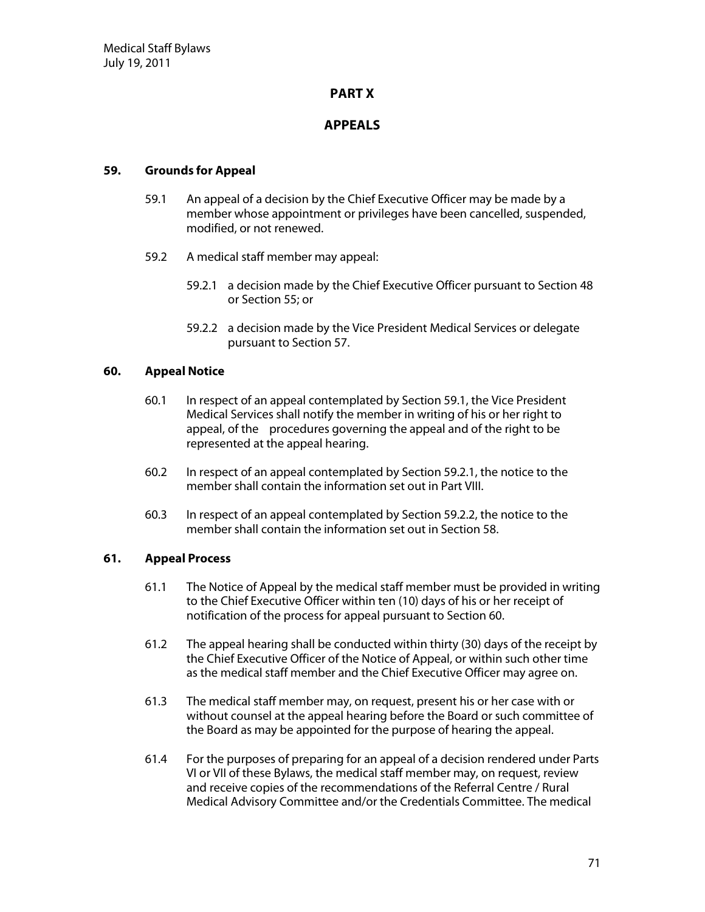# PART X

# APPEALS

### 59. Grounds for Appeal

59.1 An appeal of a decision by the Chief Executive Officer may be made by a member whose appointment or privileges have been cancelled, suspended, modified, or not renewed.

59.2 A medical staff member may appeal:

59.2.1 a decision made by the Chief Executive Officer pursuant to Section 48 or Section 55; or

59.2.2 a decision made by the Vice President Medical Services or delegate pursuant to Section 57.

### 60. Appeal Notice

60.1 In respect of an appeal contemplated by Section 59.1, the Vice President Medical Services shall notify the member in writing of his or her right to appeal, of the procedures governing the appeal and of the right to be represented at the appeal hearing.

60.2 In respect of an appeal contemplated by Section 59.2.1, the notice to the member shall contain the information set out in Part VIII.

60.3 In respect of an appeal contemplated by Section 59.2.2, the notice to the member shall contain the information set out in Section 58.

### 61. Appeal Process

61.1 The Notice of Appeal by the medical staff member must be provided in writing to the Chief Executive Officer within ten (10) days of his or her receipt of notification of the process for appeal pursuant to Section 60.

61.2 The appeal hearing shall be conducted within thirty (30) days of the receipt by the Chief Executive Officer of the Notice of Appeal, or within such other time as the medical staff member and the Chief Executive Officer may agree on.

61.3 The medical staff member may, on request, present his or her case with or without counsel at the appeal hearing before the Board or such committee of the Board as may be appointed for the purpose of hearing the appeal.

61.4 For the purposes of preparing for an appeal of a decision rendered under Parts VI or VII of these Bylaws, the medical staff member may, on request, review and receive copies of the recommendations of the Referral Centre / Rural Medical Advisory Committee and/or the Credentials Committee. The medical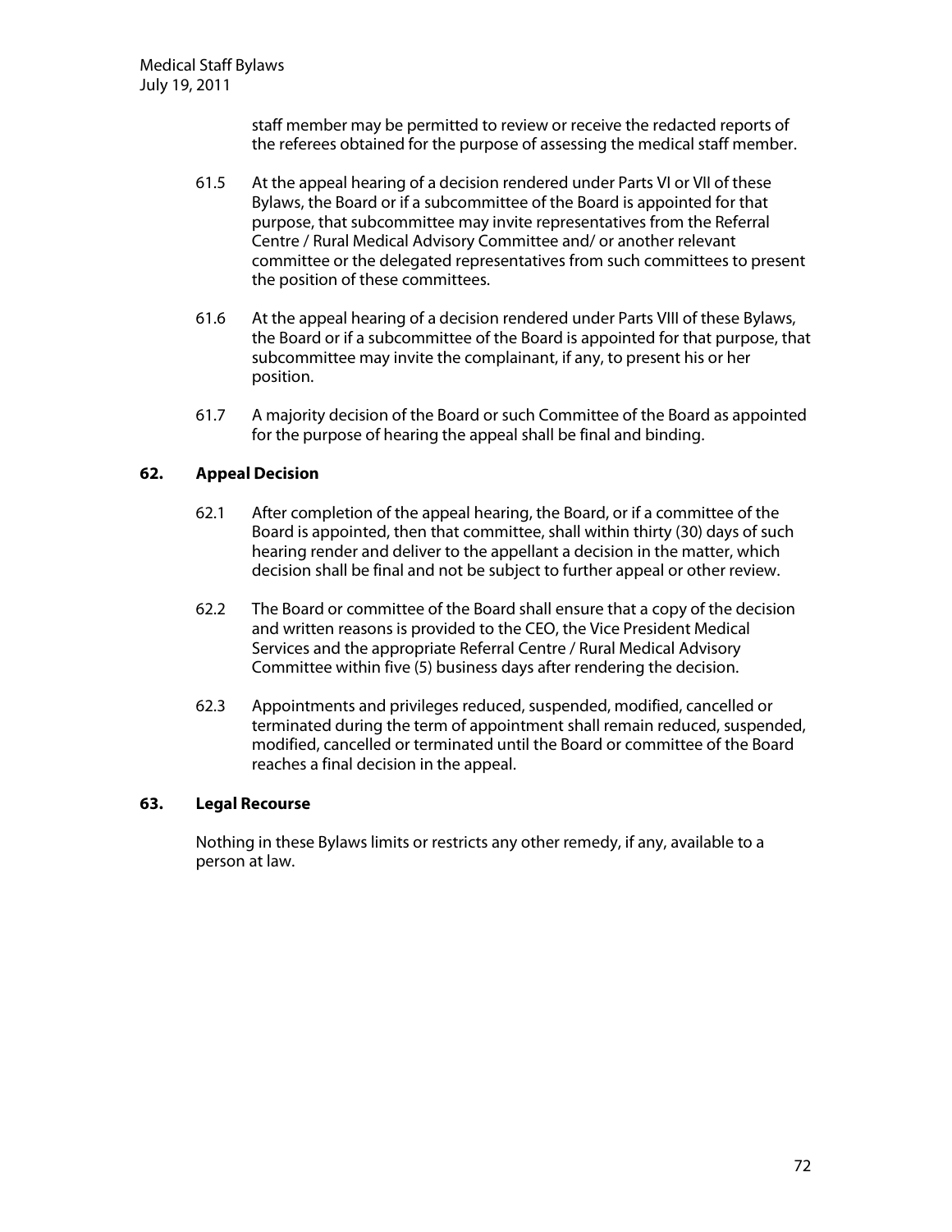staff member may be permitted to review or receive the redacted reports of the referees obtained for the purpose of assessing the medical staff member.

61.5 At the appeal hearing of a decision rendered under Parts VI or VII of these Bylaws, the Board or if a subcommittee of the Board is appointed for that purpose, that subcommittee may invite representatives from the Referral Centre / Rural Medical Advisory Committee and/ or another relevant committee or the delegated representatives from such committees to present the position of these committees.

61.6 At the appeal hearing of a decision rendered under Parts VIII of these Bylaws, the Board or if a subcommittee of the Board is appointed for that purpose, that subcommittee may invite the complainant, if any, to present his or her position.

61.7 A majority decision of the Board or such Committee of the Board as appointed for the purpose of hearing the appeal shall be final and binding.

## 62. Appeal Decision

62.1 After completion of the appeal hearing, the Board, or if a committee of the Board is appointed, then that committee, shall within thirty (30) days of such hearing render and deliver to the appellant a decision in the matter, which decision shall be final and not be subject to further appeal or other review.

62.2 The Board or committee of the Board shall ensure that a copy of the decision and written reasons is provided to the CEO, the Vice President Medical Services and the appropriate Referral Centre / Rural Medical Advisory Committee within five (5) business days after rendering the decision.

62.3 Appointments and privileges reduced, suspended, modified, cancelled or terminated during the term of appointment shall remain reduced, suspended, modified, cancelled or terminated until the Board or committee of the Board reaches a final decision in the appeal.

## 63. Legal Recourse

Nothing in these Bylaws limits or restricts any other remedy, if any, available to a person at law.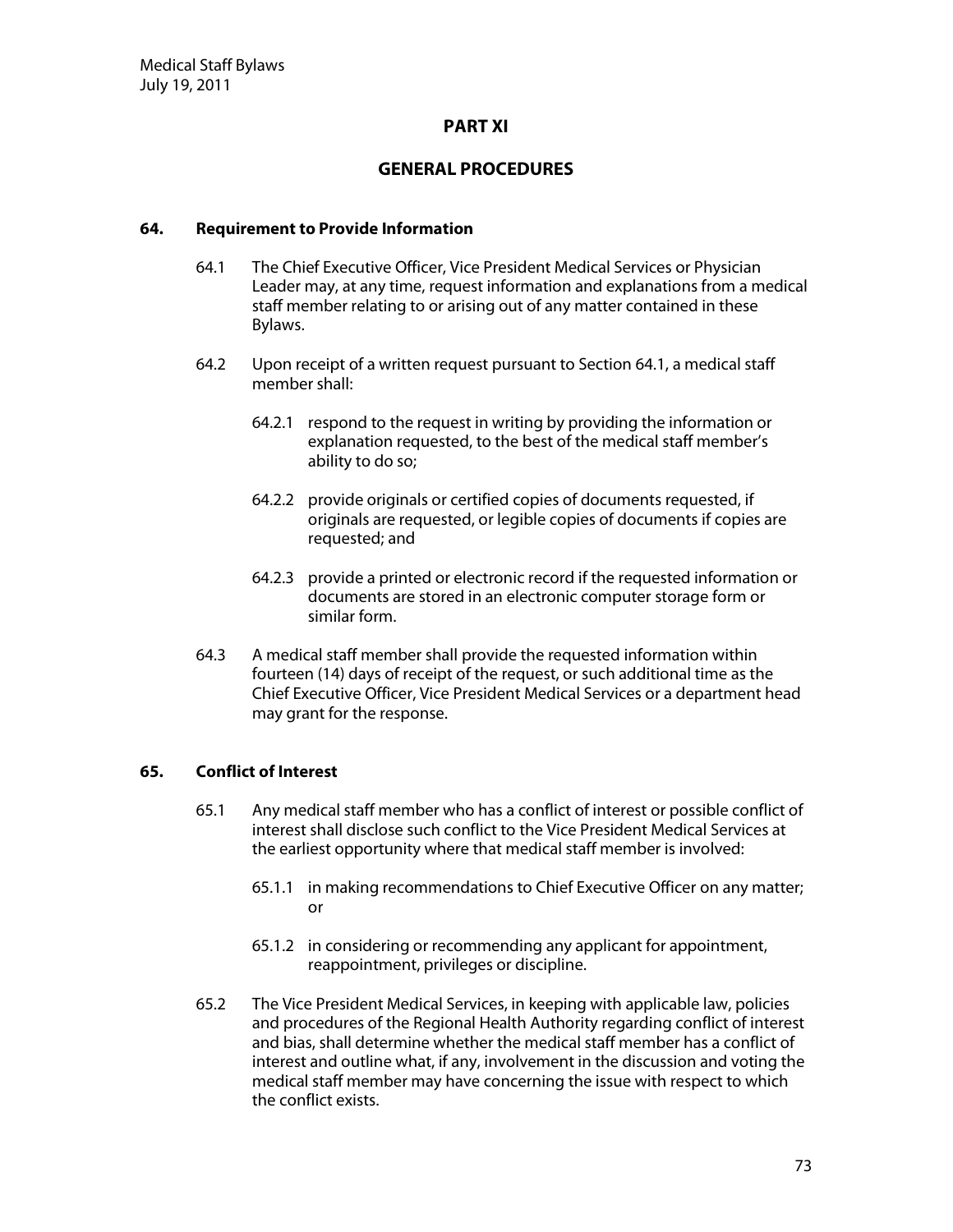# PART XI

# GENERAL PROCEDURES

### 64. Requirement to Provide Information

64.1 The Chief Executive Officer, Vice President Medical Services or Physician Leader may, at any time, request information and explanations from a medical staff member relating to or arising out of any matter contained in these Bylaws.

64.2 Upon receipt of a written request pursuant to Section 64.1, a medical staff member shall:

64.2.1 respond to the request in writing by providing the information or explanation requested, to the best of the medical staff member's ability to do so;

64.2.2 provide originals or certified copies of documents requested, if originals are requested, or legible copies of documents if copies are requested; and

64.2.3 provide a printed or electronic record if the requested information or documents are stored in an electronic computer storage form or similar form.

64.3 A medical staff member shall provide the requested information within fourteen (14) days of receipt of the request, or such additional time as the Chief Executive Officer, Vice President Medical Services or a department head may grant for the response.

### 65. Conflict of Interest

65.1 Any medical staff member who has a conflict of interest or possible conflict of interest shall disclose such conflict to the Vice President Medical Services at the earliest opportunity where that medical staff member is involved:

65.1.1 in making recommendations to Chief Executive Officer on any matter; or

65.1.2 in considering or recommending any applicant for appointment, reappointment, privileges or discipline.

65.2 The Vice President Medical Services, in keeping with applicable law, policies and procedures of the Regional Health Authority regarding conflict of interest and bias, shall determine whether the medical staff member has a conflict of interest and outline what, if any, involvement in the discussion and voting the medical staff member may have concerning the issue with respect to which the conflict exists.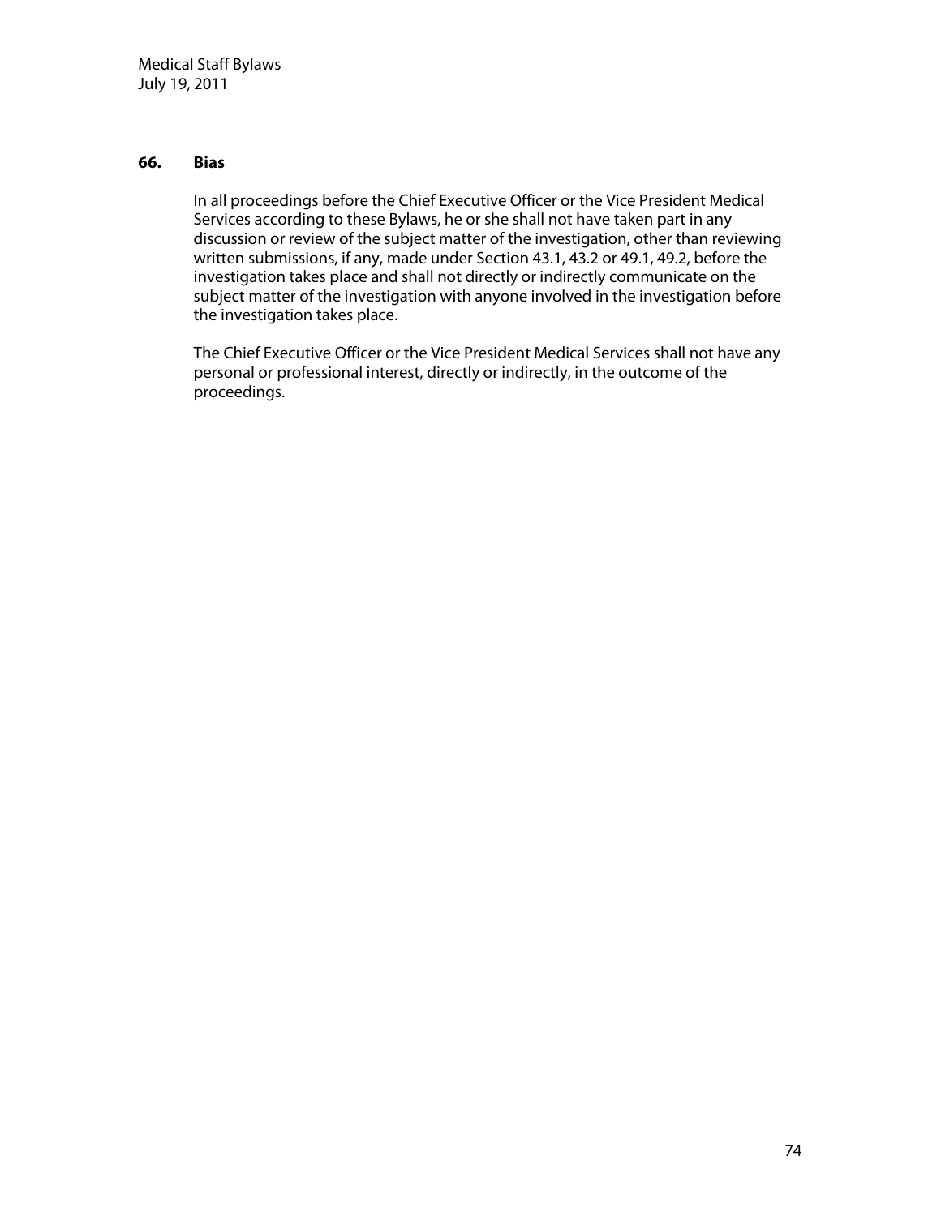## 66. Bias

In all proceedings before the Chief Executive Officer or the Vice President Medical Services according to these Bylaws, he or she shall not have taken part in any discussion or review of the subject matter of the investigation, other than reviewing written submissions, if any, made under Section 43.1, 43.2 or 49.1, 49.2, before the investigation takes place and shall not directly or indirectly communicate on the subject matter of the investigation with anyone involved in the investigation before the investigation takes place.

The Chief Executive Officer or the Vice President Medical Services shall not have any personal or professional interest, directly or indirectly, in the outcome of the proceedings.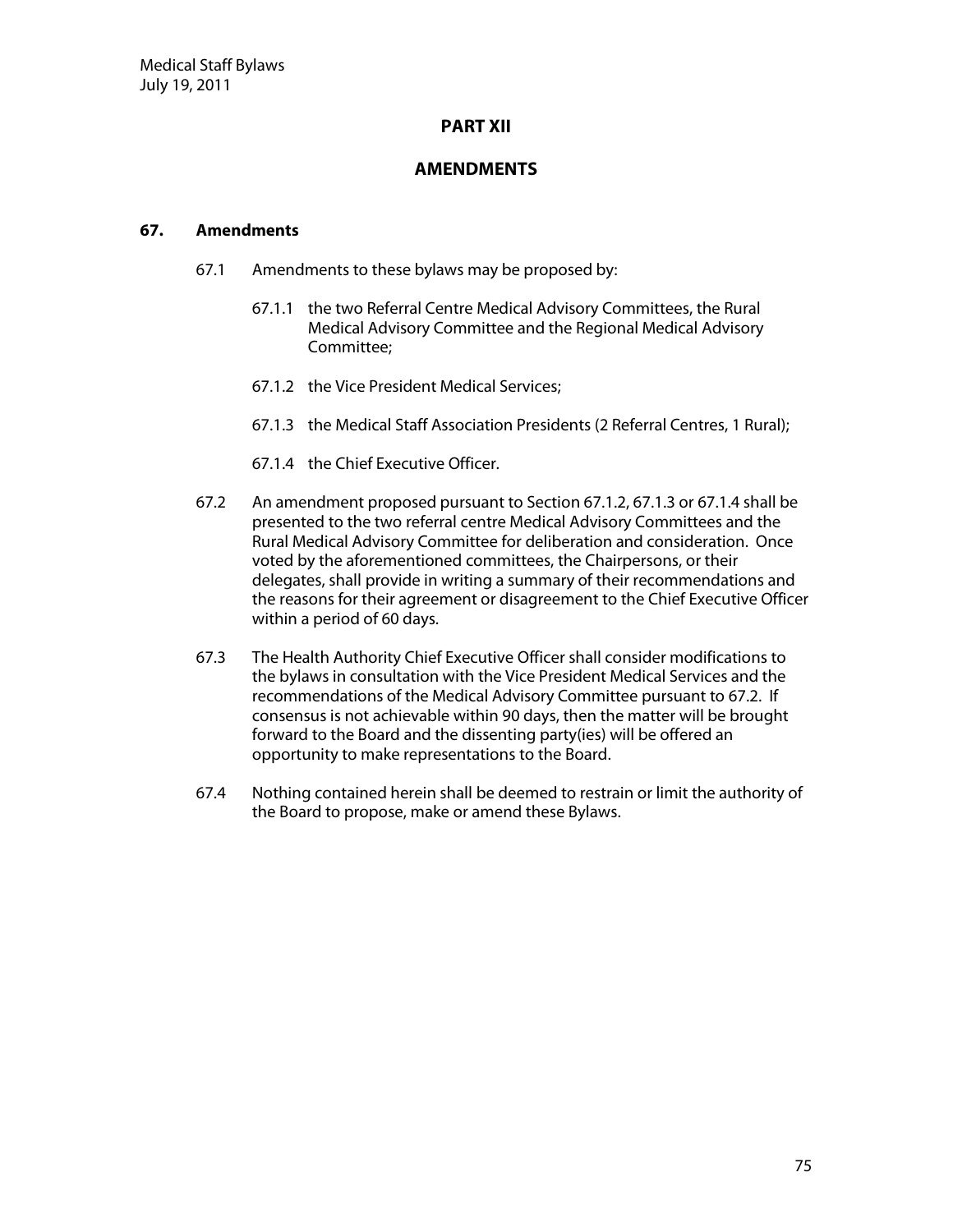# PART XII

# AMENDMENTS

## 67. Amendments

67.1 Amendments to these bylaws may be proposed by:

67.1.1 the two Referral Centre Medical Advisory Committees, the Rural Medical Advisory Committee and the Regional Medical Advisory Committee;

67.1.2 the Vice President Medical Services;

67.1.3 the Medical Staff Association Presidents (2 Referral Centres, 1 Rural);

67.1.4 the Chief Executive Officer.

67.2 An amendment proposed pursuant to Section 67.1.2, 67.1.3 or 67.1.4 shall be presented to the two referral centre Medical Advisory Committees and the Rural Medical Advisory Committee for deliberation and consideration. Once voted by the aforementioned committees, the Chairpersons, or their delegates, shall provide in writing a summary of their recommendations and the reasons for their agreement or disagreement to the Chief Executive Officer within a period of 60 days.

67.3 The Health Authority Chief Executive Officer shall consider modifications to the bylaws in consultation with the Vice President Medical Services and the recommendations of the Medical Advisory Committee pursuant to 67.2. If consensus is not achievable within 90 days, then the matter will be brought forward to the Board and the dissenting party(ies) will be offered an opportunity to make representations to the Board.

67.4 Nothing contained herein shall be deemed to restrain or limit the authority of the Board to propose, make or amend these Bylaws.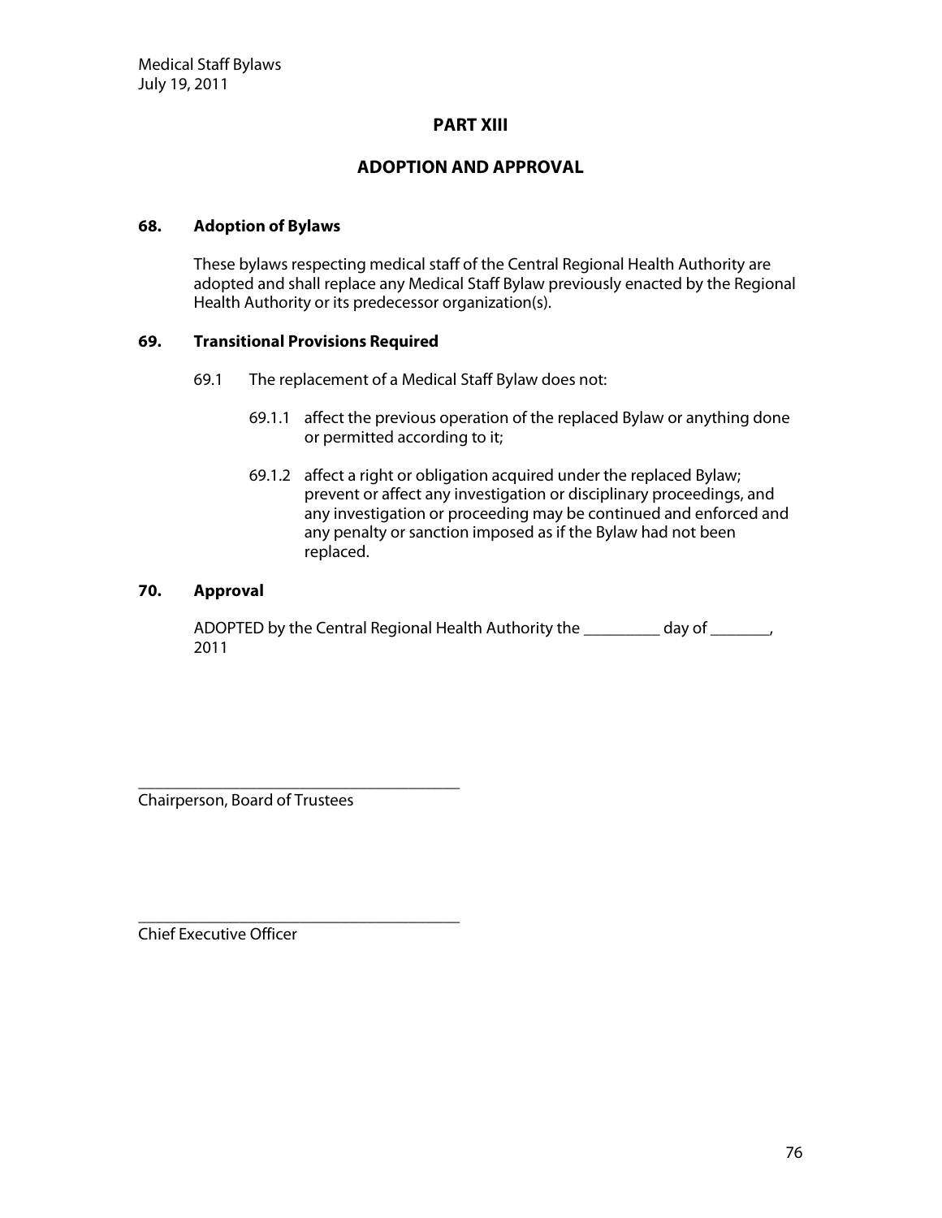# PART XIII

# ADOPTION AND APPROVAL

**68. Adoption of Bylaws**

These bylaws respecting medical staff of the Central Regional Health Authority are adopted and shall replace any Medical Staff Bylaw previously enacted by the Regional Health Authority or its predecessor organization(s).

**69. Transitional Provisions Required**

69.1 The replacement of a Medical Staff Bylaw does not:

69.1.1 affect the previous operation of the replaced Bylaw or anything done or permitted according to it;

69.1.2 affect a right or obligation acquired under the replaced Bylaw; prevent or affect any investigation or disciplinary proceedings, and any investigation or proceeding may be continued and enforced and any penalty or sanction imposed as if the Bylaw had not been replaced.

**70. Approval**

ADOPTED by the Central Regional Health Authority the __________ day of ________, 2011

________________________________________
Chairperson, Board of Trustees

________________________________________
Chief Executive Officer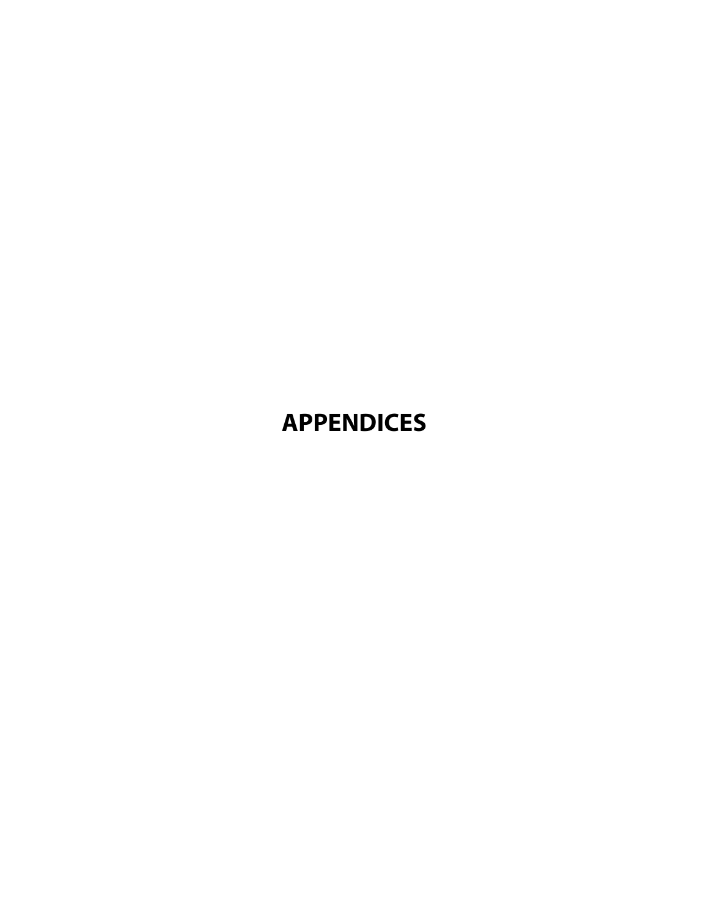# APPENDICES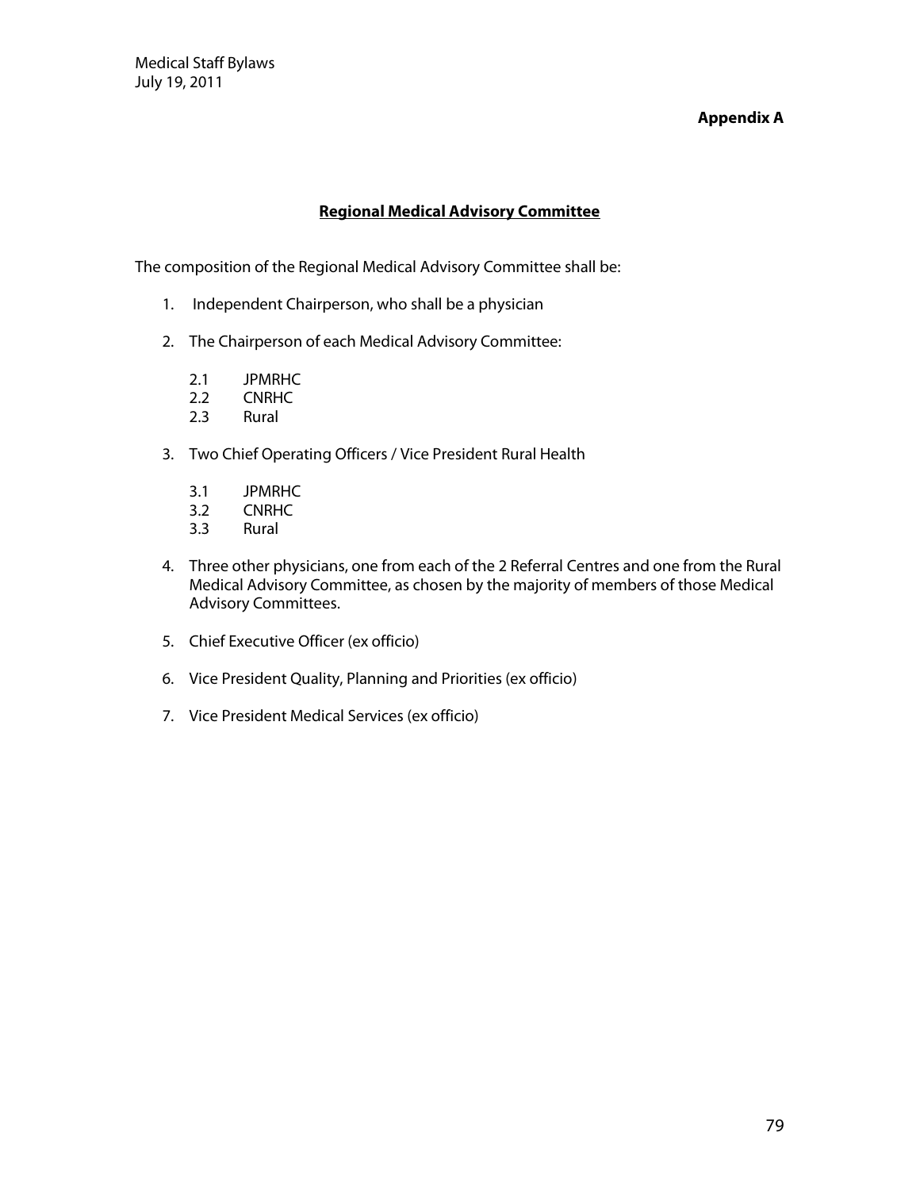**Appendix A**

## Regional Medical Advisory Committee

The composition of the Regional Medical Advisory Committee shall be:

1. Independent Chairperson, who shall be a physician

2. The Chairperson of each Medical Advisory Committee:

   2.1 JPMRHC
   2.2 CNRHC
   2.3 Rural

3. Two Chief Operating Officers / Vice President Rural Health

   3.1 JPMRHC
   3.2 CNRHC
   3.3 Rural

4. Three other physicians, one from each of the 2 Referral Centres and one from the Rural Medical Advisory Committee, as chosen by the majority of members of those Medical Advisory Committees.

5. Chief Executive Officer (ex officio)

6. Vice President Quality, Planning and Priorities (ex officio)

7. Vice President Medical Services (ex officio)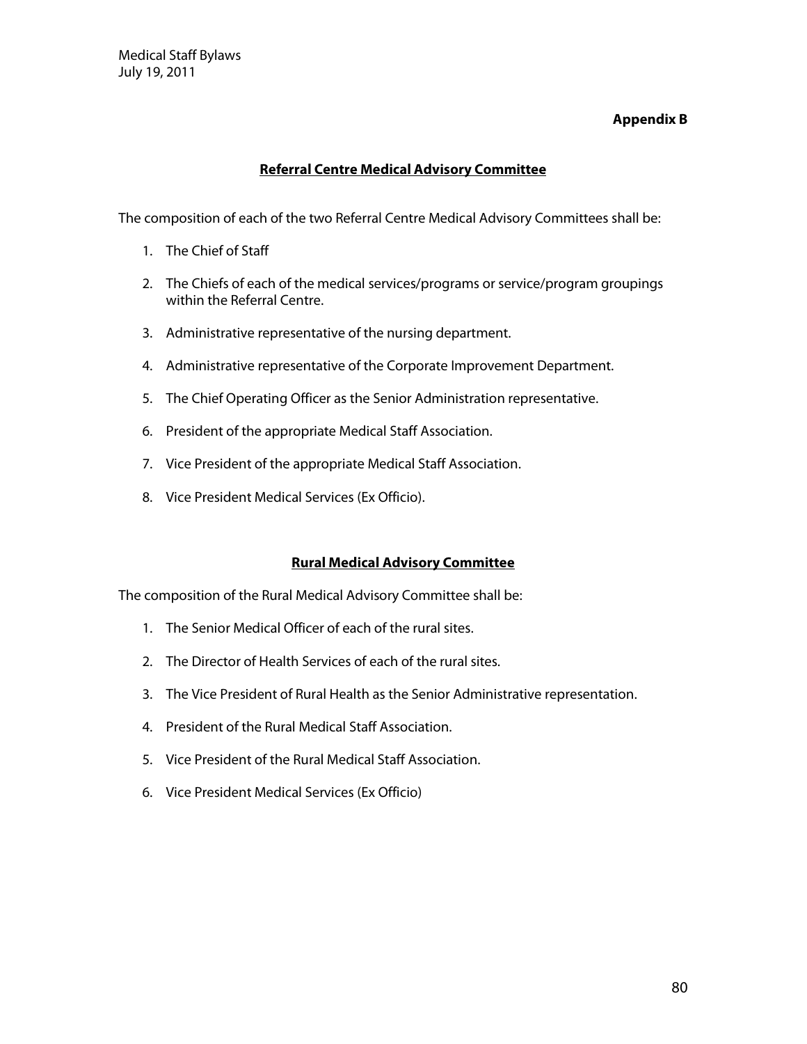**Appendix B**

## Referral Centre Medical Advisory Committee

The composition of each of the two Referral Centre Medical Advisory Committees shall be:

1. The Chief of Staff
2. The Chiefs of each of the medical services/programs or service/program groupings within the Referral Centre.
3. Administrative representative of the nursing department.
4. Administrative representative of the Corporate Improvement Department.
5. The Chief Operating Officer as the Senior Administration representative.
6. President of the appropriate Medical Staff Association.
7. Vice President of the appropriate Medical Staff Association.
8. Vice President Medical Services (Ex Officio).

## Rural Medical Advisory Committee

The composition of the Rural Medical Advisory Committee shall be:

1. The Senior Medical Officer of each of the rural sites.
2. The Director of Health Services of each of the rural sites.
3. The Vice President of Rural Health as the Senior Administrative representation.
4. President of the Rural Medical Staff Association.
5. Vice President of the Rural Medical Staff Association.
6. Vice President Medical Services (Ex Officio)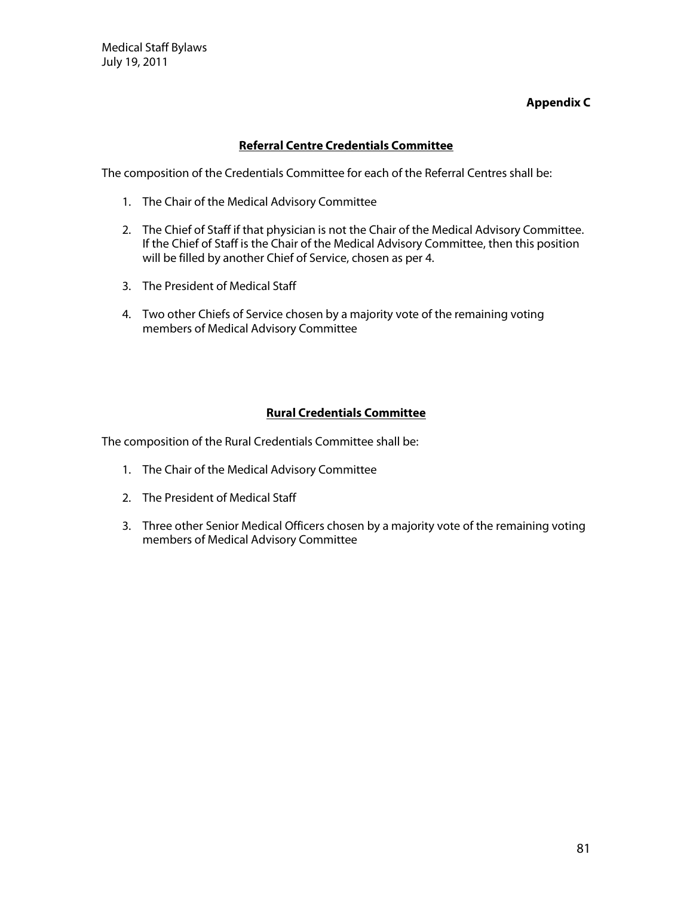**Appendix C**

## Referral Centre Credentials Committee

The composition of the Credentials Committee for each of the Referral Centres shall be:

1. The Chair of the Medical Advisory Committee
2. The Chief of Staff if that physician is not the Chair of the Medical Advisory Committee. If the Chief of Staff is the Chair of the Medical Advisory Committee, then this position will be filled by another Chief of Service, chosen as per 4.
3. The President of Medical Staff
4. Two other Chiefs of Service chosen by a majority vote of the remaining voting members of Medical Advisory Committee

## Rural Credentials Committee

The composition of the Rural Credentials Committee shall be:

1. The Chair of the Medical Advisory Committee
2. The President of Medical Staff
3. Three other Senior Medical Officers chosen by a majority vote of the remaining voting members of Medical Advisory Committee